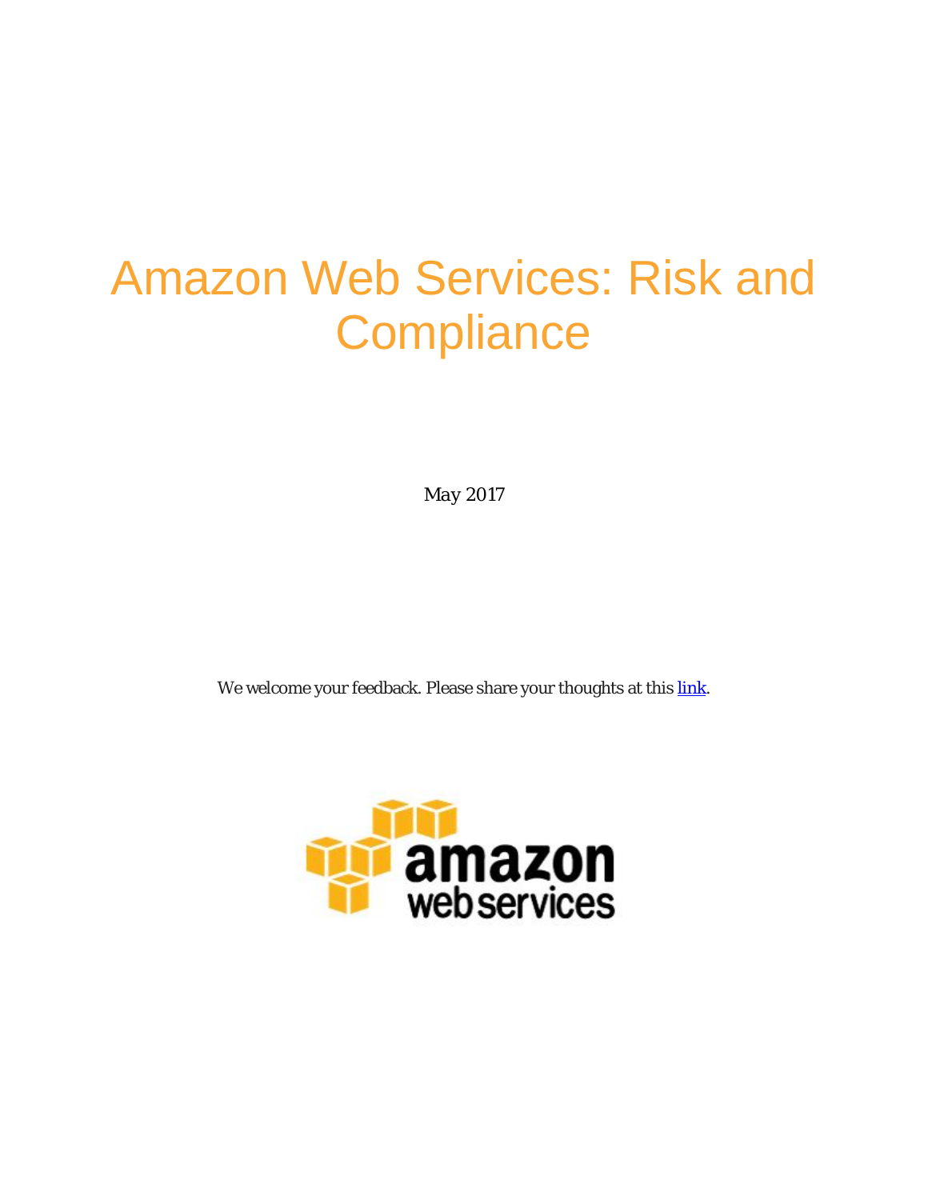# Amazon Web Services: Risk and Compliance

May 2017

We welcome your feedback. Please share your thoughts at this link.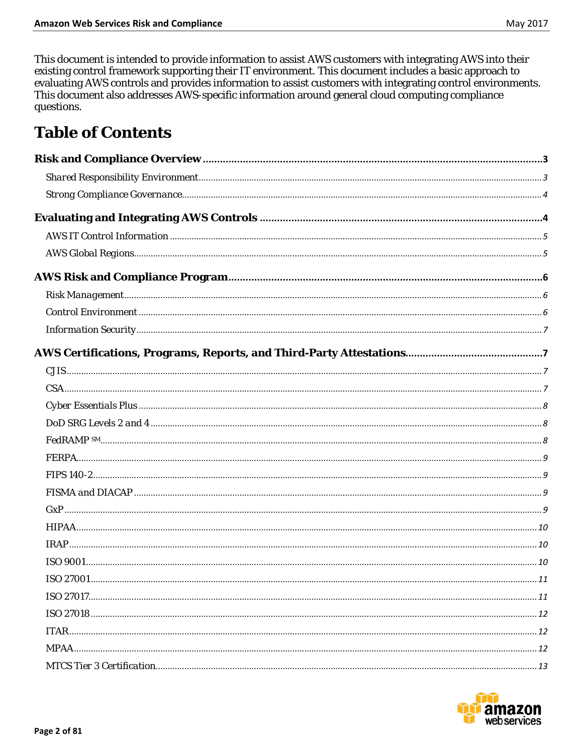This document is intended to provide information to assist AWS customers with integrating AWS into their existing control framework supporting their IT environment. This document includes a basic approach to evaluating AWS controls and provides information to assist customers with integrating control environments. This document also addresses AWS-specific information around general cloud computing compliance questions.

# Table of Contents

**Risk and Compliance Overview** ..... 3

- *Shared Responsibility Environment* ..... 3
- *Strong Compliance Governance* ..... 4

**Evaluating and Integrating AWS Controls** ..... 4

- *AWS IT Control Information* ..... 5
- *AWS Global Regions* ..... 5

**AWS Risk and Compliance Program** ..... 6

- *Risk Management* ..... 6
- *Control Environment* ..... 6
- *Information Security* ..... 7

**AWS Certifications, Programs, Reports, and Third-Party Attestations** ..... 7

- CJIS ..... 7
- CSA ..... 7
- Cyber Essentials Plus ..... 8
- DoD SRG Levels 2 and 4 ..... 8
- FedRAMP SM ..... 8
- FERPA ..... 9
- FIPS 140-2 ..... 9
- FISMA and DIACAP ..... 9
- GxP ..... 9
- HIPAA ..... 10
- IRAP ..... 10
- ISO 9001 ..... 10
- ISO 27001 ..... 11
- ISO 27017 ..... 11
- ISO 27018 ..... 12
- ITAR ..... 12
- MPAA ..... 12
- MTCS Tier 3 Certification ..... 13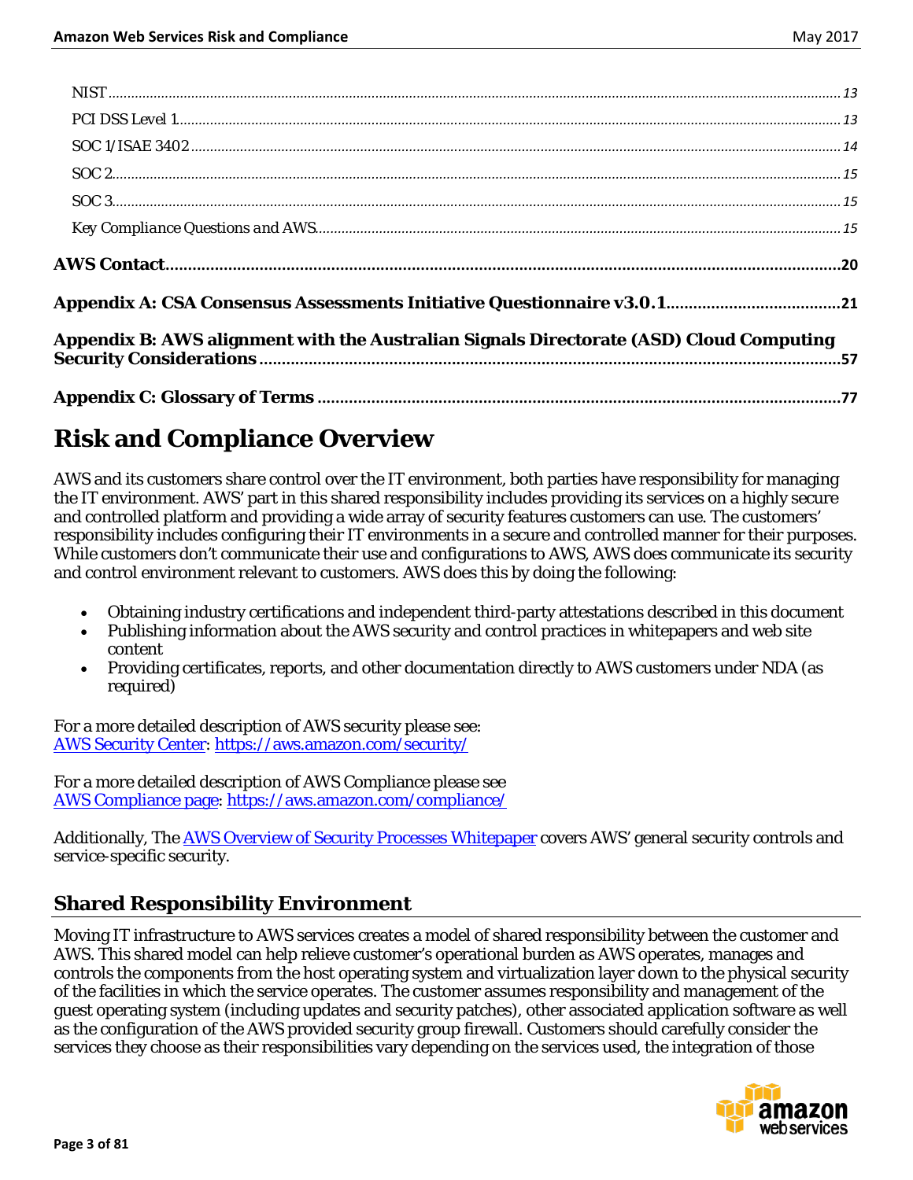NIST ... 13
PCI DSS Level 1 ... 13
SOC 1/ISAE 3402 ... 14
SOC 2 ... 15
SOC 3 ... 15
Key Compliance Questions and AWS ... 15

**AWS Contact ... 20**

**Appendix A: CSA Consensus Assessments Initiative Questionnaire v3.0.1 ... 21**

**Appendix B: AWS alignment with the Australian Signals Directorate (ASD) Cloud Computing Security Considerations ... 57**

**Appendix C: Glossary of Terms ... 77**

# Risk and Compliance Overview

AWS and its customers share control over the IT environment, both parties have responsibility for managing the IT environment. AWS' part in this shared responsibility includes providing its services on a highly secure and controlled platform and providing a wide array of security features customers can use. The customers' responsibility includes configuring their IT environments in a secure and controlled manner for their purposes. While customers don't communicate their use and configurations to AWS, AWS does communicate its security and control environment relevant to customers. AWS does this by doing the following:

- Obtaining industry certifications and independent third-party attestations described in this document
- Publishing information about the AWS security and control practices in whitepapers and web site content
- Providing certificates, reports, and other documentation directly to AWS customers under NDA (as required)

For a more detailed description of AWS security please see:
AWS Security Center: https://aws.amazon.com/security/

For a more detailed description of AWS Compliance please see
AWS Compliance page: https://aws.amazon.com/compliance/

Additionally, The AWS Overview of Security Processes Whitepaper covers AWS' general security controls and service-specific security.

## Shared Responsibility Environment

Moving IT infrastructure to AWS services creates a model of shared responsibility between the customer and AWS. This shared model can help relieve customer's operational burden as AWS operates, manages and controls the components from the host operating system and virtualization layer down to the physical security of the facilities in which the service operates. The customer assumes responsibility and management of the guest operating system (including updates and security patches), other associated application software as well as the configuration of the AWS provided security group firewall. Customers should carefully consider the services they choose as their responsibilities vary depending on the services used, the integration of those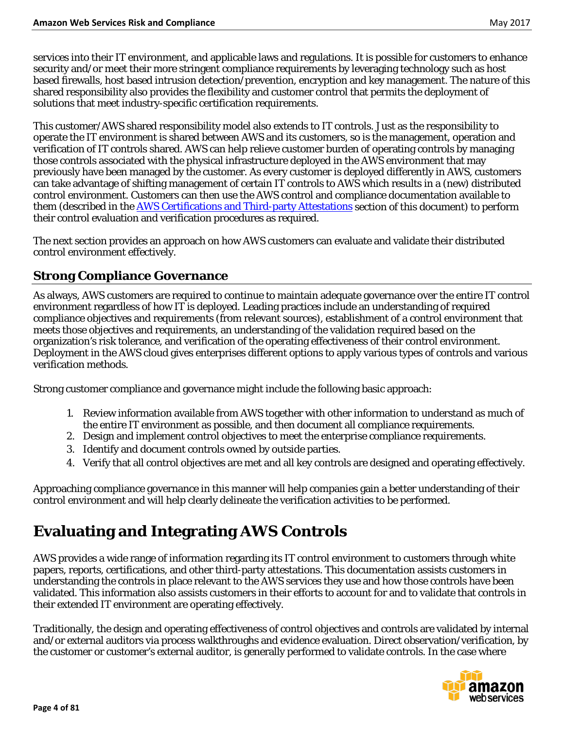services into their IT environment, and applicable laws and regulations. It is possible for customers to enhance security and/or meet their more stringent compliance requirements by leveraging technology such as host based firewalls, host based intrusion detection/prevention, encryption and key management. The nature of this shared responsibility also provides the flexibility and customer control that permits the deployment of solutions that meet industry-specific certification requirements.

This customer/AWS shared responsibility model also extends to IT controls. Just as the responsibility to operate the IT environment is shared between AWS and its customers, so is the management, operation and verification of IT controls shared. AWS can help relieve customer burden of operating controls by managing those controls associated with the physical infrastructure deployed in the AWS environment that may previously have been managed by the customer. As every customer is deployed differently in AWS, customers can take advantage of shifting management of certain IT controls to AWS which results in a (new) distributed control environment. Customers can then use the AWS control and compliance documentation available to them (described in the AWS Certifications and Third-party Attestations section of this document) to perform their control evaluation and verification procedures as required.

The next section provides an approach on how AWS customers can evaluate and validate their distributed control environment effectively.

## Strong Compliance Governance

As always, AWS customers are required to continue to maintain adequate governance over the entire IT control environment regardless of how IT is deployed. Leading practices include an understanding of required compliance objectives and requirements (from relevant sources), establishment of a control environment that meets those objectives and requirements, an understanding of the validation required based on the organization's risk tolerance, and verification of the operating effectiveness of their control environment. Deployment in the AWS cloud gives enterprises different options to apply various types of controls and various verification methods.

Strong customer compliance and governance might include the following basic approach:

1. Review information available from AWS together with other information to understand as much of the entire IT environment as possible, and then document all compliance requirements.
2. Design and implement control objectives to meet the enterprise compliance requirements.
3. Identify and document controls owned by outside parties.
4. Verify that all control objectives are met and all key controls are designed and operating effectively.

Approaching compliance governance in this manner will help companies gain a better understanding of their control environment and will help clearly delineate the verification activities to be performed.

# Evaluating and Integrating AWS Controls

AWS provides a wide range of information regarding its IT control environment to customers through white papers, reports, certifications, and other third-party attestations. This documentation assists customers in understanding the controls in place relevant to the AWS services they use and how those controls have been validated. This information also assists customers in their efforts to account for and to validate that controls in their extended IT environment are operating effectively.

Traditionally, the design and operating effectiveness of control objectives and controls are validated by internal and/or external auditors via process walkthroughs and evidence evaluation. Direct observation/verification, by the customer or customer's external auditor, is generally performed to validate controls. In the case where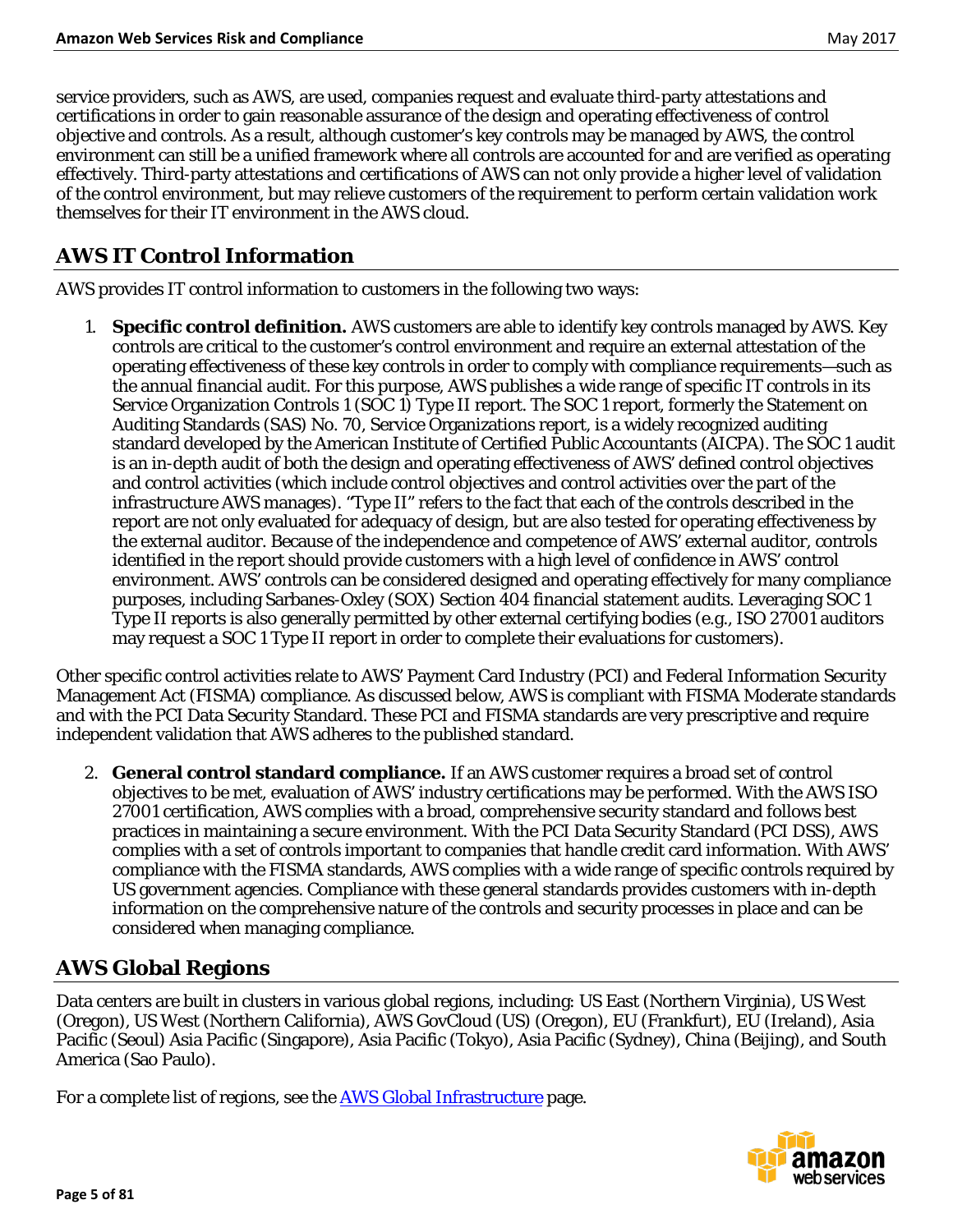service providers, such as AWS, are used, companies request and evaluate third-party attestations and certifications in order to gain reasonable assurance of the design and operating effectiveness of control objective and controls. As a result, although customer's key controls may be managed by AWS, the control environment can still be a unified framework where all controls are accounted for and are verified as operating effectively. Third-party attestations and certifications of AWS can not only provide a higher level of validation of the control environment, but may relieve customers of the requirement to perform certain validation work themselves for their IT environment in the AWS cloud.

## AWS IT Control Information

AWS provides IT control information to customers in the following two ways:

1. **Specific control definition.** AWS customers are able to identify key controls managed by AWS. Key controls are critical to the customer's control environment and require an external attestation of the operating effectiveness of these key controls in order to comply with compliance requirements—such as the annual financial audit. For this purpose, AWS publishes a wide range of specific IT controls in its Service Organization Controls 1 (SOC 1) Type II report. The SOC 1 report, formerly the Statement on Auditing Standards (SAS) No. 70, Service Organizations report, is a widely recognized auditing standard developed by the American Institute of Certified Public Accountants (AICPA). The SOC 1 audit is an in-depth audit of both the design and operating effectiveness of AWS' defined control objectives and control activities (which include control objectives and control activities over the part of the infrastructure AWS manages). "Type II" refers to the fact that each of the controls described in the report are not only evaluated for adequacy of design, but are also tested for operating effectiveness by the external auditor. Because of the independence and competence of AWS' external auditor, controls identified in the report should provide customers with a high level of confidence in AWS' control environment. AWS' controls can be considered designed and operating effectively for many compliance purposes, including Sarbanes-Oxley (SOX) Section 404 financial statement audits. Leveraging SOC 1 Type II reports is also generally permitted by other external certifying bodies (e.g., ISO 27001 auditors may request a SOC 1 Type II report in order to complete their evaluations for customers).

Other specific control activities relate to AWS' Payment Card Industry (PCI) and Federal Information Security Management Act (FISMA) compliance. As discussed below, AWS is compliant with FISMA Moderate standards and with the PCI Data Security Standard. These PCI and FISMA standards are very prescriptive and require independent validation that AWS adheres to the published standard.

2. **General control standard compliance.** If an AWS customer requires a broad set of control objectives to be met, evaluation of AWS' industry certifications may be performed. With the AWS ISO 27001 certification, AWS complies with a broad, comprehensive security standard and follows best practices in maintaining a secure environment. With the PCI Data Security Standard (PCI DSS), AWS complies with a set of controls important to companies that handle credit card information. With AWS' compliance with the FISMA standards, AWS complies with a wide range of specific controls required by US government agencies. Compliance with these general standards provides customers with in-depth information on the comprehensive nature of the controls and security processes in place and can be considered when managing compliance.

## AWS Global Regions

Data centers are built in clusters in various global regions, including: US East (Northern Virginia), US West (Oregon), US West (Northern California), AWS GovCloud (US) (Oregon), EU (Frankfurt), EU (Ireland), Asia Pacific (Seoul) Asia Pacific (Singapore), Asia Pacific (Tokyo), Asia Pacific (Sydney), China (Beijing), and South America (Sao Paulo).

For a complete list of regions, see the AWS Global Infrastructure page.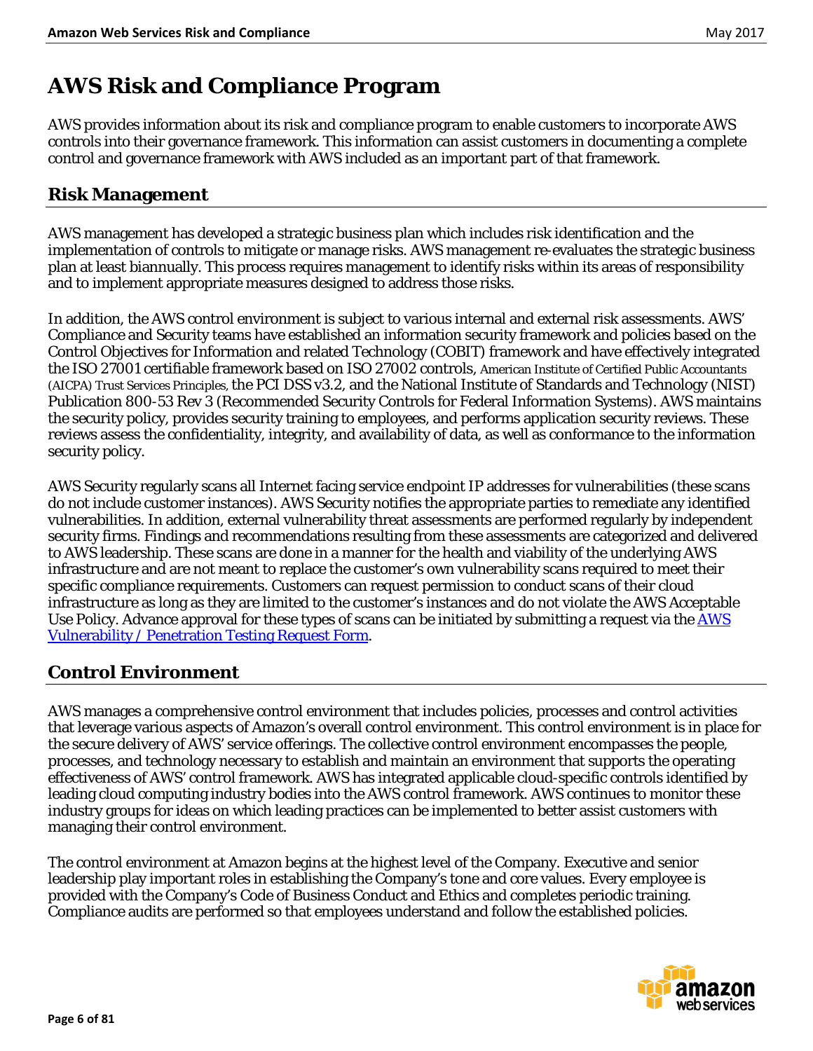# AWS Risk and Compliance Program

AWS provides information about its risk and compliance program to enable customers to incorporate AWS controls into their governance framework. This information can assist customers in documenting a complete control and governance framework with AWS included as an important part of that framework.

## Risk Management

AWS management has developed a strategic business plan which includes risk identification and the implementation of controls to mitigate or manage risks. AWS management re-evaluates the strategic business plan at least biannually. This process requires management to identify risks within its areas of responsibility and to implement appropriate measures designed to address those risks.

In addition, the AWS control environment is subject to various internal and external risk assessments. AWS' Compliance and Security teams have established an information security framework and policies based on the Control Objectives for Information and related Technology (COBIT) framework and have effectively integrated the ISO 27001 certifiable framework based on ISO 27002 controls, American Institute of Certified Public Accountants (AICPA) Trust Services Principles, the PCI DSS v3.2, and the National Institute of Standards and Technology (NIST) Publication 800-53 Rev 3 (Recommended Security Controls for Federal Information Systems). AWS maintains the security policy, provides security training to employees, and performs application security reviews. These reviews assess the confidentiality, integrity, and availability of data, as well as conformance to the information security policy.

AWS Security regularly scans all Internet facing service endpoint IP addresses for vulnerabilities (these scans do not include customer instances). AWS Security notifies the appropriate parties to remediate any identified vulnerabilities. In addition, external vulnerability threat assessments are performed regularly by independent security firms. Findings and recommendations resulting from these assessments are categorized and delivered to AWS leadership. These scans are done in a manner for the health and viability of the underlying AWS infrastructure and are not meant to replace the customer's own vulnerability scans required to meet their specific compliance requirements. Customers can request permission to conduct scans of their cloud infrastructure as long as they are limited to the customer's instances and do not violate the AWS Acceptable Use Policy. Advance approval for these types of scans can be initiated by submitting a request via the AWS Vulnerability / Penetration Testing Request Form.

## Control Environment

AWS manages a comprehensive control environment that includes policies, processes and control activities that leverage various aspects of Amazon's overall control environment. This control environment is in place for the secure delivery of AWS' service offerings. The collective control environment encompasses the people, processes, and technology necessary to establish and maintain an environment that supports the operating effectiveness of AWS' control framework. AWS has integrated applicable cloud-specific controls identified by leading cloud computing industry bodies into the AWS control framework. AWS continues to monitor these industry groups for ideas on which leading practices can be implemented to better assist customers with managing their control environment.

The control environment at Amazon begins at the highest level of the Company. Executive and senior leadership play important roles in establishing the Company's tone and core values. Every employee is provided with the Company's Code of Business Conduct and Ethics and completes periodic training. Compliance audits are performed so that employees understand and follow the established policies.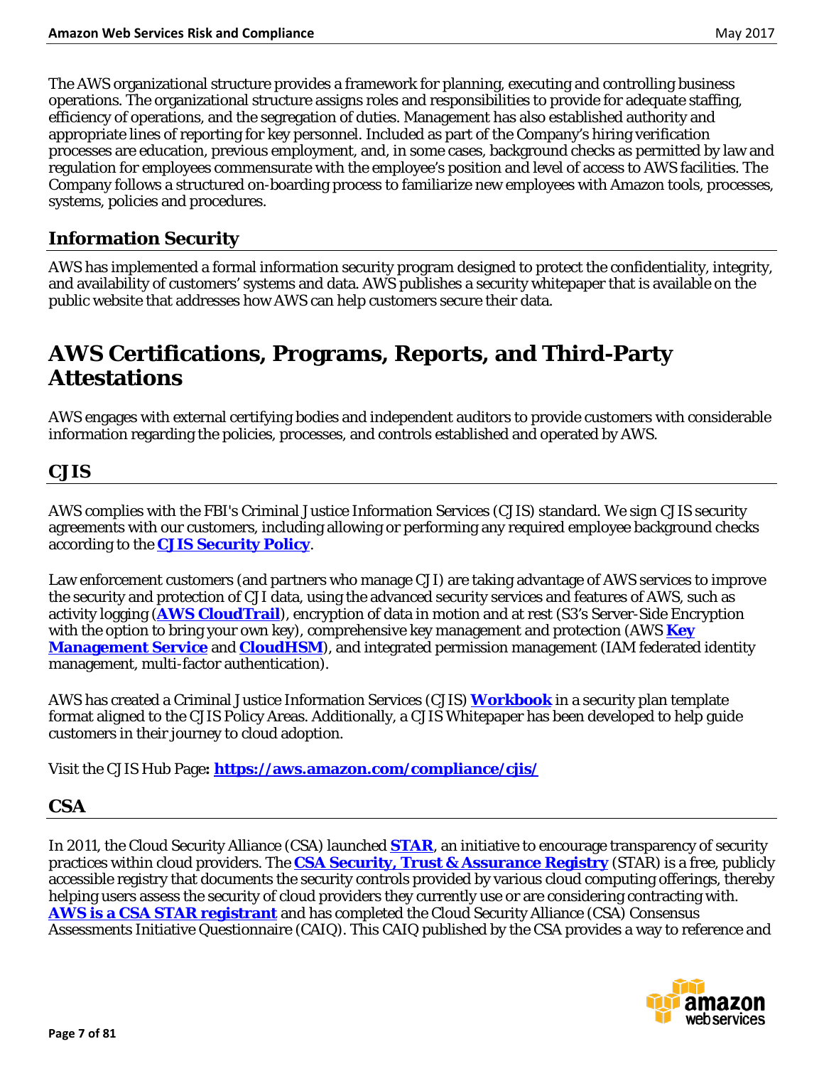The AWS organizational structure provides a framework for planning, executing and controlling business operations. The organizational structure assigns roles and responsibilities to provide for adequate staffing, efficiency of operations, and the segregation of duties. Management has also established authority and appropriate lines of reporting for key personnel. Included as part of the Company's hiring verification processes are education, previous employment, and, in some cases, background checks as permitted by law and regulation for employees commensurate with the employee's position and level of access to AWS facilities. The Company follows a structured on-boarding process to familiarize new employees with Amazon tools, processes, systems, policies and procedures.

## Information Security

AWS has implemented a formal information security program designed to protect the confidentiality, integrity, and availability of customers' systems and data. AWS publishes a security whitepaper that is available on the public website that addresses how AWS can help customers secure their data.

# AWS Certifications, Programs, Reports, and Third-Party Attestations

AWS engages with external certifying bodies and independent auditors to provide customers with considerable information regarding the policies, processes, and controls established and operated by AWS.

## CJIS

AWS complies with the FBI's Criminal Justice Information Services (CJIS) standard. We sign CJIS security agreements with our customers, including allowing or performing any required employee background checks according to the **CJIS Security Policy**.

Law enforcement customers (and partners who manage CJI) are taking advantage of AWS services to improve the security and protection of CJI data, using the advanced security services and features of AWS, such as activity logging (**AWS CloudTrail**), encryption of data in motion and at rest (S3's Server-Side Encryption with the option to bring your own key), comprehensive key management and protection (AWS **Key Management Service** and **CloudHSM**), and integrated permission management (IAM federated identity management, multi-factor authentication).

AWS has created a Criminal Justice Information Services (CJIS) **Workbook** in a security plan template format aligned to the CJIS Policy Areas. Additionally, a CJIS Whitepaper has been developed to help guide customers in their journey to cloud adoption.

Visit the CJIS Hub Page**:** **https://aws.amazon.com/compliance/cjis/**

## CSA

In 2011, the Cloud Security Alliance (CSA) launched **STAR**, an initiative to encourage transparency of security practices within cloud providers. The **CSA Security, Trust & Assurance Registry** (STAR) is a free, publicly accessible registry that documents the security controls provided by various cloud computing offerings, thereby helping users assess the security of cloud providers they currently use or are considering contracting with. **AWS is a CSA STAR registrant** and has completed the Cloud Security Alliance (CSA) Consensus Assessments Initiative Questionnaire (CAIQ). This CAIQ published by the CSA provides a way to reference and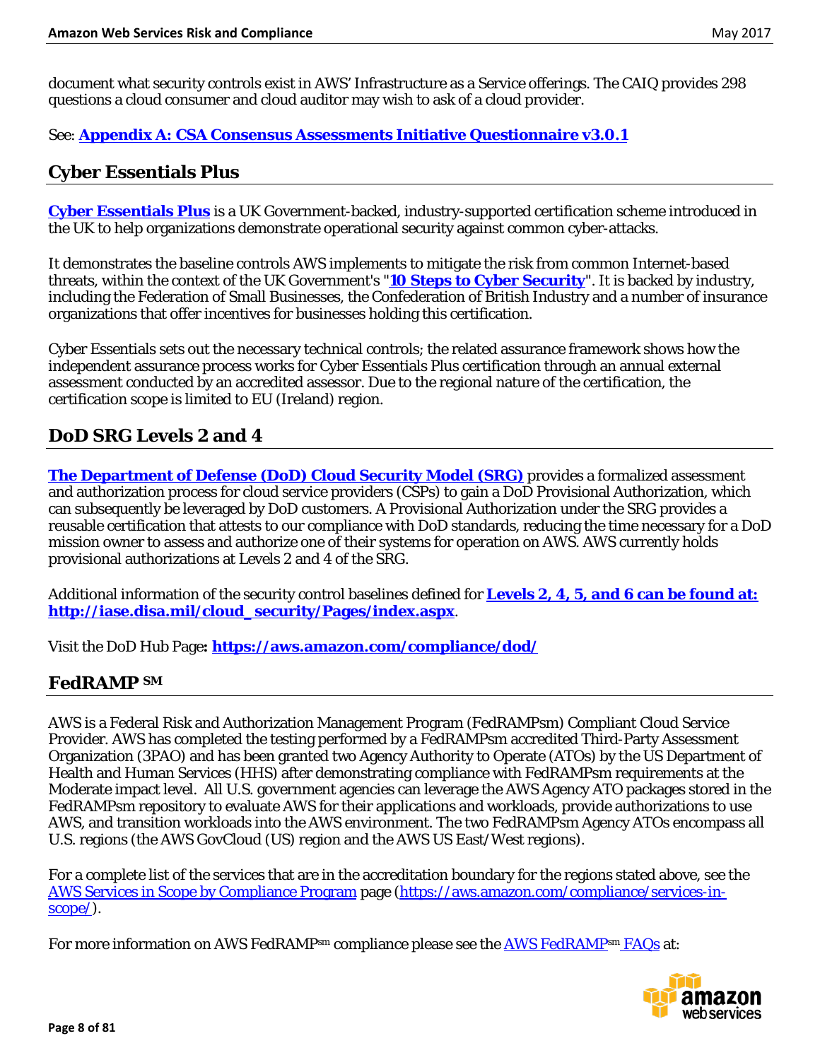document what security controls exist in AWS' Infrastructure as a Service offerings. The CAIQ provides 298 questions a cloud consumer and cloud auditor may wish to ask of a cloud provider.

See: **Appendix A: CSA Consensus Assessments Initiative Questionnaire v3.0.1**

## Cyber Essentials Plus

**Cyber Essentials Plus** is a UK Government-backed, industry-supported certification scheme introduced in the UK to help organizations demonstrate operational security against common cyber-attacks.

It demonstrates the baseline controls AWS implements to mitigate the risk from common Internet-based threats, within the context of the UK Government's "**10 Steps to Cyber Security**". It is backed by industry, including the Federation of Small Businesses, the Confederation of British Industry and a number of insurance organizations that offer incentives for businesses holding this certification.

Cyber Essentials sets out the necessary technical controls; the related assurance framework shows how the independent assurance process works for Cyber Essentials Plus certification through an annual external assessment conducted by an accredited assessor. Due to the regional nature of the certification, the certification scope is limited to EU (Ireland) region.

## DoD SRG Levels 2 and 4

**The Department of Defense (DoD) Cloud Security Model (SRG)** provides a formalized assessment and authorization process for cloud service providers (CSPs) to gain a DoD Provisional Authorization, which can subsequently be leveraged by DoD customers. A Provisional Authorization under the SRG provides a reusable certification that attests to our compliance with DoD standards, reducing the time necessary for a DoD mission owner to assess and authorize one of their systems for operation on AWS. AWS currently holds provisional authorizations at Levels 2 and 4 of the SRG.

Additional information of the security control baselines defined for **Levels 2, 4, 5, and 6 can be found at: http://iase.disa.mil/cloud_security/Pages/index.aspx**.

Visit the DoD Hub Page**: https://aws.amazon.com/compliance/dod/**

## FedRAMP SM

AWS is a Federal Risk and Authorization Management Program (FedRAMPsm) Compliant Cloud Service Provider. AWS has completed the testing performed by a FedRAMPsm accredited Third-Party Assessment Organization (3PAO) and has been granted two Agency Authority to Operate (ATOs) by the US Department of Health and Human Services (HHS) after demonstrating compliance with FedRAMPsm requirements at the Moderate impact level. All U.S. government agencies can leverage the AWS Agency ATO packages stored in the FedRAMPsm repository to evaluate AWS for their applications and workloads, provide authorizations to use AWS, and transition workloads into the AWS environment. The two FedRAMPsm Agency ATOs encompass all U.S. regions (the AWS GovCloud (US) region and the AWS US East/West regions).

For a complete list of the services that are in the accreditation boundary for the regions stated above, see the AWS Services in Scope by Compliance Program page (https://aws.amazon.com/compliance/services-in-scope/).

For more information on AWS FedRAMPsm compliance please see the AWS FedRAMPsm FAQs at: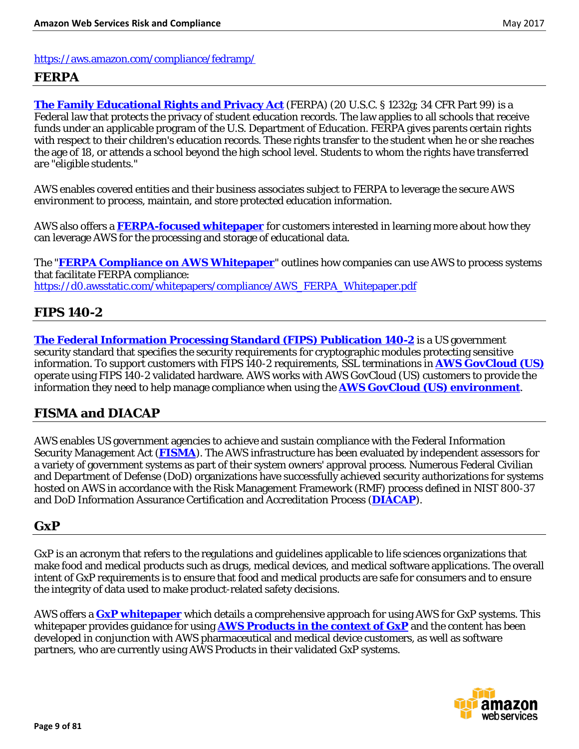https://aws.amazon.com/compliance/fedramp/

## FERPA

**The Family Educational Rights and Privacy Act** (FERPA) (20 U.S.C. § 1232g; 34 CFR Part 99) is a Federal law that protects the privacy of student education records. The law applies to all schools that receive funds under an applicable program of the U.S. Department of Education. FERPA gives parents certain rights with respect to their children's education records. These rights transfer to the student when he or she reaches the age of 18, or attends a school beyond the high school level. Students to whom the rights have transferred are "eligible students."

AWS enables covered entities and their business associates subject to FERPA to leverage the secure AWS environment to process, maintain, and store protected education information.

AWS also offers a **FERPA-focused whitepaper** for customers interested in learning more about how they can leverage AWS for the processing and storage of educational data.

The "**FERPA Compliance on AWS Whitepaper**" outlines how companies can use AWS to process systems that facilitate FERPA compliance:
https://d0.awsstatic.com/whitepapers/compliance/AWS_FERPA_Whitepaper.pdf

## FIPS 140-2

**The Federal Information Processing Standard (FIPS) Publication 140-2** is a US government security standard that specifies the security requirements for cryptographic modules protecting sensitive information. To support customers with FIPS 140-2 requirements, SSL terminations in **AWS GovCloud (US)** operate using FIPS 140-2 validated hardware. AWS works with AWS GovCloud (US) customers to provide the information they need to help manage compliance when using the **AWS GovCloud (US) environment**.

## FISMA and DIACAP

AWS enables US government agencies to achieve and sustain compliance with the Federal Information Security Management Act (**FISMA**). The AWS infrastructure has been evaluated by independent assessors for a variety of government systems as part of their system owners' approval process. Numerous Federal Civilian and Department of Defense (DoD) organizations have successfully achieved security authorizations for systems hosted on AWS in accordance with the Risk Management Framework (RMF) process defined in NIST 800-37 and DoD Information Assurance Certification and Accreditation Process (**DIACAP**).

## GxP

GxP is an acronym that refers to the regulations and guidelines applicable to life sciences organizations that make food and medical products such as drugs, medical devices, and medical software applications. The overall intent of GxP requirements is to ensure that food and medical products are safe for consumers and to ensure the integrity of data used to make product-related safety decisions.

AWS offers a **GxP whitepaper** which details a comprehensive approach for using AWS for GxP systems. This whitepaper provides guidance for using **AWS Products in the context of GxP** and the content has been developed in conjunction with AWS pharmaceutical and medical device customers, as well as software partners, who are currently using AWS Products in their validated GxP systems.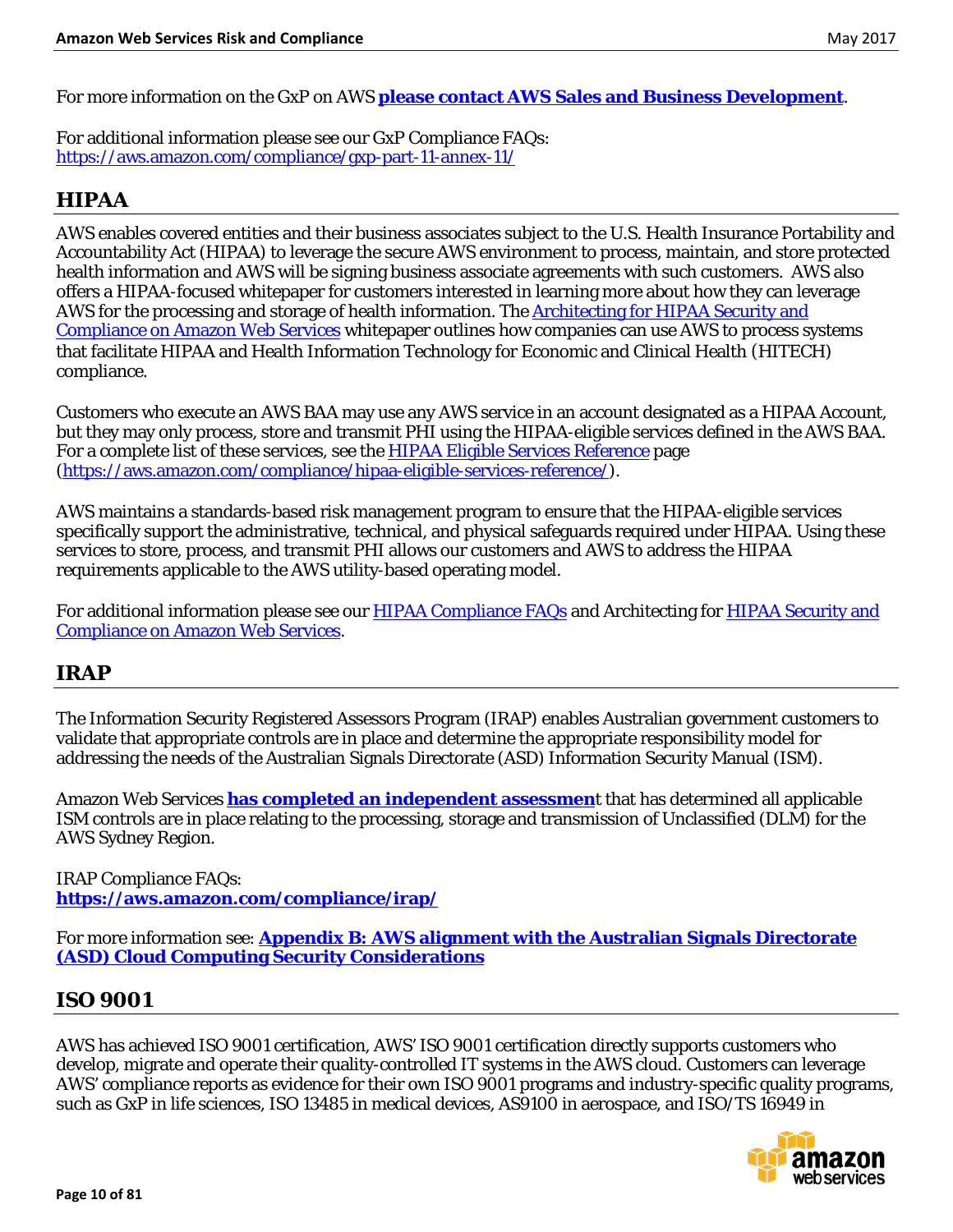For more information on the GxP on AWS **please contact AWS Sales and Business Development**.

For additional information please see our GxP Compliance FAQs:
https://aws.amazon.com/compliance/gxp-part-11-annex-11/

## HIPAA

AWS enables covered entities and their business associates subject to the U.S. Health Insurance Portability and Accountability Act (HIPAA) to leverage the secure AWS environment to process, maintain, and store protected health information and AWS will be signing business associate agreements with such customers. AWS also offers a HIPAA-focused whitepaper for customers interested in learning more about how they can leverage AWS for the processing and storage of health information. The Architecting for HIPAA Security and Compliance on Amazon Web Services whitepaper outlines how companies can use AWS to process systems that facilitate HIPAA and Health Information Technology for Economic and Clinical Health (HITECH) compliance.

Customers who execute an AWS BAA may use any AWS service in an account designated as a HIPAA Account, but they may only process, store and transmit PHI using the HIPAA-eligible services defined in the AWS BAA. For a complete list of these services, see the HIPAA Eligible Services Reference page (https://aws.amazon.com/compliance/hipaa-eligible-services-reference/).

AWS maintains a standards-based risk management program to ensure that the HIPAA-eligible services specifically support the administrative, technical, and physical safeguards required under HIPAA. Using these services to store, process, and transmit PHI allows our customers and AWS to address the HIPAA requirements applicable to the AWS utility-based operating model.

For additional information please see our HIPAA Compliance FAQs and Architecting for HIPAA Security and Compliance on Amazon Web Services.

## IRAP

The Information Security Registered Assessors Program (IRAP) enables Australian government customers to validate that appropriate controls are in place and determine the appropriate responsibility model for addressing the needs of the Australian Signals Directorate (ASD) Information Security Manual (ISM).

Amazon Web Services **has completed an independent assessment** that has determined all applicable ISM controls are in place relating to the processing, storage and transmission of Unclassified (DLM) for the AWS Sydney Region.

IRAP Compliance FAQs:
**https://aws.amazon.com/compliance/irap/**

For more information see: **Appendix B: AWS alignment with the Australian Signals Directorate (ASD) Cloud Computing Security Considerations**

## ISO 9001

AWS has achieved ISO 9001 certification, AWS' ISO 9001 certification directly supports customers who develop, migrate and operate their quality-controlled IT systems in the AWS cloud. Customers can leverage AWS' compliance reports as evidence for their own ISO 9001 programs and industry-specific quality programs, such as GxP in life sciences, ISO 13485 in medical devices, AS9100 in aerospace, and ISO/TS 16949 in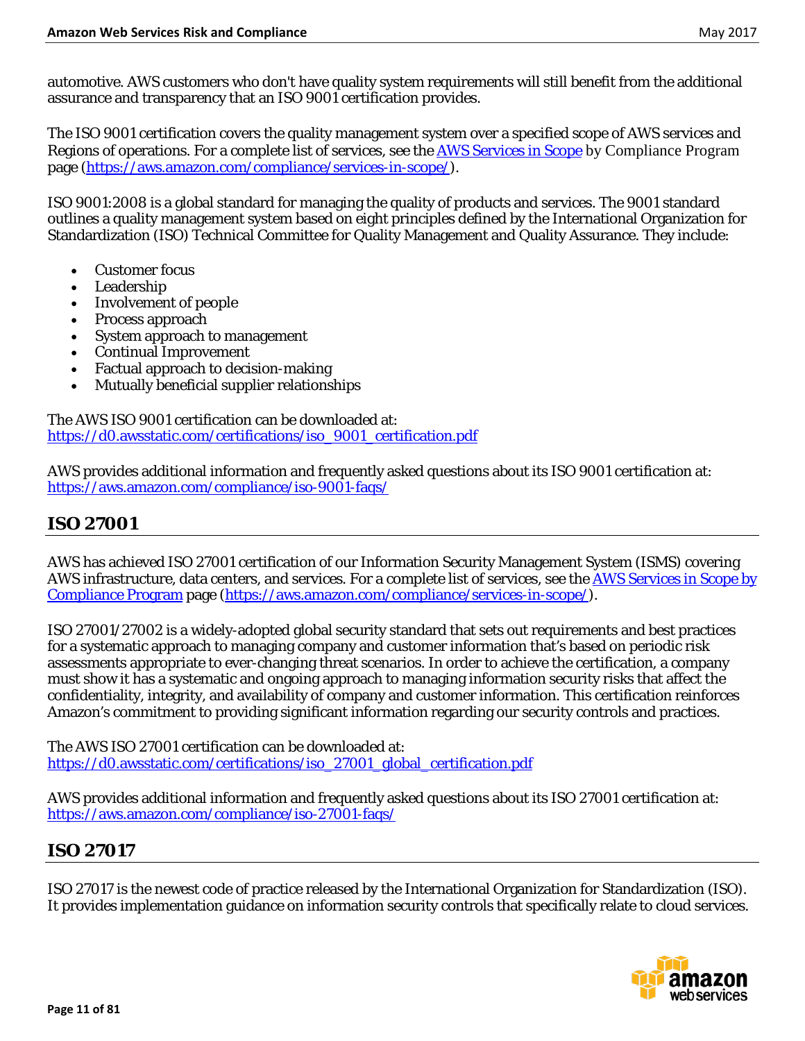automotive. AWS customers who don't have quality system requirements will still benefit from the additional assurance and transparency that an ISO 9001 certification provides.

The ISO 9001 certification covers the quality management system over a specified scope of AWS services and Regions of operations. For a complete list of services, see the [AWS Services in Scope](https://aws.amazon.com/compliance/services-in-scope/) by Compliance Program page (https://aws.amazon.com/compliance/services-in-scope/).

ISO 9001:2008 is a global standard for managing the quality of products and services. The 9001 standard outlines a quality management system based on eight principles defined by the International Organization for Standardization (ISO) Technical Committee for Quality Management and Quality Assurance. They include:

- Customer focus
- Leadership
- Involvement of people
- Process approach
- System approach to management
- Continual Improvement
- Factual approach to decision-making
- Mutually beneficial supplier relationships

The AWS ISO 9001 certification can be downloaded at:
https://d0.awsstatic.com/certifications/iso_9001_certification.pdf

AWS provides additional information and frequently asked questions about its ISO 9001 certification at:
https://aws.amazon.com/compliance/iso-9001-faqs/

## ISO 27001

AWS has achieved ISO 27001 certification of our Information Security Management System (ISMS) covering AWS infrastructure, data centers, and services. For a complete list of services, see the [AWS Services in Scope by Compliance Program](https://aws.amazon.com/compliance/services-in-scope/) page (https://aws.amazon.com/compliance/services-in-scope/).

ISO 27001/27002 is a widely-adopted global security standard that sets out requirements and best practices for a systematic approach to managing company and customer information that's based on periodic risk assessments appropriate to ever-changing threat scenarios. In order to achieve the certification, a company must show it has a systematic and ongoing approach to managing information security risks that affect the confidentiality, integrity, and availability of company and customer information. This certification reinforces Amazon's commitment to providing significant information regarding our security controls and practices.

The AWS ISO 27001 certification can be downloaded at:
https://d0.awsstatic.com/certifications/iso_27001_global_certification.pdf

AWS provides additional information and frequently asked questions about its ISO 27001 certification at:
https://aws.amazon.com/compliance/iso-27001-faqs/

## ISO 27017

ISO 27017 is the newest code of practice released by the International Organization for Standardization (ISO). It provides implementation guidance on information security controls that specifically relate to cloud services.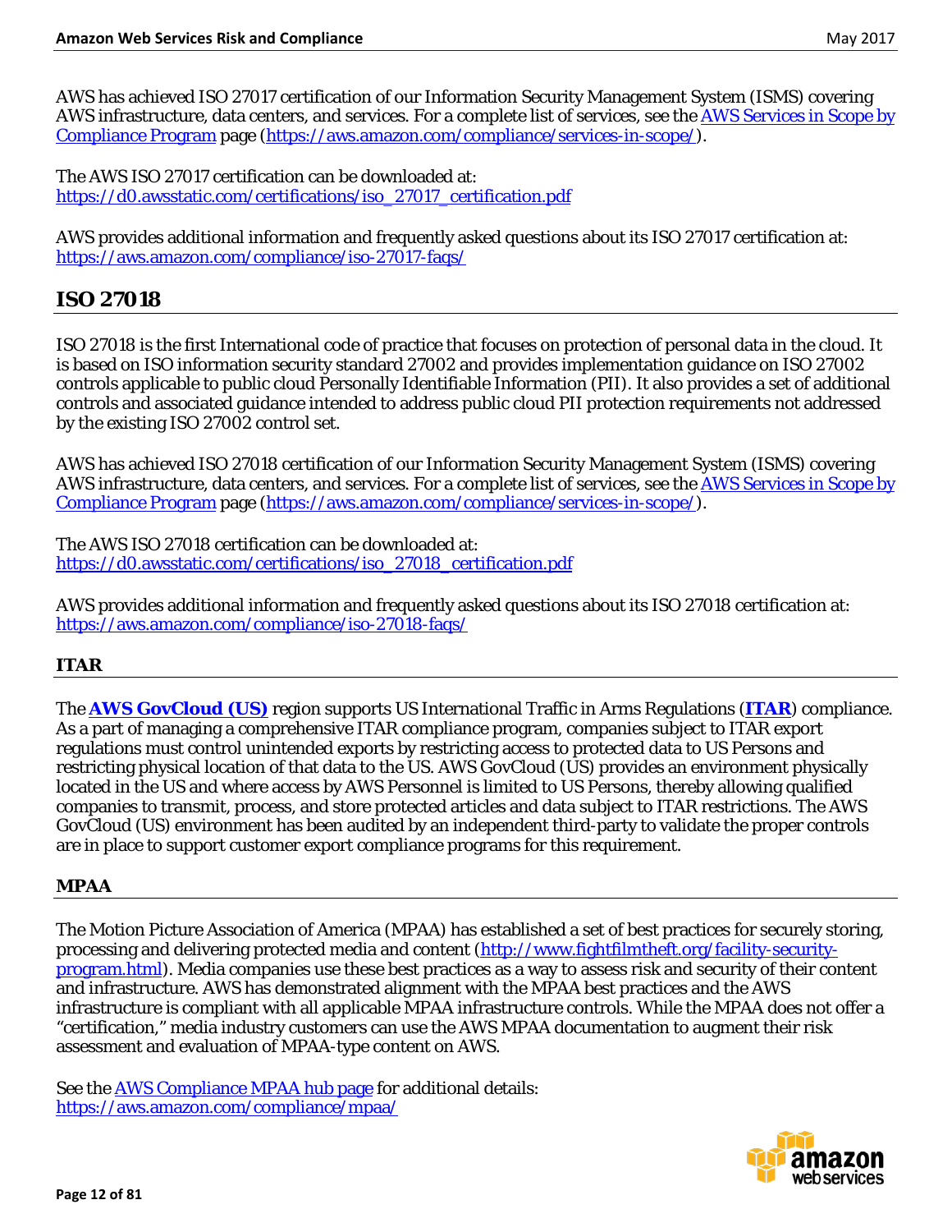AWS has achieved ISO 27017 certification of our Information Security Management System (ISMS) covering AWS infrastructure, data centers, and services. For a complete list of services, see the [AWS Services in Scope by Compliance Program](https://aws.amazon.com/compliance/services-in-scope/) page (https://aws.amazon.com/compliance/services-in-scope/).

The AWS ISO 27017 certification can be downloaded at:
https://d0.awsstatic.com/certifications/iso_27017_certification.pdf

AWS provides additional information and frequently asked questions about its ISO 27017 certification at:
https://aws.amazon.com/compliance/iso-27017-faqs/

## ISO 27018

ISO 27018 is the first International code of practice that focuses on protection of personal data in the cloud. It is based on ISO information security standard 27002 and provides implementation guidance on ISO 27002 controls applicable to public cloud Personally Identifiable Information (PII). It also provides a set of additional controls and associated guidance intended to address public cloud PII protection requirements not addressed by the existing ISO 27002 control set.

AWS has achieved ISO 27018 certification of our Information Security Management System (ISMS) covering AWS infrastructure, data centers, and services. For a complete list of services, see the [AWS Services in Scope by Compliance Program](https://aws.amazon.com/compliance/services-in-scope/) page (https://aws.amazon.com/compliance/services-in-scope/).

The AWS ISO 27018 certification can be downloaded at:
https://d0.awsstatic.com/certifications/iso_27018_certification.pdf

AWS provides additional information and frequently asked questions about its ISO 27018 certification at:
https://aws.amazon.com/compliance/iso-27018-faqs/

### ITAR

The **AWS GovCloud (US)** region supports US International Traffic in Arms Regulations (**ITAR**) compliance. As a part of managing a comprehensive ITAR compliance program, companies subject to ITAR export regulations must control unintended exports by restricting access to protected data to US Persons and restricting physical location of that data to the US. AWS GovCloud (US) provides an environment physically located in the US and where access by AWS Personnel is limited to US Persons, thereby allowing qualified companies to transmit, process, and store protected articles and data subject to ITAR restrictions. The AWS GovCloud (US) environment has been audited by an independent third-party to validate the proper controls are in place to support customer export compliance programs for this requirement.

### MPAA

The Motion Picture Association of America (MPAA) has established a set of best practices for securely storing, processing and delivering protected media and content (http://www.fightfilmtheft.org/facility-security-program.html). Media companies use these best practices as a way to assess risk and security of their content and infrastructure. AWS has demonstrated alignment with the MPAA best practices and the AWS infrastructure is compliant with all applicable MPAA infrastructure controls. While the MPAA does not offer a "certification," media industry customers can use the AWS MPAA documentation to augment their risk assessment and evaluation of MPAA-type content on AWS.

See the [AWS Compliance MPAA hub page](https://aws.amazon.com/compliance/mpaa/) for additional details:
https://aws.amazon.com/compliance/mpaa/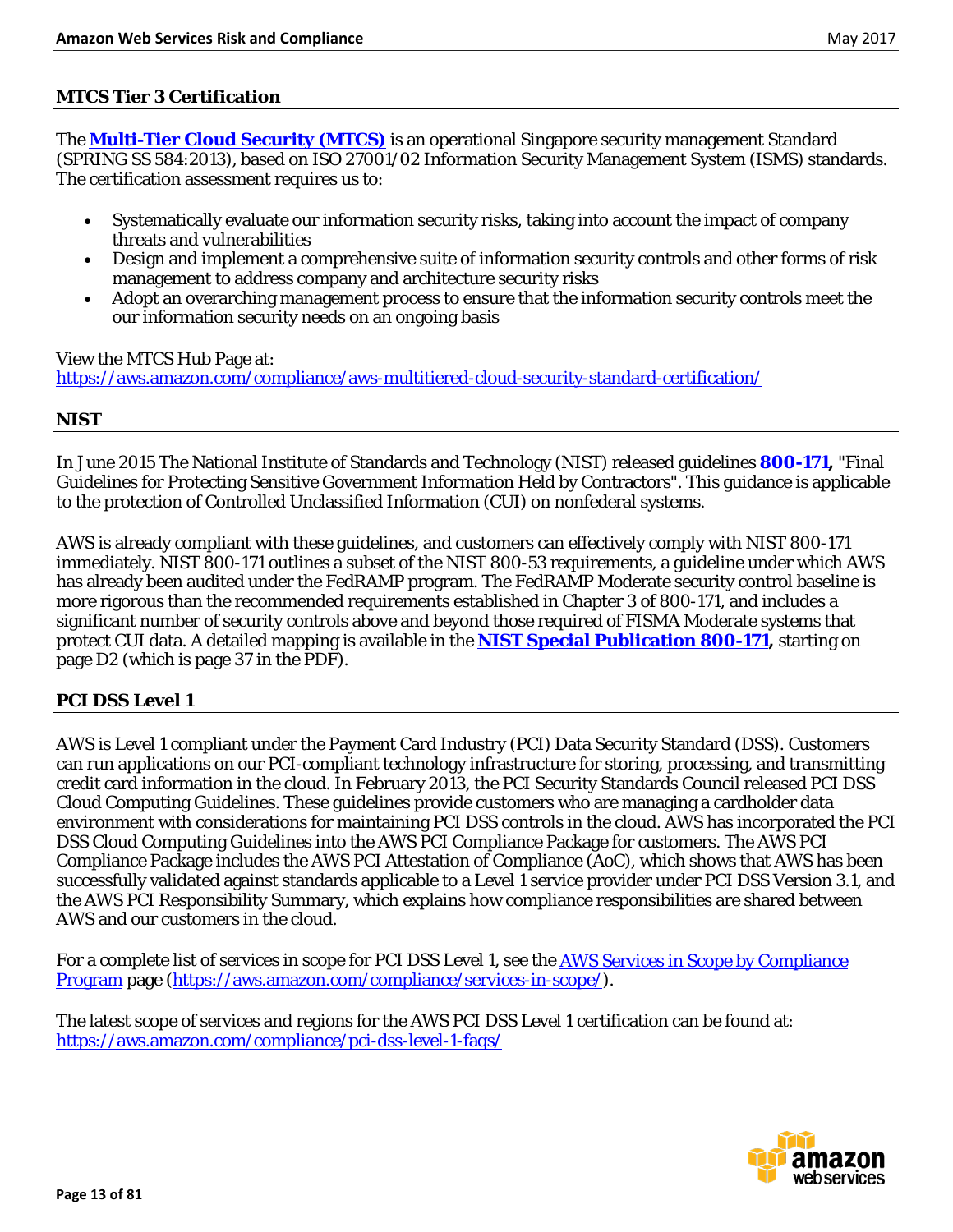## MTCS Tier 3 Certification

The **Multi-Tier Cloud Security (MTCS)** is an operational Singapore security management Standard (SPRING SS 584:2013), based on ISO 27001/02 Information Security Management System (ISMS) standards. The certification assessment requires us to:

- Systematically evaluate our information security risks, taking into account the impact of company threats and vulnerabilities
- Design and implement a comprehensive suite of information security controls and other forms of risk management to address company and architecture security risks
- Adopt an overarching management process to ensure that the information security controls meet the our information security needs on an ongoing basis

View the MTCS Hub Page at:
https://aws.amazon.com/compliance/aws-multitiered-cloud-security-standard-certification/

## NIST

In June 2015 The National Institute of Standards and Technology (NIST) released guidelines **800-171**, "Final Guidelines for Protecting Sensitive Government Information Held by Contractors". This guidance is applicable to the protection of Controlled Unclassified Information (CUI) on nonfederal systems.

AWS is already compliant with these guidelines, and customers can effectively comply with NIST 800-171 immediately. NIST 800-171 outlines a subset of the NIST 800-53 requirements, a guideline under which AWS has already been audited under the FedRAMP program. The FedRAMP Moderate security control baseline is more rigorous than the recommended requirements established in Chapter 3 of 800-171, and includes a significant number of security controls above and beyond those required of FISMA Moderate systems that protect CUI data. A detailed mapping is available in the **NIST Special Publication 800-171**, starting on page D2 (which is page 37 in the PDF).

## PCI DSS Level 1

AWS is Level 1 compliant under the Payment Card Industry (PCI) Data Security Standard (DSS). Customers can run applications on our PCI-compliant technology infrastructure for storing, processing, and transmitting credit card information in the cloud. In February 2013, the PCI Security Standards Council released PCI DSS Cloud Computing Guidelines. These guidelines provide customers who are managing a cardholder data environment with considerations for maintaining PCI DSS controls in the cloud. AWS has incorporated the PCI DSS Cloud Computing Guidelines into the AWS PCI Compliance Package for customers. The AWS PCI Compliance Package includes the AWS PCI Attestation of Compliance (AoC), which shows that AWS has been successfully validated against standards applicable to a Level 1 service provider under PCI DSS Version 3.1, and the AWS PCI Responsibility Summary, which explains how compliance responsibilities are shared between AWS and our customers in the cloud.

For a complete list of services in scope for PCI DSS Level 1, see the AWS Services in Scope by Compliance Program page (https://aws.amazon.com/compliance/services-in-scope/).

The latest scope of services and regions for the AWS PCI DSS Level 1 certification can be found at:
https://aws.amazon.com/compliance/pci-dss-level-1-faqs/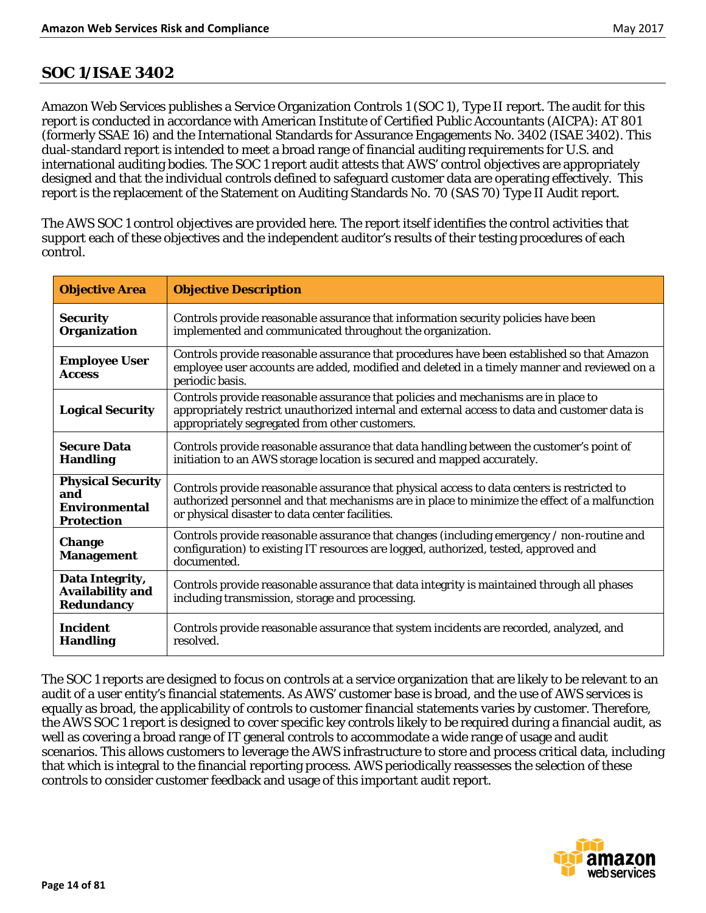## SOC 1/ISAE 3402

Amazon Web Services publishes a Service Organization Controls 1 (SOC 1), Type II report. The audit for this report is conducted in accordance with American Institute of Certified Public Accountants (AICPA): AT 801 (formerly SSAE 16) and the International Standards for Assurance Engagements No. 3402 (ISAE 3402). This dual-standard report is intended to meet a broad range of financial auditing requirements for U.S. and international auditing bodies. The SOC 1 report audit attests that AWS' control objectives are appropriately designed and that the individual controls defined to safeguard customer data are operating effectively. This report is the replacement of the Statement on Auditing Standards No. 70 (SAS 70) Type II Audit report.

The AWS SOC 1 control objectives are provided here. The report itself identifies the control activities that support each of these objectives and the independent auditor's results of their testing procedures of each control.

| Objective Area | Objective Description |
|---|---|
| **Security Organization** | Controls provide reasonable assurance that information security policies have been implemented and communicated throughout the organization. |
| **Employee User Access** | Controls provide reasonable assurance that procedures have been established so that Amazon employee user accounts are added, modified and deleted in a timely manner and reviewed on a periodic basis. |
| **Logical Security** | Controls provide reasonable assurance that policies and mechanisms are in place to appropriately restrict unauthorized internal and external access to data and customer data is appropriately segregated from other customers. |
| **Secure Data Handling** | Controls provide reasonable assurance that data handling between the customer's point of initiation to an AWS storage location is secured and mapped accurately. |
| **Physical Security and Environmental Protection** | Controls provide reasonable assurance that physical access to data centers is restricted to authorized personnel and that mechanisms are in place to minimize the effect of a malfunction or physical disaster to data center facilities. |
| **Change Management** | Controls provide reasonable assurance that changes (including emergency / non-routine and configuration) to existing IT resources are logged, authorized, tested, approved and documented. |
| **Data Integrity, Availability and Redundancy** | Controls provide reasonable assurance that data integrity is maintained through all phases including transmission, storage and processing. |
| **Incident Handling** | Controls provide reasonable assurance that system incidents are recorded, analyzed, and resolved. |

The SOC 1 reports are designed to focus on controls at a service organization that are likely to be relevant to an audit of a user entity's financial statements. As AWS' customer base is broad, and the use of AWS services is equally as broad, the applicability of controls to customer financial statements varies by customer. Therefore, the AWS SOC 1 report is designed to cover specific key controls likely to be required during a financial audit, as well as covering a broad range of IT general controls to accommodate a wide range of usage and audit scenarios. This allows customers to leverage the AWS infrastructure to store and process critical data, including that which is integral to the financial reporting process. AWS periodically reassesses the selection of these controls to consider customer feedback and usage of this important audit report.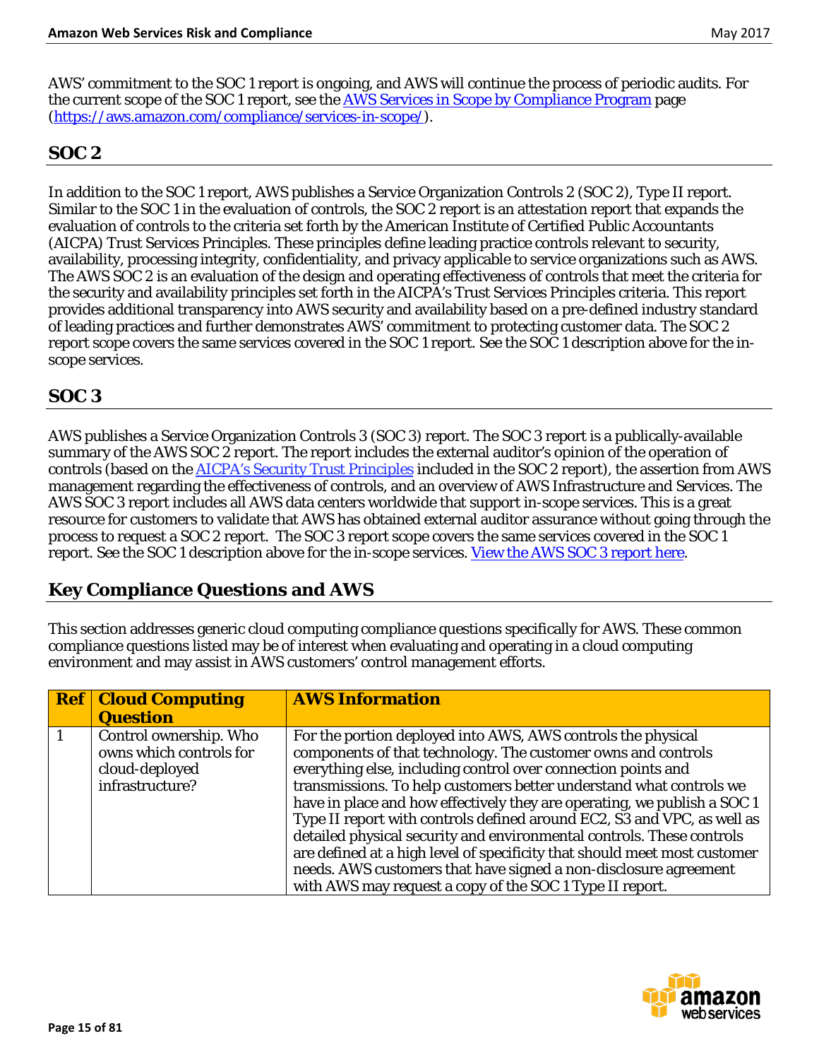AWS' commitment to the SOC 1 report is ongoing, and AWS will continue the process of periodic audits. For the current scope of the SOC 1 report, see the AWS Services in Scope by Compliance Program page (https://aws.amazon.com/compliance/services-in-scope/).

## SOC 2

In addition to the SOC 1 report, AWS publishes a Service Organization Controls 2 (SOC 2), Type II report. Similar to the SOC 1 in the evaluation of controls, the SOC 2 report is an attestation report that expands the evaluation of controls to the criteria set forth by the American Institute of Certified Public Accountants (AICPA) Trust Services Principles. These principles define leading practice controls relevant to security, availability, processing integrity, confidentiality, and privacy applicable to service organizations such as AWS. The AWS SOC 2 is an evaluation of the design and operating effectiveness of controls that meet the criteria for the security and availability principles set forth in the AICPA's Trust Services Principles criteria. This report provides additional transparency into AWS security and availability based on a pre-defined industry standard of leading practices and further demonstrates AWS' commitment to protecting customer data. The SOC 2 report scope covers the same services covered in the SOC 1 report. See the SOC 1 description above for the in-scope services.

## SOC 3

AWS publishes a Service Organization Controls 3 (SOC 3) report. The SOC 3 report is a publically-available summary of the AWS SOC 2 report. The report includes the external auditor's opinion of the operation of controls (based on the AICPA's Security Trust Principles included in the SOC 2 report), the assertion from AWS management regarding the effectiveness of controls, and an overview of AWS Infrastructure and Services. The AWS SOC 3 report includes all AWS data centers worldwide that support in-scope services. This is a great resource for customers to validate that AWS has obtained external auditor assurance without going through the process to request a SOC 2 report. The SOC 3 report scope covers the same services covered in the SOC 1 report. See the SOC 1 description above for the in-scope services. View the AWS SOC 3 report here.

# Key Compliance Questions and AWS

This section addresses generic cloud computing compliance questions specifically for AWS. These common compliance questions listed may be of interest when evaluating and operating in a cloud computing environment and may assist in AWS customers' control management efforts.

| Ref | Cloud Computing Question | AWS Information |
|---|---|---|
| 1 | Control ownership. Who owns which controls for cloud-deployed infrastructure? | For the portion deployed into AWS, AWS controls the physical components of that technology. The customer owns and controls everything else, including control over connection points and transmissions. To help customers better understand what controls we have in place and how effectively they are operating, we publish a SOC 1 Type II report with controls defined around EC2, S3 and VPC, as well as detailed physical security and environmental controls. These controls are defined at a high level of specificity that should meet most customer needs. AWS customers that have signed a non-disclosure agreement with AWS may request a copy of the SOC 1 Type II report. |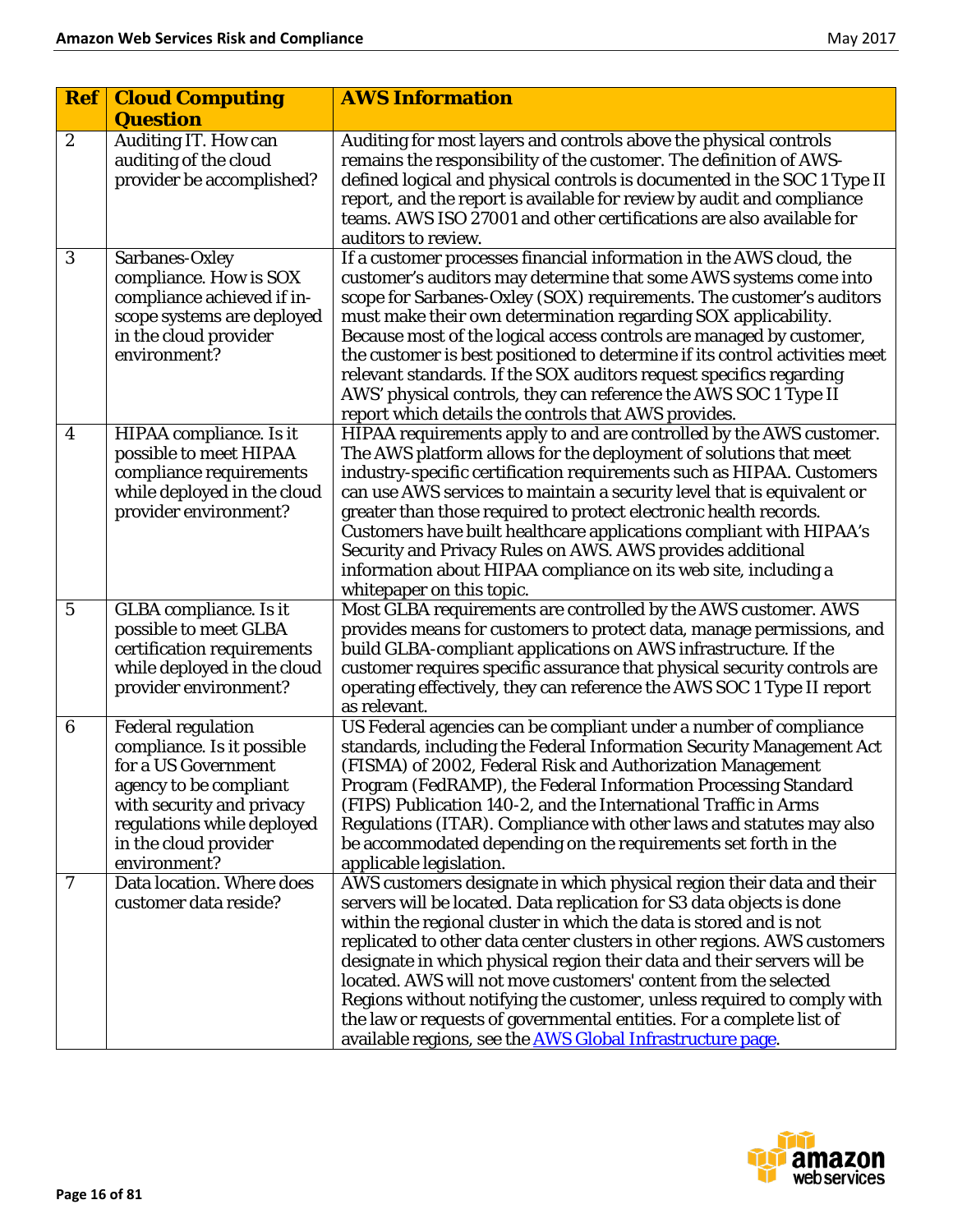| Ref | Cloud Computing Question | AWS Information |
|---|---|---|
| 2 | Auditing IT. How can auditing of the cloud provider be accomplished? | Auditing for most layers and controls above the physical controls remains the responsibility of the customer. The definition of AWS-defined logical and physical controls is documented in the SOC 1 Type II report, and the report is available for review by audit and compliance teams. AWS ISO 27001 and other certifications are also available for auditors to review. |
| 3 | Sarbanes-Oxley compliance. How is SOX compliance achieved if in-scope systems are deployed in the cloud provider environment? | If a customer processes financial information in the AWS cloud, the customer's auditors may determine that some AWS systems come into scope for Sarbanes-Oxley (SOX) requirements. The customer's auditors must make their own determination regarding SOX applicability. Because most of the logical access controls are managed by customer, the customer is best positioned to determine if its control activities meet relevant standards. If the SOX auditors request specifics regarding AWS' physical controls, they can reference the AWS SOC 1 Type II report which details the controls that AWS provides. |
| 4 | HIPAA compliance. Is it possible to meet HIPAA compliance requirements while deployed in the cloud provider environment? | HIPAA requirements apply to and are controlled by the AWS customer. The AWS platform allows for the deployment of solutions that meet industry-specific certification requirements such as HIPAA. Customers can use AWS services to maintain a security level that is equivalent or greater than those required to protect electronic health records. Customers have built healthcare applications compliant with HIPAA's Security and Privacy Rules on AWS. AWS provides additional information about HIPAA compliance on its web site, including a whitepaper on this topic. |
| 5 | GLBA compliance. Is it possible to meet GLBA certification requirements while deployed in the cloud provider environment? | Most GLBA requirements are controlled by the AWS customer. AWS provides means for customers to protect data, manage permissions, and build GLBA-compliant applications on AWS infrastructure. If the customer requires specific assurance that physical security controls are operating effectively, they can reference the AWS SOC 1 Type II report as relevant. |
| 6 | Federal regulation compliance. Is it possible for a US Government agency to be compliant with security and privacy regulations while deployed in the cloud provider environment? | US Federal agencies can be compliant under a number of compliance standards, including the Federal Information Security Management Act (FISMA) of 2002, Federal Risk and Authorization Management Program (FedRAMP), the Federal Information Processing Standard (FIPS) Publication 140-2, and the International Traffic in Arms Regulations (ITAR). Compliance with other laws and statutes may also be accommodated depending on the requirements set forth in the applicable legislation. |
| 7 | Data location. Where does customer data reside? | AWS customers designate in which physical region their data and their servers will be located. Data replication for S3 data objects is done within the regional cluster in which the data is stored and is not replicated to other data center clusters in other regions. AWS customers designate in which physical region their data and their servers will be located. AWS will not move customers' content from the selected Regions without notifying the customer, unless required to comply with the law or requests of governmental entities. For a complete list of available regions, see the AWS Global Infrastructure page. |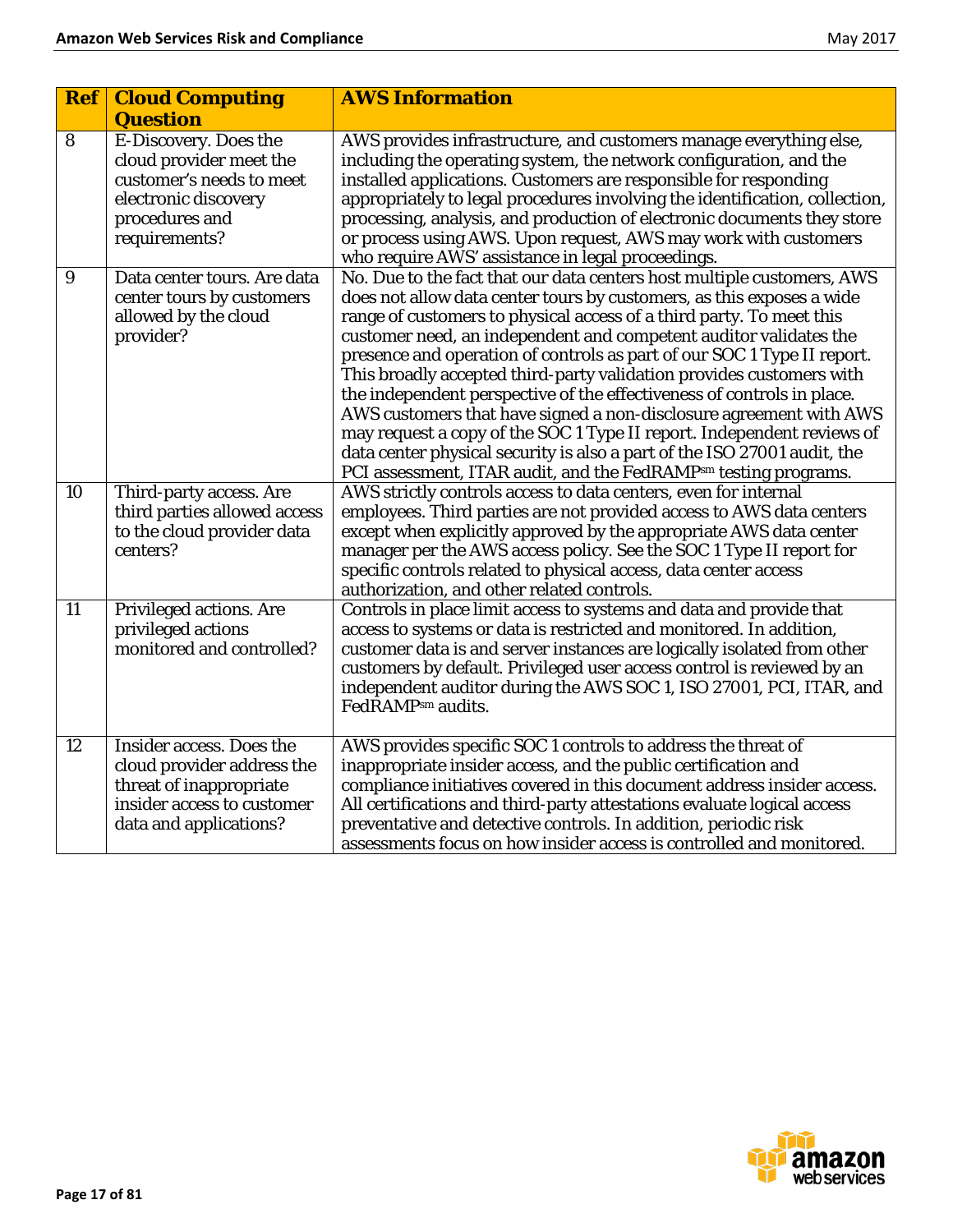| Ref | Cloud Computing Question | AWS Information |
|---|---|---|
| 8 | E-Discovery. Does the cloud provider meet the customer's needs to meet electronic discovery procedures and requirements? | AWS provides infrastructure, and customers manage everything else, including the operating system, the network configuration, and the installed applications. Customers are responsible for responding appropriately to legal procedures involving the identification, collection, processing, analysis, and production of electronic documents they store or process using AWS. Upon request, AWS may work with customers who require AWS' assistance in legal proceedings. |
| 9 | Data center tours. Are data center tours by customers allowed by the cloud provider? | No. Due to the fact that our data centers host multiple customers, AWS does not allow data center tours by customers, as this exposes a wide range of customers to physical access of a third party. To meet this customer need, an independent and competent auditor validates the presence and operation of controls as part of our SOC 1 Type II report. This broadly accepted third-party validation provides customers with the independent perspective of the effectiveness of controls in place. AWS customers that have signed a non-disclosure agreement with AWS may request a copy of the SOC 1 Type II report. Independent reviews of data center physical security is also a part of the ISO 27001 audit, the PCI assessment, ITAR audit, and the FedRAMPsm testing programs. |
| 10 | Third-party access. Are third parties allowed access to the cloud provider data centers? | AWS strictly controls access to data centers, even for internal employees. Third parties are not provided access to AWS data centers except when explicitly approved by the appropriate AWS data center manager per the AWS access policy. See the SOC 1 Type II report for specific controls related to physical access, data center access authorization, and other related controls. |
| 11 | Privileged actions. Are privileged actions monitored and controlled? | Controls in place limit access to systems and data and provide that access to systems or data is restricted and monitored. In addition, customer data is and server instances are logically isolated from other customers by default. Privileged user access control is reviewed by an independent auditor during the AWS SOC 1, ISO 27001, PCI, ITAR, and FedRAMPsm audits. |
| 12 | Insider access. Does the cloud provider address the threat of inappropriate insider access to customer data and applications? | AWS provides specific SOC 1 controls to address the threat of inappropriate insider access, and the public certification and compliance initiatives covered in this document address insider access. All certifications and third-party attestations evaluate logical access preventative and detective controls. In addition, periodic risk assessments focus on how insider access is controlled and monitored. |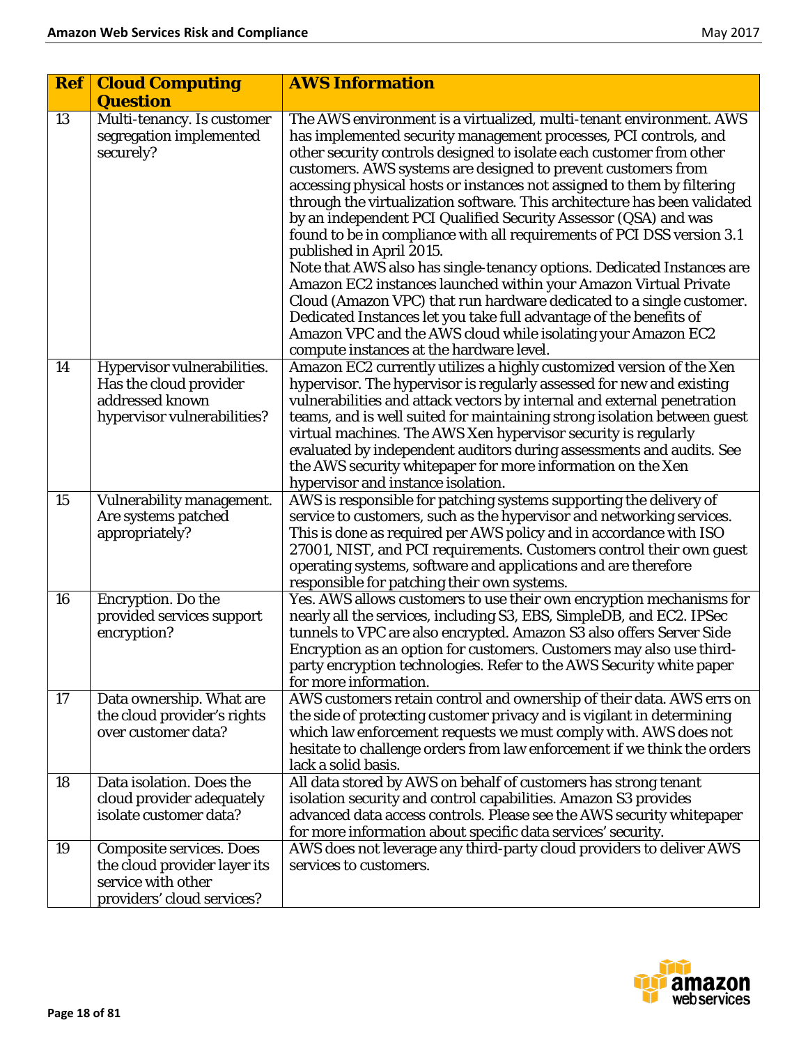| Ref | Cloud Computing Question | AWS Information |
|---|---|---|
| 13 | Multi-tenancy. Is customer segregation implemented securely? | The AWS environment is a virtualized, multi-tenant environment. AWS has implemented security management processes, PCI controls, and other security controls designed to isolate each customer from other customers. AWS systems are designed to prevent customers from accessing physical hosts or instances not assigned to them by filtering through the virtualization software. This architecture has been validated by an independent PCI Qualified Security Assessor (QSA) and was found to be in compliance with all requirements of PCI DSS version 3.1 published in April 2015.<br>Note that AWS also has single-tenancy options. Dedicated Instances are Amazon EC2 instances launched within your Amazon Virtual Private Cloud (Amazon VPC) that run hardware dedicated to a single customer. Dedicated Instances let you take full advantage of the benefits of Amazon VPC and the AWS cloud while isolating your Amazon EC2 compute instances at the hardware level. |
| 14 | Hypervisor vulnerabilities. Has the cloud provider addressed known hypervisor vulnerabilities? | Amazon EC2 currently utilizes a highly customized version of the Xen hypervisor. The hypervisor is regularly assessed for new and existing vulnerabilities and attack vectors by internal and external penetration teams, and is well suited for maintaining strong isolation between guest virtual machines. The AWS Xen hypervisor security is regularly evaluated by independent auditors during assessments and audits. See the AWS security whitepaper for more information on the Xen hypervisor and instance isolation. |
| 15 | Vulnerability management. Are systems patched appropriately? | AWS is responsible for patching systems supporting the delivery of service to customers, such as the hypervisor and networking services. This is done as required per AWS policy and in accordance with ISO 27001, NIST, and PCI requirements. Customers control their own guest operating systems, software and applications and are therefore responsible for patching their own systems. |
| 16 | Encryption. Do the provided services support encryption? | Yes. AWS allows customers to use their own encryption mechanisms for nearly all the services, including S3, EBS, SimpleDB, and EC2. IPSec tunnels to VPC are also encrypted. Amazon S3 also offers Server Side Encryption as an option for customers. Customers may also use third-party encryption technologies. Refer to the AWS Security white paper for more information. |
| 17 | Data ownership. What are the cloud provider's rights over customer data? | AWS customers retain control and ownership of their data. AWS errs on the side of protecting customer privacy and is vigilant in determining which law enforcement requests we must comply with. AWS does not hesitate to challenge orders from law enforcement if we think the orders lack a solid basis. |
| 18 | Data isolation. Does the cloud provider adequately isolate customer data? | All data stored by AWS on behalf of customers has strong tenant isolation security and control capabilities. Amazon S3 provides advanced data access controls. Please see the AWS security whitepaper for more information about specific data services' security. |
| 19 | Composite services. Does the cloud provider layer its service with other providers' cloud services? | AWS does not leverage any third-party cloud providers to deliver AWS services to customers. |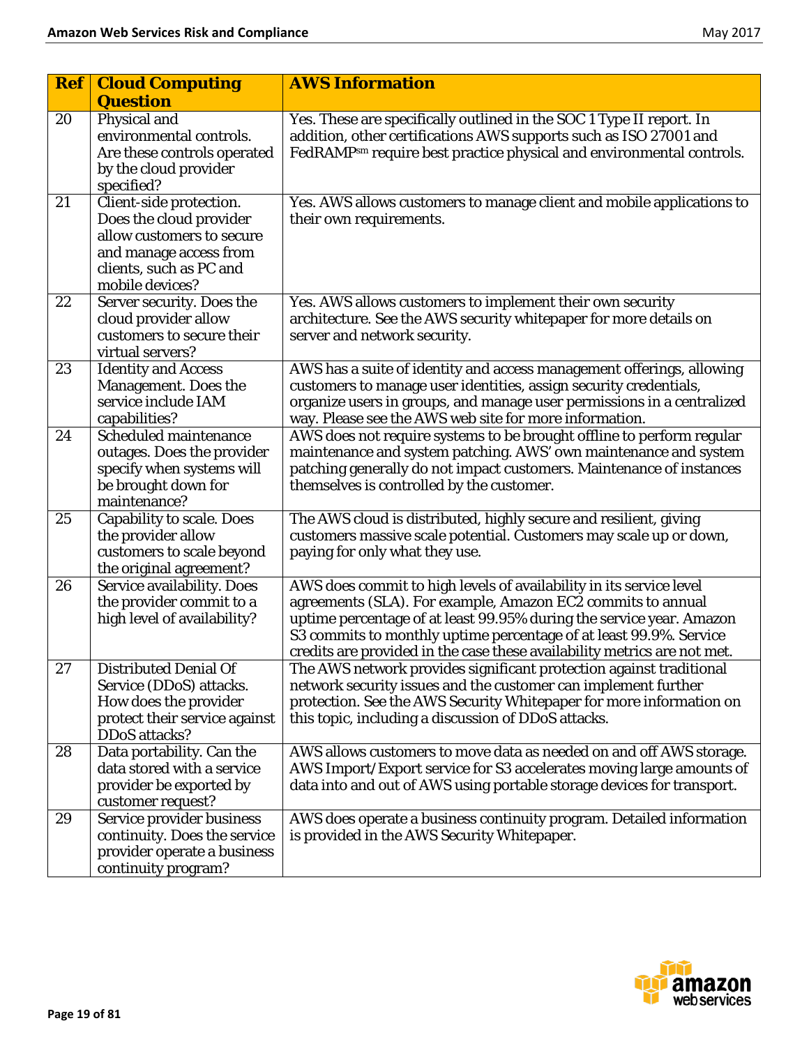| Ref | Cloud Computing Question | AWS Information |
|---|---|---|
| 20 | Physical and environmental controls. Are these controls operated by the cloud provider specified? | Yes. These are specifically outlined in the SOC 1 Type II report. In addition, other certifications AWS supports such as ISO 27001 and FedRAMPsm require best practice physical and environmental controls. |
| 21 | Client-side protection. Does the cloud provider allow customers to secure and manage access from clients, such as PC and mobile devices? | Yes. AWS allows customers to manage client and mobile applications to their own requirements. |
| 22 | Server security. Does the cloud provider allow customers to secure their virtual servers? | Yes. AWS allows customers to implement their own security architecture. See the AWS security whitepaper for more details on server and network security. |
| 23 | Identity and Access Management. Does the service include IAM capabilities? | AWS has a suite of identity and access management offerings, allowing customers to manage user identities, assign security credentials, organize users in groups, and manage user permissions in a centralized way. Please see the AWS web site for more information. |
| 24 | Scheduled maintenance outages. Does the provider specify when systems will be brought down for maintenance? | AWS does not require systems to be brought offline to perform regular maintenance and system patching. AWS' own maintenance and system patching generally do not impact customers. Maintenance of instances themselves is controlled by the customer. |
| 25 | Capability to scale. Does the provider allow customers to scale beyond the original agreement? | The AWS cloud is distributed, highly secure and resilient, giving customers massive scale potential. Customers may scale up or down, paying for only what they use. |
| 26 | Service availability. Does the provider commit to a high level of availability? | AWS does commit to high levels of availability in its service level agreements (SLA). For example, Amazon EC2 commits to annual uptime percentage of at least 99.95% during the service year. Amazon S3 commits to monthly uptime percentage of at least 99.9%. Service credits are provided in the case these availability metrics are not met. |
| 27 | Distributed Denial Of Service (DDoS) attacks. How does the provider protect their service against DDoS attacks? | The AWS network provides significant protection against traditional network security issues and the customer can implement further protection. See the AWS Security Whitepaper for more information on this topic, including a discussion of DDoS attacks. |
| 28 | Data portability. Can the data stored with a service provider be exported by customer request? | AWS allows customers to move data as needed on and off AWS storage. AWS Import/Export service for S3 accelerates moving large amounts of data into and out of AWS using portable storage devices for transport. |
| 29 | Service provider business continuity. Does the service provider operate a business continuity program? | AWS does operate a business continuity program. Detailed information is provided in the AWS Security Whitepaper. |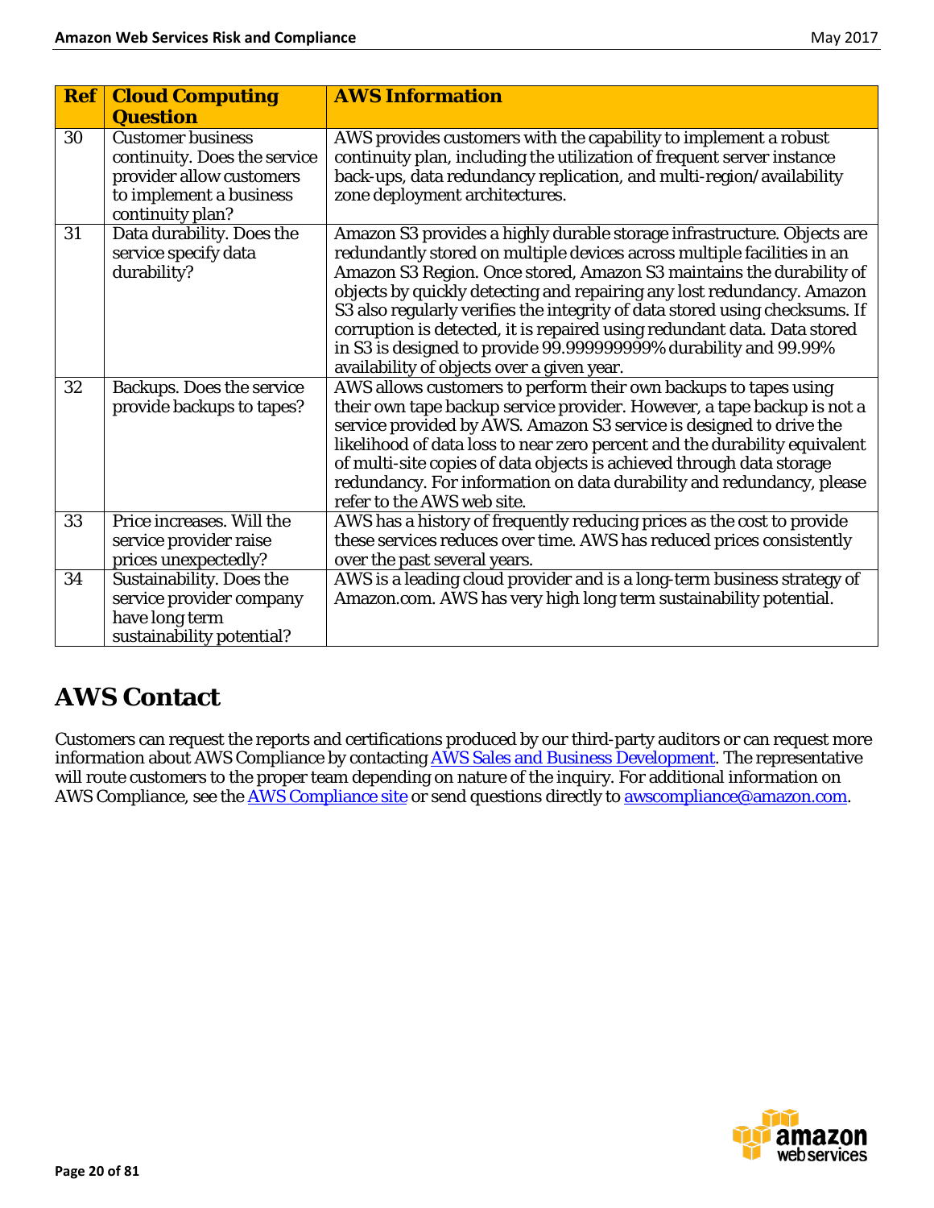| Ref | Cloud Computing Question | AWS Information |
|---|---|---|
| 30 | Customer business continuity. Does the service provider allow customers to implement a business continuity plan? | AWS provides customers with the capability to implement a robust continuity plan, including the utilization of frequent server instance back-ups, data redundancy replication, and multi-region/availability zone deployment architectures. |
| 31 | Data durability. Does the service specify data durability? | Amazon S3 provides a highly durable storage infrastructure. Objects are redundantly stored on multiple devices across multiple facilities in an Amazon S3 Region. Once stored, Amazon S3 maintains the durability of objects by quickly detecting and repairing any lost redundancy. Amazon S3 also regularly verifies the integrity of data stored using checksums. If corruption is detected, it is repaired using redundant data. Data stored in S3 is designed to provide 99.999999999% durability and 99.99% availability of objects over a given year. |
| 32 | Backups. Does the service provide backups to tapes? | AWS allows customers to perform their own backups to tapes using their own tape backup service provider. However, a tape backup is not a service provided by AWS. Amazon S3 service is designed to drive the likelihood of data loss to near zero percent and the durability equivalent of multi-site copies of data objects is achieved through data storage redundancy. For information on data durability and redundancy, please refer to the AWS web site. |
| 33 | Price increases. Will the service provider raise prices unexpectedly? | AWS has a history of frequently reducing prices as the cost to provide these services reduces over time. AWS has reduced prices consistently over the past several years. |
| 34 | Sustainability. Does the service provider company have long term sustainability potential? | AWS is a leading cloud provider and is a long-term business strategy of Amazon.com. AWS has very high long term sustainability potential. |

# AWS Contact

Customers can request the reports and certifications produced by our third-party auditors or can request more information about AWS Compliance by contacting AWS Sales and Business Development. The representative will route customers to the proper team depending on nature of the inquiry. For additional information on AWS Compliance, see the AWS Compliance site or send questions directly to awscompliance@amazon.com.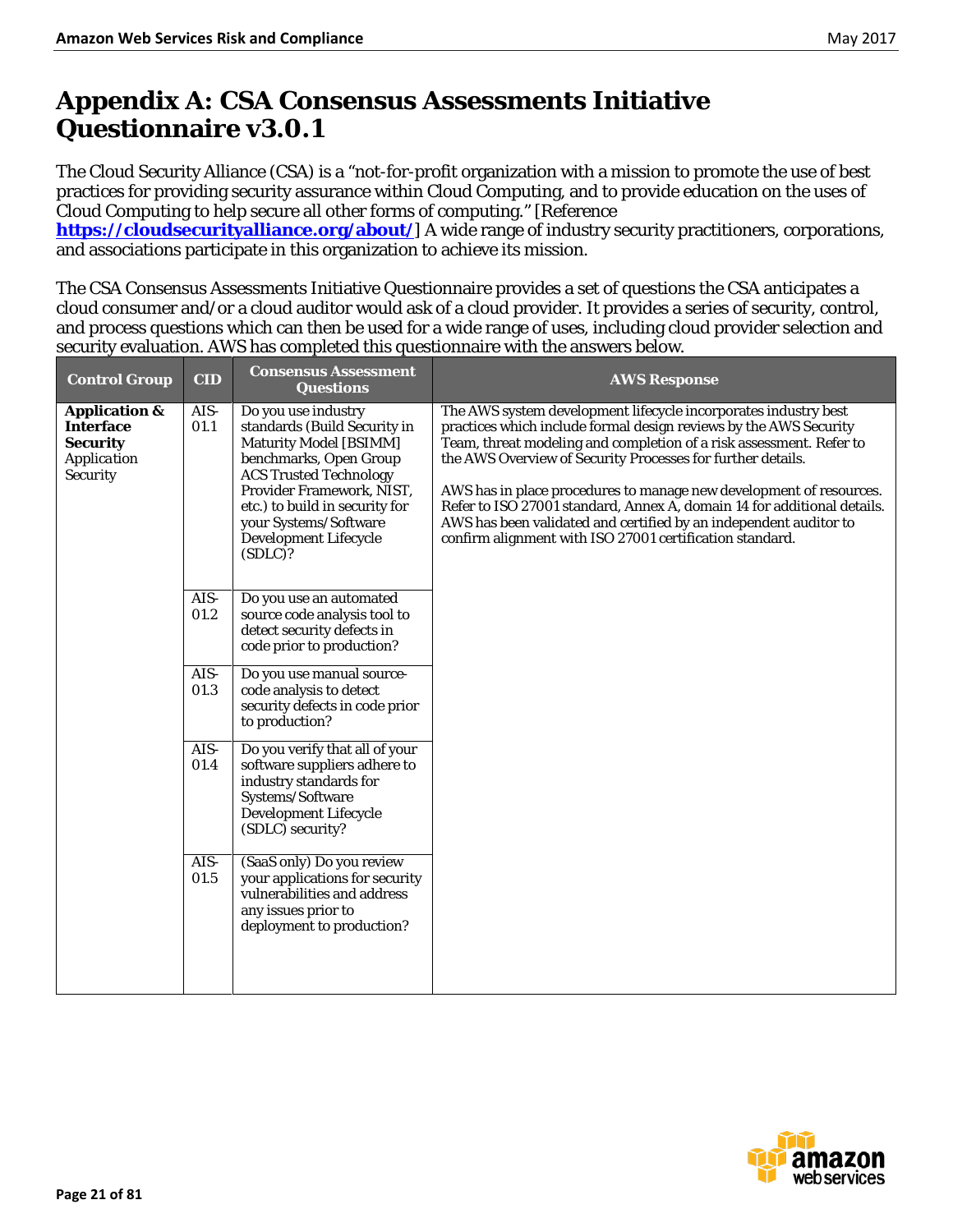# Appendix A: CSA Consensus Assessments Initiative Questionnaire v3.0.1

The Cloud Security Alliance (CSA) is a "not-for-profit organization with a mission to promote the use of best practices for providing security assurance within Cloud Computing, and to provide education on the uses of Cloud Computing to help secure all other forms of computing." [Reference **https://cloudsecurityalliance.org/about/**] A wide range of industry security practitioners, corporations, and associations participate in this organization to achieve its mission.

The CSA Consensus Assessments Initiative Questionnaire provides a set of questions the CSA anticipates a cloud consumer and/or a cloud auditor would ask of a cloud provider. It provides a series of security, control, and process questions which can then be used for a wide range of uses, including cloud provider selection and security evaluation. AWS has completed this questionnaire with the answers below.

| Control Group | CID | Consensus Assessment Questions | AWS Response |
|---|---|---|---|
| **Application & Interface Security** Application Security | AIS-01.1 | Do you use industry standards (Build Security in Maturity Model [BSIMM] benchmarks, Open Group ACS Trusted Technology Provider Framework, NIST, etc.) to build in security for your Systems/Software Development Lifecycle (SDLC)? | The AWS system development lifecycle incorporates industry best practices which include formal design reviews by the AWS Security Team, threat modeling and completion of a risk assessment. Refer to the AWS Overview of Security Processes for further details.<br><br>AWS has in place procedures to manage new development of resources. Refer to ISO 27001 standard, Annex A, domain 14 for additional details. AWS has been validated and certified by an independent auditor to confirm alignment with ISO 27001 certification standard. |
| | AIS-01.2 | Do you use an automated source code analysis tool to detect security defects in code prior to production? | |
| | AIS-01.3 | Do you use manual source-code analysis to detect security defects in code prior to production? | |
| | AIS-01.4 | Do you verify that all of your software suppliers adhere to industry standards for Systems/Software Development Lifecycle (SDLC) security? | |
| | AIS-01.5 | (SaaS only) Do you review your applications for security vulnerabilities and address any issues prior to deployment to production? | |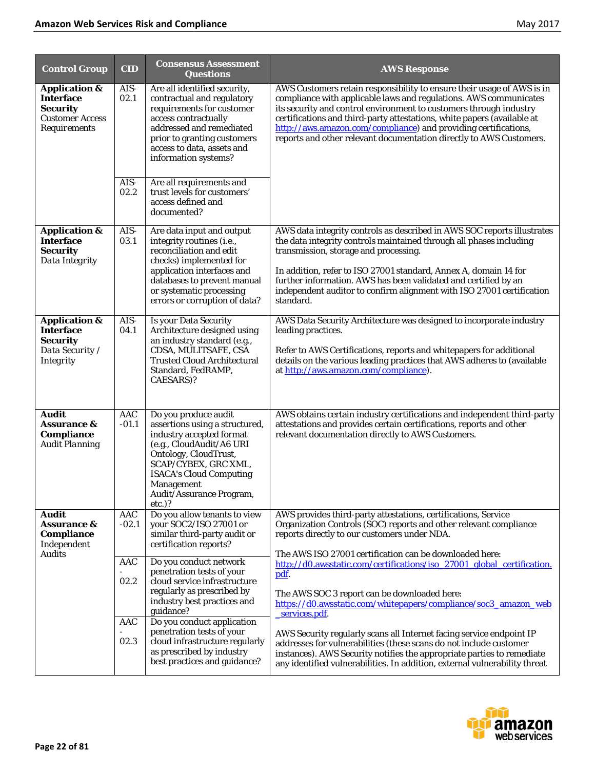| Control Group | CID | Consensus Assessment Questions | AWS Response |
|---|---|---|---|
| **Application & Interface Security** Customer Access Requirements | AIS-02.1 | Are all identified security, contractual and regulatory requirements for customer access contractually addressed and remediated prior to granting customers access to data, assets and information systems? | AWS Customers retain responsibility to ensure their usage of AWS is in compliance with applicable laws and regulations. AWS communicates its security and control environment to customers through industry certifications and third-party attestations, white papers (available at http://aws.amazon.com/compliance) and providing certifications, reports and other relevant documentation directly to AWS Customers. |
| | AIS-02.2 | Are all requirements and trust levels for customers' access defined and documented? | |
| **Application & Interface Security** Data Integrity | AIS-03.1 | Are data input and output integrity routines (i.e., reconciliation and edit checks) implemented for application interfaces and databases to prevent manual or systematic processing errors or corruption of data? | AWS data integrity controls as described in AWS SOC reports illustrates the data integrity controls maintained through all phases including transmission, storage and processing.<br><br>In addition, refer to ISO 27001 standard, Annex A, domain 14 for further information. AWS has been validated and certified by an independent auditor to confirm alignment with ISO 27001 certification standard. |
| **Application & Interface Security** Data Security / Integrity | AIS-04.1 | Is your Data Security Architecture designed using an industry standard (e.g., CDSA, MULITSAFE, CSA Trusted Cloud Architectural Standard, FedRAMP, CAESARS)? | AWS Data Security Architecture was designed to incorporate industry leading practices.<br><br>Refer to AWS Certifications, reports and whitepapers for additional details on the various leading practices that AWS adheres to (available at http://aws.amazon.com/compliance). |
| **Audit Assurance & Compliance** Audit Planning | AAC-01.1 | Do you produce audit assertions using a structured, industry accepted format (e.g., CloudAudit/A6 URI Ontology, CloudTrust, SCAP/CYBEX, GRC XML, ISACA's Cloud Computing Management Audit/Assurance Program, etc.)? | AWS obtains certain industry certifications and independent third-party attestations and provides certain certifications, reports and other relevant documentation directly to AWS Customers. |
| **Audit Assurance & Compliance** Independent Audits | AAC-02.1 | Do you allow tenants to view your SOC2/ISO 27001 or similar third-party audit or certification reports? | AWS provides third-party attestations, certifications, Service Organization Controls (SOC) reports and other relevant compliance reports directly to our customers under NDA.<br><br>The AWS ISO 27001 certification can be downloaded here: http://d0.awsstatic.com/certifications/iso_27001_global_certification.pdf.<br><br>The AWS SOC 3 report can be downloaded here: https://d0.awsstatic.com/whitepapers/compliance/soc3_amazon_web_services.pdf.<br><br>AWS Security regularly scans all Internet facing service endpoint IP addresses for vulnerabilities (these scans do not include customer instances). AWS Security notifies the appropriate parties to remediate any identified vulnerabilities. In addition, external vulnerability threat |
| | AAC-02.2 | Do you conduct network penetration tests of your cloud service infrastructure regularly as prescribed by industry best practices and guidance? | |
| | AAC-02.3 | Do you conduct application penetration tests of your cloud infrastructure regularly as prescribed by industry best practices and guidance? | |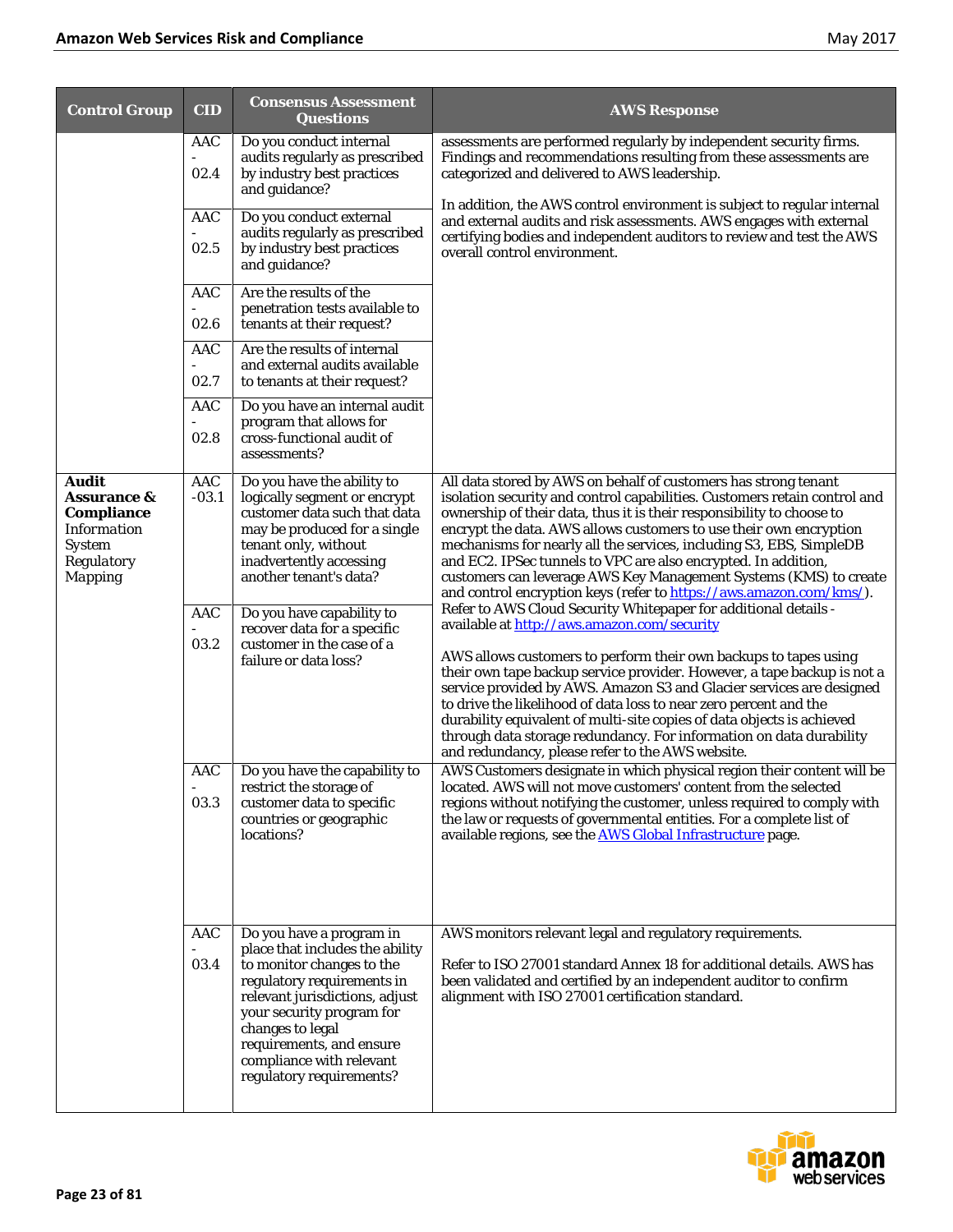| Control Group | CID | Consensus Assessment Questions | AWS Response |
|---|---|---|---|
| | AAC - 02.4 | Do you conduct internal audits regularly as prescribed by industry best practices and guidance? | assessments are performed regularly by independent security firms. Findings and recommendations resulting from these assessments are categorized and delivered to AWS leadership.<br><br>In addition, the AWS control environment is subject to regular internal and external audits and risk assessments. AWS engages with external certifying bodies and independent auditors to review and test the AWS overall control environment. |
| | AAC - 02.5 | Do you conduct external audits regularly as prescribed by industry best practices and guidance? | |
| | AAC - 02.6 | Are the results of the penetration tests available to tenants at their request? | |
| | AAC - 02.7 | Are the results of internal and external audits available to tenants at their request? | |
| | AAC - 02.8 | Do you have an internal audit program that allows for cross-functional audit of assessments? | |
| **Audit Assurance & Compliance** Information System Regulatory Mapping | AAC -03.1 | Do you have the ability to logically segment or encrypt customer data such that data may be produced for a single tenant only, without inadvertently accessing another tenant's data? | All data stored by AWS on behalf of customers has strong tenant isolation security and control capabilities. Customers retain control and ownership of their data, thus it is their responsibility to choose to encrypt the data. AWS allows customers to use their own encryption mechanisms for nearly all the services, including S3, EBS, SimpleDB and EC2. IPSec tunnels to VPC are also encrypted. In addition, customers can leverage AWS Key Management Systems (KMS) to create and control encryption keys (refer to https://aws.amazon.com/kms/). Refer to AWS Cloud Security Whitepaper for additional details - available at http://aws.amazon.com/security |
| | AAC - 03.2 | Do you have capability to recover data for a specific customer in the case of a failure or data loss? | AWS allows customers to perform their own backups to tapes using their own tape backup service provider. However, a tape backup is not a service provided by AWS. Amazon S3 and Glacier services are designed to drive the likelihood of data loss to near zero percent and the durability equivalent of multi-site copies of data objects is achieved through data storage redundancy. For information on data durability and redundancy, please refer to the AWS website. |
| | AAC - 03.3 | Do you have the capability to restrict the storage of customer data to specific countries or geographic locations? | AWS Customers designate in which physical region their content will be located. AWS will not move customers' content from the selected regions without notifying the customer, unless required to comply with the law or requests of governmental entities. For a complete list of available regions, see the AWS Global Infrastructure page. |
| | AAC - 03.4 | Do you have a program in place that includes the ability to monitor changes to the regulatory requirements in relevant jurisdictions, adjust your security program for changes to legal requirements, and ensure compliance with relevant regulatory requirements? | AWS monitors relevant legal and regulatory requirements.<br><br>Refer to ISO 27001 standard Annex 18 for additional details. AWS has been validated and certified by an independent auditor to confirm alignment with ISO 27001 certification standard. |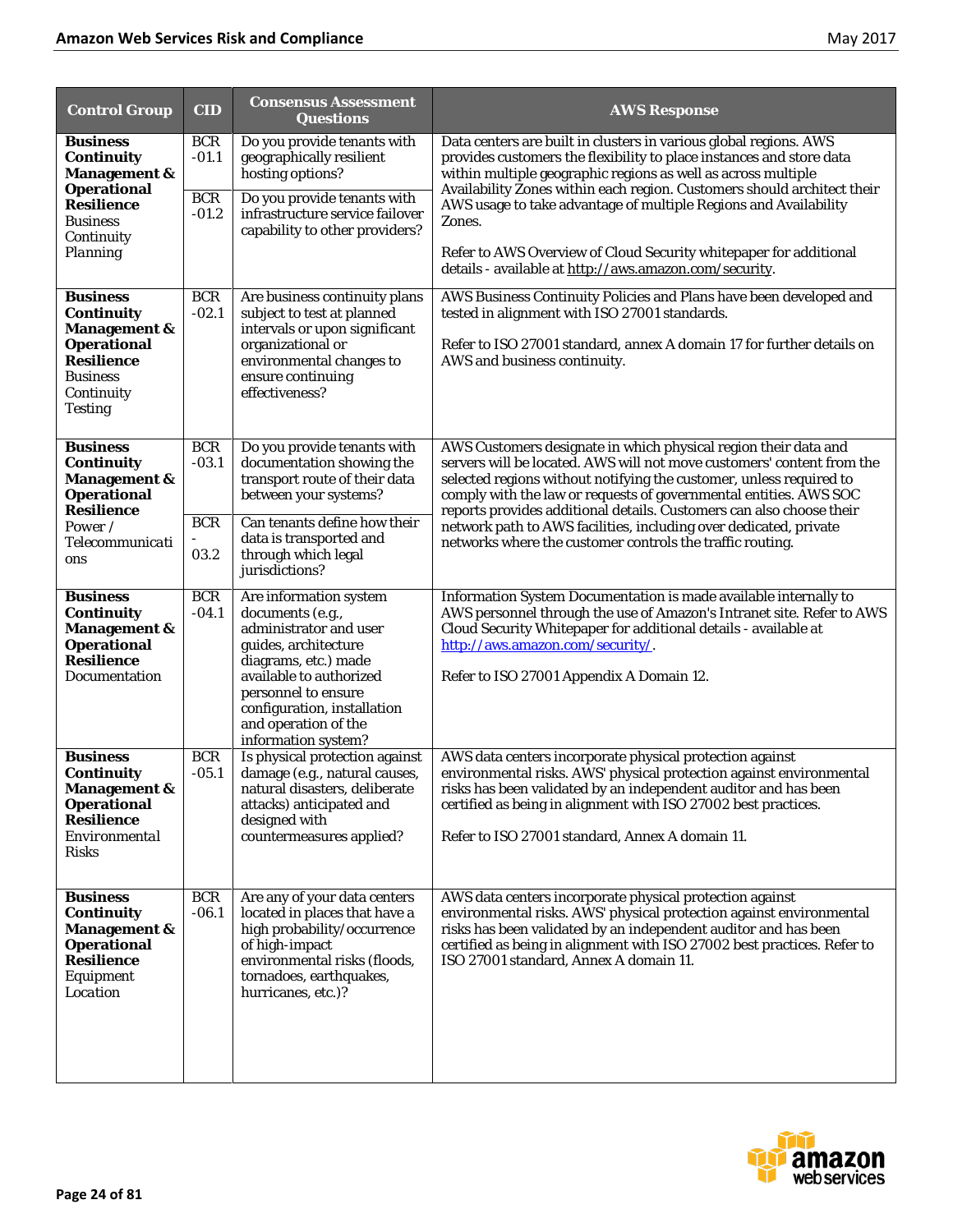| Control Group | CID | Consensus Assessment Questions | AWS Response |
|---|---|---|---|
| **Business Continuity Management & Operational Resilience** Business Continuity Planning | BCR -01.1 | Do you provide tenants with geographically resilient hosting options? | Data centers are built in clusters in various global regions. AWS provides customers the flexibility to place instances and store data within multiple geographic regions as well as across multiple Availability Zones within each region. Customers should architect their AWS usage to take advantage of multiple Regions and Availability Zones.<br><br>Refer to AWS Overview of Cloud Security whitepaper for additional details - available at http://aws.amazon.com/security. |
| | BCR -01.2 | Do you provide tenants with infrastructure service failover capability to other providers? | |
| **Business Continuity Management & Operational Resilience** Business Continuity Testing | BCR -02.1 | Are business continuity plans subject to test at planned intervals or upon significant organizational or environmental changes to ensure continuing effectiveness? | AWS Business Continuity Policies and Plans have been developed and tested in alignment with ISO 27001 standards.<br><br>Refer to ISO 27001 standard, annex A domain 17 for further details on AWS and business continuity. |
| **Business Continuity Management & Operational Resilience** Power / Telecommunications | BCR -03.1 | Do you provide tenants with documentation showing the transport route of their data between your systems? | AWS Customers designate in which physical region their data and servers will be located. AWS will not move customers' content from the selected regions without notifying the customer, unless required to comply with the law or requests of governmental entities. AWS SOC reports provides additional details. Customers can also choose their network path to AWS facilities, including over dedicated, private networks where the customer controls the traffic routing. |
| | BCR - 03.2 | Can tenants define how their data is transported and through which legal jurisdictions? | |
| **Business Continuity Management & Operational Resilience** Documentation | BCR -04.1 | Are information system documents (e.g., administrator and user guides, architecture diagrams, etc.) made available to authorized personnel to ensure configuration, installation and operation of the information system? | Information System Documentation is made available internally to AWS personnel through the use of Amazon's Intranet site. Refer to AWS Cloud Security Whitepaper for additional details - available at http://aws.amazon.com/security/.<br><br>Refer to ISO 27001 Appendix A Domain 12. |
| **Business Continuity Management & Operational Resilience** Environmental Risks | BCR -05.1 | Is physical protection against damage (e.g., natural causes, natural disasters, deliberate attacks) anticipated and designed with countermeasures applied? | AWS data centers incorporate physical protection against environmental risks. AWS' physical protection against environmental risks has been validated by an independent auditor and has been certified as being in alignment with ISO 27002 best practices.<br><br>Refer to ISO 27001 standard, Annex A domain 11. |
| **Business Continuity Management & Operational Resilience** Equipment Location | BCR -06.1 | Are any of your data centers located in places that have a high probability/occurrence of high-impact environmental risks (floods, tornadoes, earthquakes, hurricanes, etc.)? | AWS data centers incorporate physical protection against environmental risks. AWS' physical protection against environmental risks has been validated by an independent auditor and has been certified as being in alignment with ISO 27002 best practices. Refer to ISO 27001 standard, Annex A domain 11. |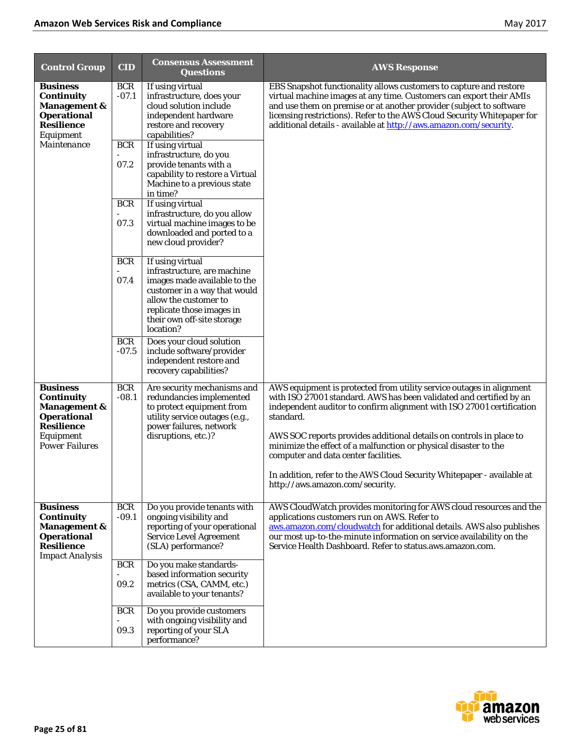| Control Group | CID | Consensus Assessment Questions | AWS Response |
|---|---|---|---|
| **Business Continuity Management & Operational Resilience** Equipment Maintenance | BCR-07.1 | If using virtual infrastructure, does your cloud solution include independent hardware restore and recovery capabilities? | EBS Snapshot functionality allows customers to capture and restore virtual machine images at any time. Customers can export their AMIs and use them on premise or at another provider (subject to software licensing restrictions). Refer to the AWS Cloud Security Whitepaper for additional details - available at http://aws.amazon.com/security. |
| | BCR-07.2 | If using virtual infrastructure, do you provide tenants with a capability to restore a Virtual Machine to a previous state in time? | |
| | BCR-07.3 | If using virtual infrastructure, do you allow virtual machine images to be downloaded and ported to a new cloud provider? | |
| | BCR-07.4 | If using virtual infrastructure, are machine images made available to the customer in a way that would allow the customer to replicate those images in their own off-site storage location? | |
| | BCR-07.5 | Does your cloud solution include software/provider independent restore and recovery capabilities? | |
| **Business Continuity Management & Operational Resilience** Equipment Power Failures | BCR-08.1 | Are security mechanisms and redundancies implemented to protect equipment from utility service outages (e.g., power failures, network disruptions, etc.)? | AWS equipment is protected from utility service outages in alignment with ISO 27001 standard. AWS has been validated and certified by an independent auditor to confirm alignment with ISO 27001 certification standard.<br><br>AWS SOC reports provides additional details on controls in place to minimize the effect of a malfunction or physical disaster to the computer and data center facilities.<br><br>In addition, refer to the AWS Cloud Security Whitepaper - available at http://aws.amazon.com/security. |
| **Business Continuity Management & Operational Resilience** Impact Analysis | BCR-09.1 | Do you provide tenants with ongoing visibility and reporting of your operational Service Level Agreement (SLA) performance? | AWS CloudWatch provides monitoring for AWS cloud resources and the applications customers run on AWS. Refer to aws.amazon.com/cloudwatch for additional details. AWS also publishes our most up-to-the-minute information on service availability on the Service Health Dashboard. Refer to status.aws.amazon.com. |
| | BCR-09.2 | Do you make standards-based information security metrics (CSA, CAMM, etc.) available to your tenants? | |
| | BCR-09.3 | Do you provide customers with ongoing visibility and reporting of your SLA performance? | |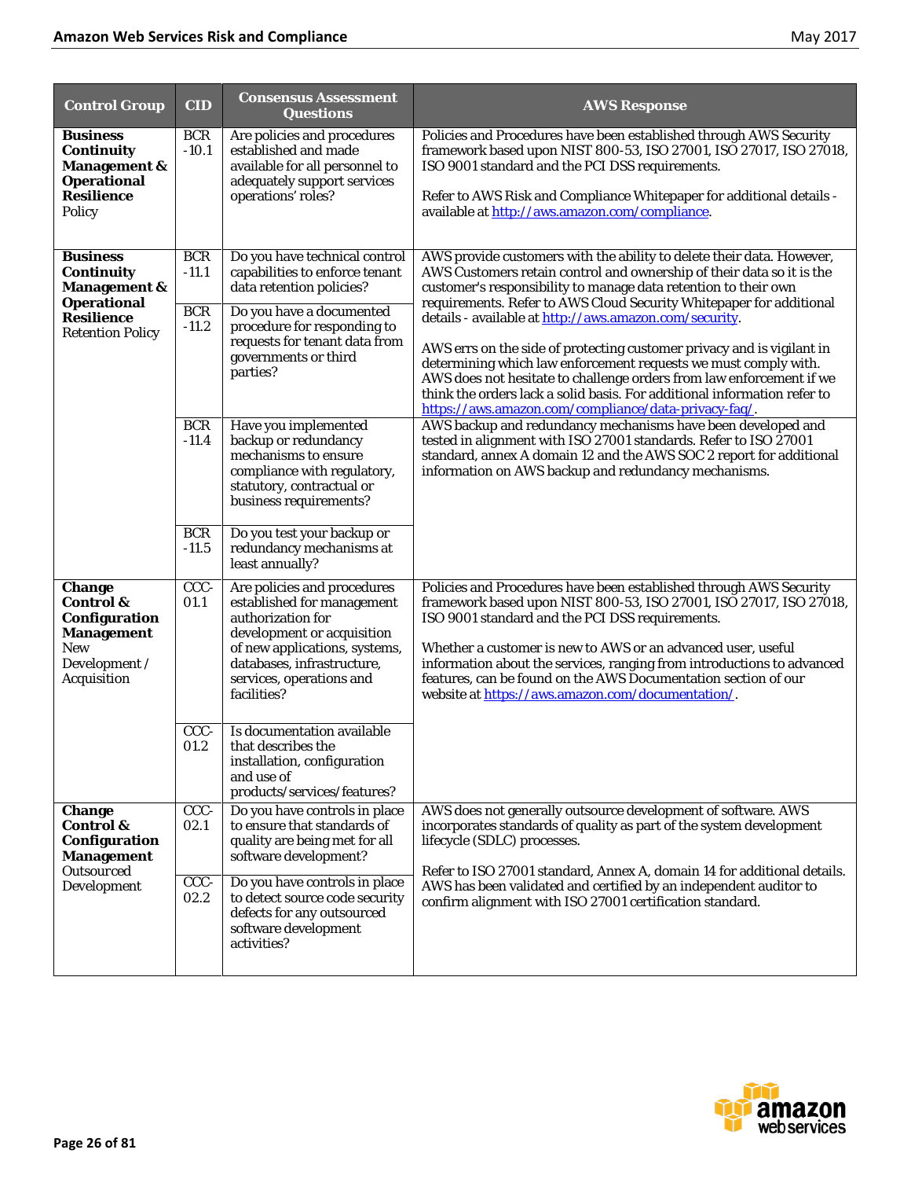| Control Group | CID | Consensus Assessment Questions | AWS Response |
|---|---|---|---|
| **Business Continuity Management & Operational Resilience** Policy | BCR -10.1 | Are policies and procedures established and made available for all personnel to adequately support services operations' roles? | Policies and Procedures have been established through AWS Security framework based upon NIST 800-53, ISO 27001, ISO 27017, ISO 27018, ISO 9001 standard and the PCI DSS requirements.<br><br>Refer to AWS Risk and Compliance Whitepaper for additional details - available at [http://aws.amazon.com/compliance](http://aws.amazon.com/compliance). |
| **Business Continuity Management & Operational Resilience** Retention Policy | BCR -11.1 | Do you have technical control capabilities to enforce tenant data retention policies? | AWS provide customers with the ability to delete their data. However, AWS Customers retain control and ownership of their data so it is the customer's responsibility to manage data retention to their own requirements. Refer to AWS Cloud Security Whitepaper for additional details - available at [http://aws.amazon.com/security](http://aws.amazon.com/security).<br><br>AWS errs on the side of protecting customer privacy and is vigilant in determining which law enforcement requests we must comply with. AWS does not hesitate to challenge orders from law enforcement if we think the orders lack a solid basis. For additional information refer to [https://aws.amazon.com/compliance/data-privacy-faq/](https://aws.amazon.com/compliance/data-privacy-faq/). |
| | BCR -11.2 | Do you have a documented procedure for responding to requests for tenant data from governments or third parties? | |
| | BCR -11.4 | Have you implemented backup or redundancy mechanisms to ensure compliance with regulatory, statutory, contractual or business requirements? | AWS backup and redundancy mechanisms have been developed and tested in alignment with ISO 27001 standards. Refer to ISO 27001 standard, annex A domain 12 and the AWS SOC 2 report for additional information on AWS backup and redundancy mechanisms. |
| | BCR -11.5 | Do you test your backup or redundancy mechanisms at least annually? | |
| **Change Control & Configuration Management** New Development / Acquisition | CCC-01.1 | Are policies and procedures established for management authorization for development or acquisition of new applications, systems, databases, infrastructure, services, operations and facilities? | Policies and Procedures have been established through AWS Security framework based upon NIST 800-53, ISO 27001, ISO 27017, ISO 27018, ISO 9001 standard and the PCI DSS requirements.<br><br>Whether a customer is new to AWS or an advanced user, useful information about the services, ranging from introductions to advanced features, can be found on the AWS Documentation section of our website at [https://aws.amazon.com/documentation/](https://aws.amazon.com/documentation/). |
| | CCC-01.2 | Is documentation available that describes the installation, configuration and use of products/services/features? | |
| **Change Control & Configuration Management** Outsourced Development | CCC-02.1 | Do you have controls in place to ensure that standards of quality are being met for all software development? | AWS does not generally outsource development of software. AWS incorporates standards of quality as part of the system development lifecycle (SDLC) processes.<br><br>Refer to ISO 27001 standard, Annex A, domain 14 for additional details. AWS has been validated and certified by an independent auditor to confirm alignment with ISO 27001 certification standard. |
| | CCC-02.2 | Do you have controls in place to detect source code security defects for any outsourced software development activities? | |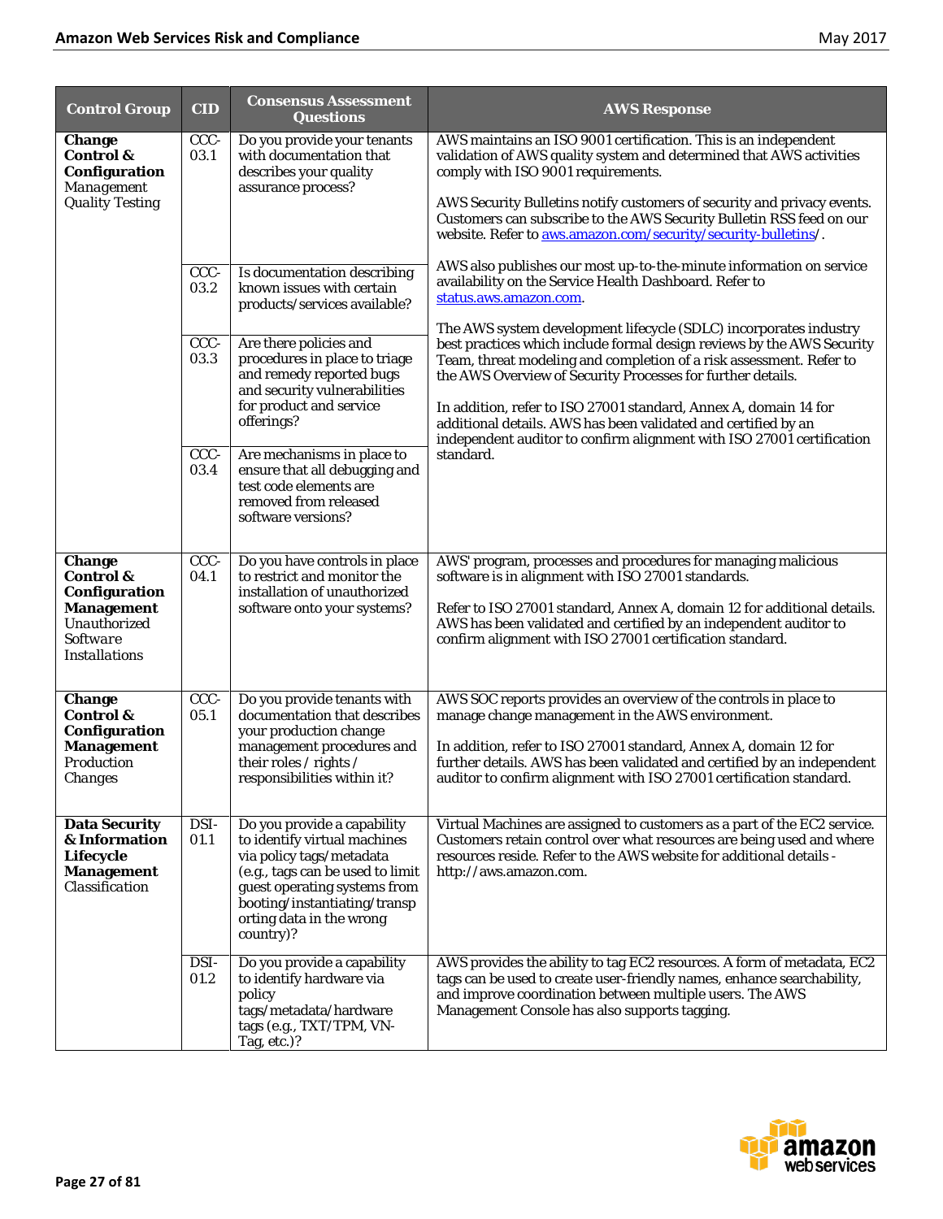| Control Group | CID | Consensus Assessment Questions | AWS Response |
|---|---|---|---|
| **Change Control & Configuration** *Management Quality Testing* | CCC-03.1 | Do you provide your tenants with documentation that describes your quality assurance process? | AWS maintains an ISO 9001 certification. This is an independent validation of AWS quality system and determined that AWS activities comply with ISO 9001 requirements.<br><br>AWS Security Bulletins notify customers of security and privacy events. Customers can subscribe to the AWS Security Bulletin RSS feed on our website. Refer to aws.amazon.com/security/security-bulletins/.<br><br>AWS also publishes our most up-to-the-minute information on service availability on the Service Health Dashboard. Refer to status.aws.amazon.com.<br><br>The AWS system development lifecycle (SDLC) incorporates industry best practices which include formal design reviews by the AWS Security Team, threat modeling and completion of a risk assessment. Refer to the AWS Overview of Security Processes for further details.<br><br>In addition, refer to ISO 27001 standard, Annex A, domain 14 for additional details. AWS has been validated and certified by an independent auditor to confirm alignment with ISO 27001 certification standard. |
| | CCC-03.2 | Is documentation describing known issues with certain products/services available? | |
| | CCC-03.3 | Are there policies and procedures in place to triage and remedy reported bugs and security vulnerabilities for product and service offerings? | |
| | CCC-03.4 | Are mechanisms in place to ensure that all debugging and test code elements are removed from released software versions? | |
| **Change Control & Configuration Management** *Unauthorized Software Installations* | CCC-04.1 | Do you have controls in place to restrict and monitor the installation of unauthorized software onto your systems? | AWS' program, processes and procedures for managing malicious software is in alignment with ISO 27001 standards.<br><br>Refer to ISO 27001 standard, Annex A, domain 12 for additional details. AWS has been validated and certified by an independent auditor to confirm alignment with ISO 27001 certification standard. |
| **Change Control & Configuration Management** *Production Changes* | CCC-05.1 | Do you provide tenants with documentation that describes your production change management procedures and their roles / rights / responsibilities within it? | AWS SOC reports provides an overview of the controls in place to manage change management in the AWS environment.<br><br>In addition, refer to ISO 27001 standard, Annex A, domain 12 for further details. AWS has been validated and certified by an independent auditor to confirm alignment with ISO 27001 certification standard. |
| **Data Security & Information Lifecycle Management** *Classification* | DSI-01.1 | Do you provide a capability to identify virtual machines via policy tags/metadata (e.g., tags can be used to limit guest operating systems from booting/instantiating/transporting data in the wrong country)? | Virtual Machines are assigned to customers as a part of the EC2 service. Customers retain control over what resources are being used and where resources reside. Refer to the AWS website for additional details - http://aws.amazon.com. |
| | DSI-01.2 | Do you provide a capability to identify hardware via policy tags/metadata/hardware tags (e.g., TXT/TPM, VN-Tag, etc.)? | AWS provides the ability to tag EC2 resources. A form of metadata, EC2 tags can be used to create user-friendly names, enhance searchability, and improve coordination between multiple users. The AWS Management Console has also supports tagging. |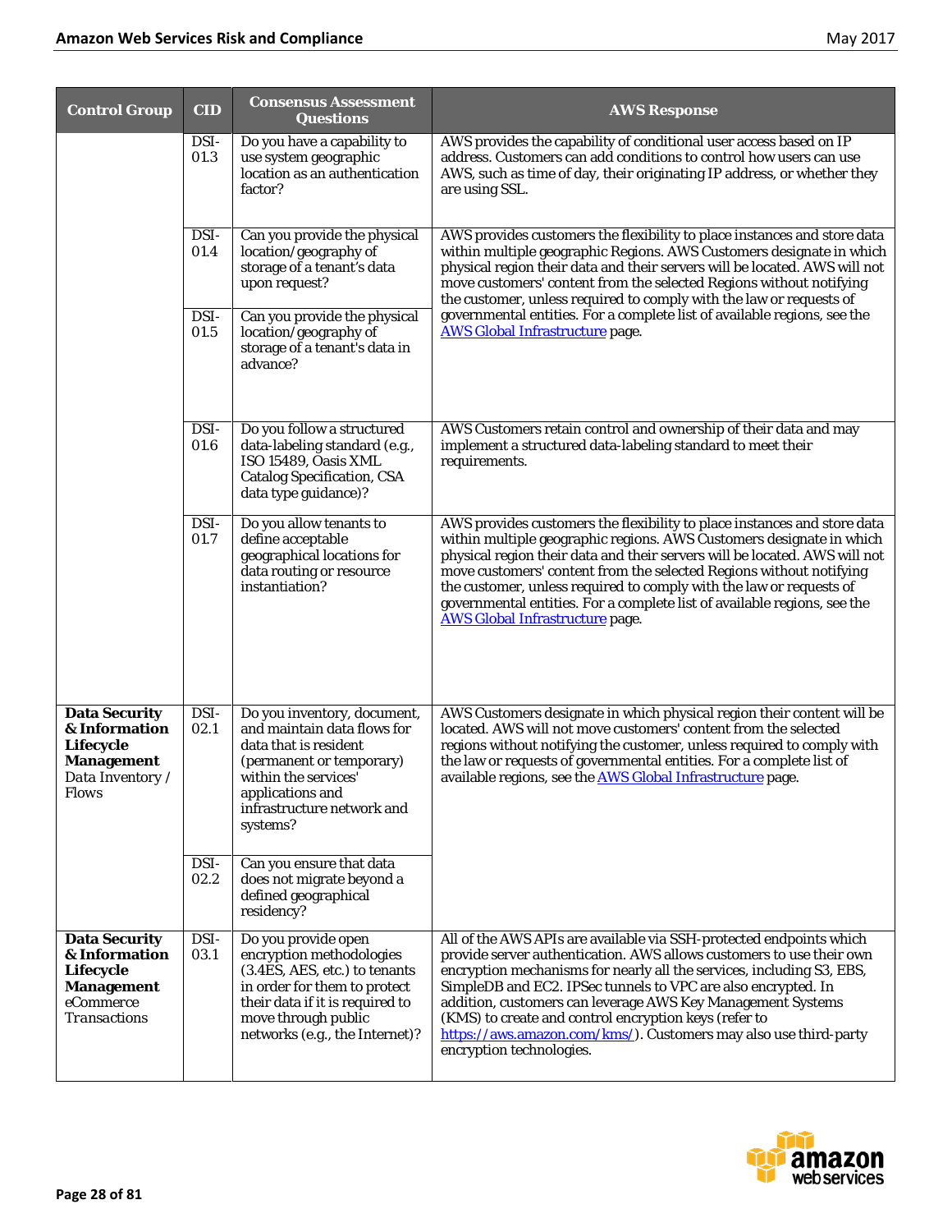| Control Group | CID | Consensus Assessment Questions | AWS Response |
|---|---|---|---|
| | DSI-01.3 | Do you have a capability to use system geographic location as an authentication factor? | AWS provides the capability of conditional user access based on IP address. Customers can add conditions to control how users can use AWS, such as time of day, their originating IP address, or whether they are using SSL. |
| | DSI-01.4 | Can you provide the physical location/geography of storage of a tenant's data upon request? | AWS provides customers the flexibility to place instances and store data within multiple geographic Regions. AWS Customers designate in which physical region their data and their servers will be located. AWS will not move customers' content from the selected Regions without notifying the customer, unless required to comply with the law or requests of governmental entities. For a complete list of available regions, see the [AWS Global Infrastructure]() page. |
| | DSI-01.5 | Can you provide the physical location/geography of storage of a tenant's data in advance? | |
| | DSI-01.6 | Do you follow a structured data-labeling standard (e.g., ISO 15489, Oasis XML Catalog Specification, CSA data type guidance)? | AWS Customers retain control and ownership of their data and may implement a structured data-labeling standard to meet their requirements. |
| | DSI-01.7 | Do you allow tenants to define acceptable geographical locations for data routing or resource instantiation? | AWS provides customers the flexibility to place instances and store data within multiple geographic regions. AWS Customers designate in which physical region their data and their servers will be located. AWS will not move customers' content from the selected Regions without notifying the customer, unless required to comply with the law or requests of governmental entities. For a complete list of available regions, see the [AWS Global Infrastructure]() page. |
| **Data Security & Information Lifecycle Management** Data Inventory / Flows | DSI-02.1 | Do you inventory, document, and maintain data flows for data that is resident (permanent or temporary) within the services' applications and infrastructure network and systems? | AWS Customers designate in which physical region their content will be located. AWS will not move customers' content from the selected regions without notifying the customer, unless required to comply with the law or requests of governmental entities. For a complete list of available regions, see the [AWS Global Infrastructure]() page. |
| | DSI-02.2 | Can you ensure that data does not migrate beyond a defined geographical residency? | |
| **Data Security & Information Lifecycle Management** eCommerce Transactions | DSI-03.1 | Do you provide open encryption methodologies (3.4ES, AES, etc.) to tenants in order for them to protect their data if it is required to move through public networks (e.g., the Internet)? | All of the AWS APIs are available via SSH-protected endpoints which provide server authentication. AWS allows customers to use their own encryption mechanisms for nearly all the services, including S3, EBS, SimpleDB and EC2. IPSec tunnels to VPC are also encrypted. In addition, customers can leverage AWS Key Management Systems (KMS) to create and control encryption keys (refer to [https://aws.amazon.com/kms/](https://aws.amazon.com/kms/)). Customers may also use third-party encryption technologies. |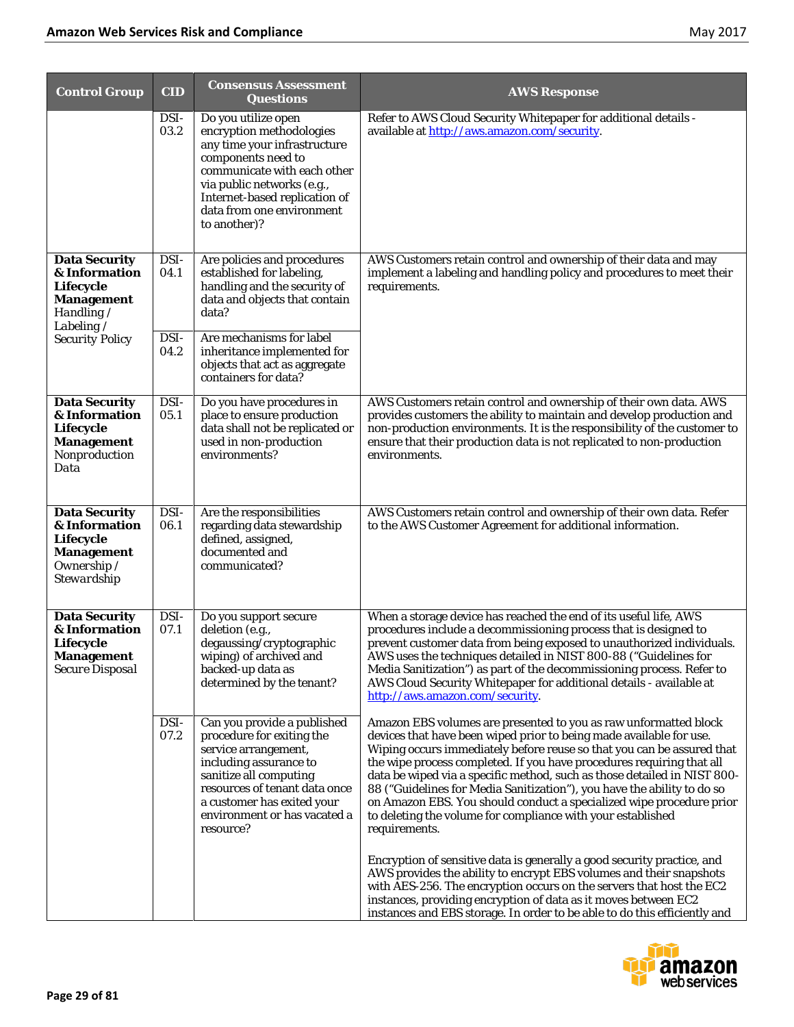| Control Group | CID | Consensus Assessment Questions | AWS Response |
|---|---|---|---|
| | DSI-03.2 | Do you utilize open encryption methodologies any time your infrastructure components need to communicate with each other via public networks (e.g., Internet-based replication of data from one environment to another)? | Refer to AWS Cloud Security Whitepaper for additional details - available at http://aws.amazon.com/security. |
| **Data Security & Information Lifecycle Management** Handling / Labeling / Security Policy | DSI-04.1 | Are policies and procedures established for labeling, handling and the security of data and objects that contain data? | AWS Customers retain control and ownership of their data and may implement a labeling and handling policy and procedures to meet their requirements. |
| | DSI-04.2 | Are mechanisms for label inheritance implemented for objects that act as aggregate containers for data? | |
| **Data Security & Information Lifecycle Management** Nonproduction Data | DSI-05.1 | Do you have procedures in place to ensure production data shall not be replicated or used in non-production environments? | AWS Customers retain control and ownership of their own data. AWS provides customers the ability to maintain and develop production and non-production environments. It is the responsibility of the customer to ensure that their production data is not replicated to non-production environments. |
| **Data Security & Information Lifecycle Management** Ownership / Stewardship | DSI-06.1 | Are the responsibilities regarding data stewardship defined, assigned, documented and communicated? | AWS Customers retain control and ownership of their own data. Refer to the AWS Customer Agreement for additional information. |
| **Data Security & Information Lifecycle Management** Secure Disposal | DSI-07.1 | Do you support secure deletion (e.g., degaussing/cryptographic wiping) of archived and backed-up data as determined by the tenant? | When a storage device has reached the end of its useful life, AWS procedures include a decommissioning process that is designed to prevent customer data from being exposed to unauthorized individuals. AWS uses the techniques detailed in NIST 800-88 ("Guidelines for Media Sanitization") as part of the decommissioning process. Refer to AWS Cloud Security Whitepaper for additional details - available at http://aws.amazon.com/security. |
| | DSI-07.2 | Can you provide a published procedure for exiting the service arrangement, including assurance to sanitize all computing resources of tenant data once a customer has exited your environment or has vacated a resource? | Amazon EBS volumes are presented to you as raw unformatted block devices that have been wiped prior to being made available for use. Wiping occurs immediately before reuse so that you can be assured that the wipe process completed. If you have procedures requiring that all data be wiped via a specific method, such as those detailed in NIST 800-88 ("Guidelines for Media Sanitization"), you have the ability to do so on Amazon EBS. You should conduct a specialized wipe procedure prior to deleting the volume for compliance with your established requirements.<br><br>Encryption of sensitive data is generally a good security practice, and AWS provides the ability to encrypt EBS volumes and their snapshots with AES-256. The encryption occurs on the servers that host the EC2 instances, providing encryption of data as it moves between EC2 instances and EBS storage. In order to be able to do this efficiently and |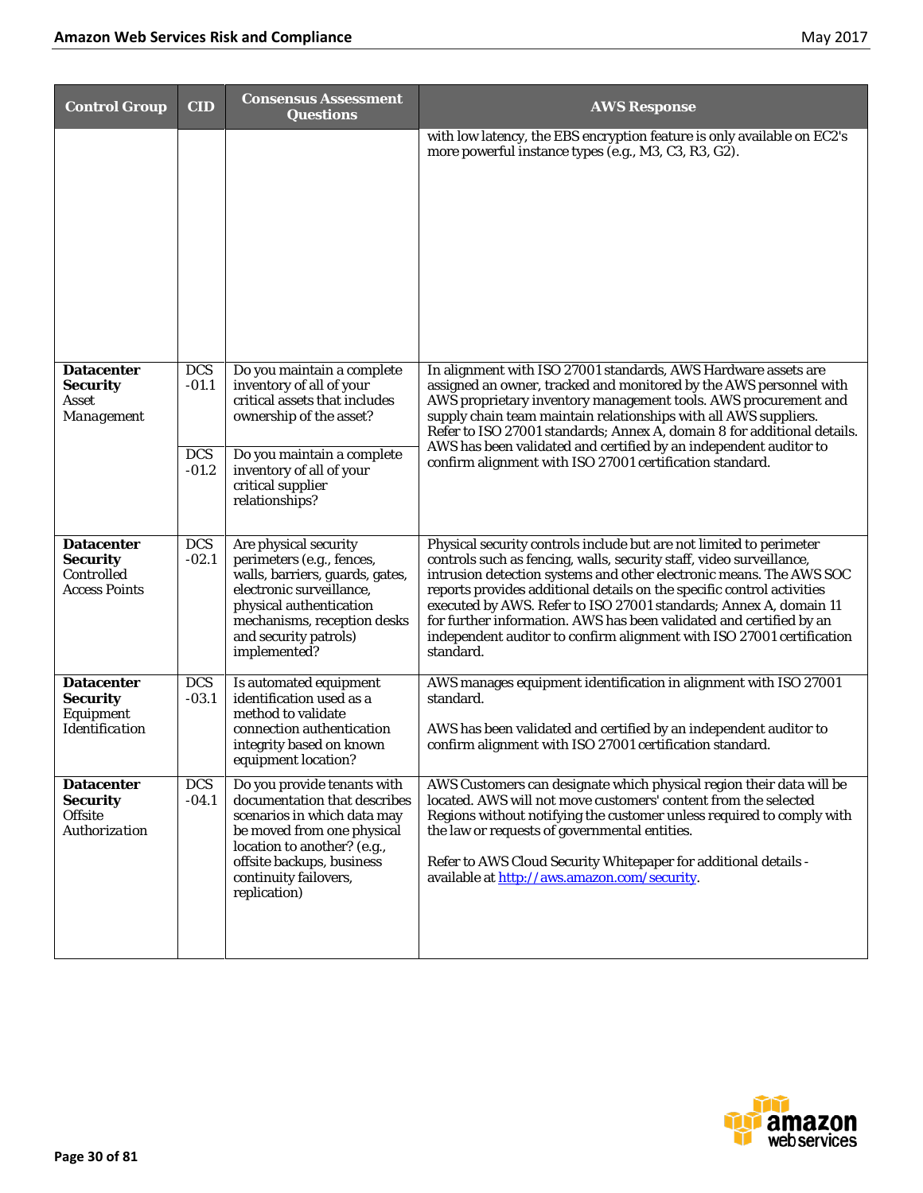| Control Group | CID | Consensus Assessment Questions | AWS Response |
| --- | --- | --- | --- |
| | | | with low latency, the EBS encryption feature is only available on EC2's more powerful instance types (e.g., M3, C3, R3, G2). |
| **Datacenter Security** *Asset Management* | DCS -01.1 | Do you maintain a complete inventory of all of your critical assets that includes ownership of the asset? | In alignment with ISO 27001 standards, AWS Hardware assets are assigned an owner, tracked and monitored by the AWS personnel with AWS proprietary inventory management tools. AWS procurement and supply chain team maintain relationships with all AWS suppliers. Refer to ISO 27001 standards; Annex A, domain 8 for additional details. AWS has been validated and certified by an independent auditor to confirm alignment with ISO 27001 certification standard. |
| | DCS -01.2 | Do you maintain a complete inventory of all of your critical supplier relationships? | |
| **Datacenter Security** Controlled Access Points | DCS -02.1 | Are physical security perimeters (e.g., fences, walls, barriers, guards, gates, electronic surveillance, physical authentication mechanisms, reception desks and security patrols) implemented? | Physical security controls include but are not limited to perimeter controls such as fencing, walls, security staff, video surveillance, intrusion detection systems and other electronic means. The AWS SOC reports provides additional details on the specific control activities executed by AWS. Refer to ISO 27001 standards; Annex A, domain 11 for further information. AWS has been validated and certified by an independent auditor to confirm alignment with ISO 27001 certification standard. |
| **Datacenter Security** Equipment Identification | DCS -03.1 | Is automated equipment identification used as a method to validate connection authentication integrity based on known equipment location? | AWS manages equipment identification in alignment with ISO 27001 standard.<br><br>AWS has been validated and certified by an independent auditor to confirm alignment with ISO 27001 certification standard. |
| **Datacenter Security** Offsite *Authorization* | DCS -04.1 | Do you provide tenants with documentation that describes scenarios in which data may be moved from one physical location to another? (e.g., offsite backups, business continuity failovers, replication) | AWS Customers can designate which physical region their data will be located. AWS will not move customers' content from the selected Regions without notifying the customer unless required to comply with the law or requests of governmental entities.<br><br>Refer to AWS Cloud Security Whitepaper for additional details - available at http://aws.amazon.com/security. |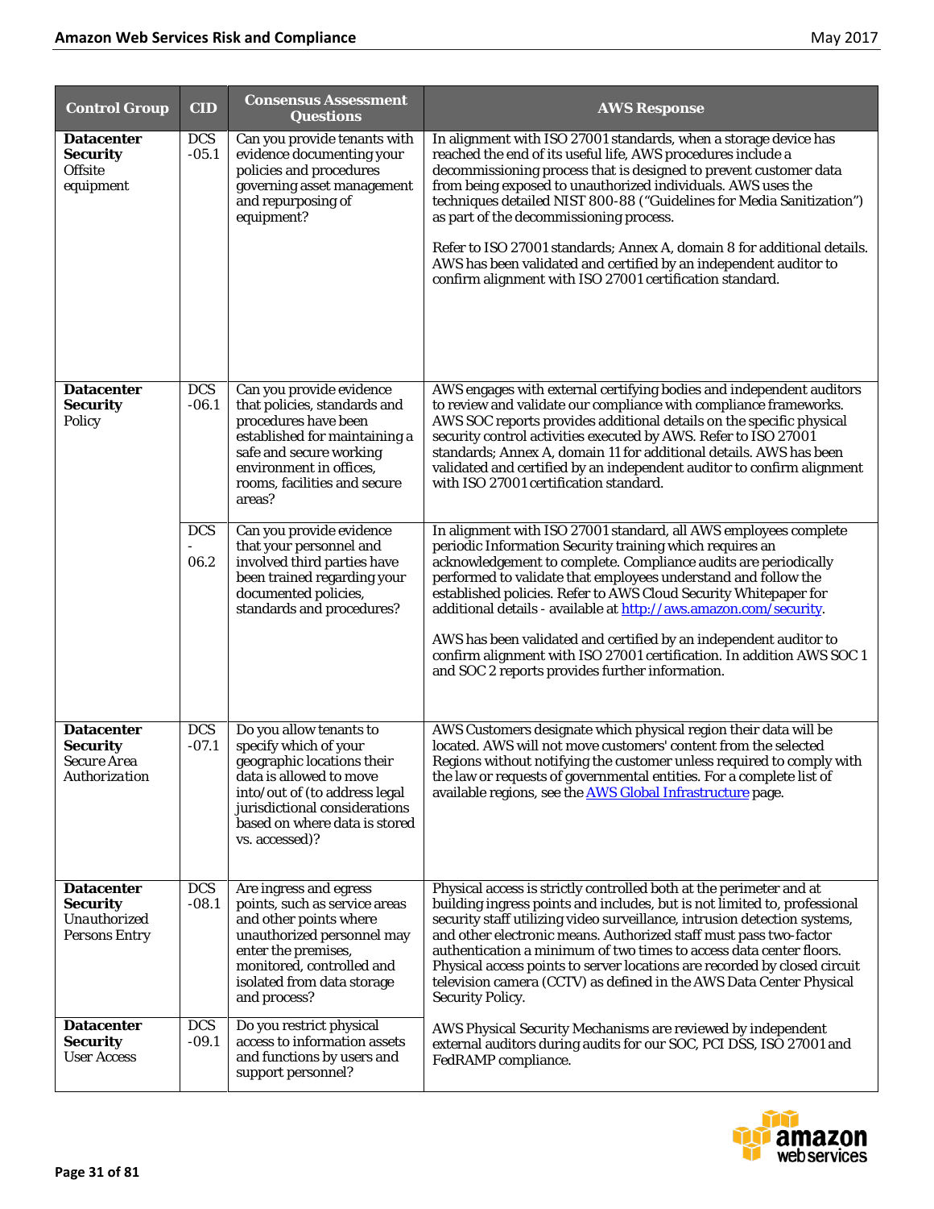| Control Group | CID | Consensus Assessment Questions | AWS Response |
| --- | --- | --- | --- |
| **Datacenter Security** Offsite equipment | DCS -05.1 | Can you provide tenants with evidence documenting your policies and procedures governing asset management and repurposing of equipment? | In alignment with ISO 27001 standards, when a storage device has reached the end of its useful life, AWS procedures include a decommissioning process that is designed to prevent customer data from being exposed to unauthorized individuals. AWS uses the techniques detailed NIST 800-88 ("Guidelines for Media Sanitization") as part of the decommissioning process.<br><br>Refer to ISO 27001 standards; Annex A, domain 8 for additional details. AWS has been validated and certified by an independent auditor to confirm alignment with ISO 27001 certification standard. |
| **Datacenter Security** Policy | DCS -06.1 | Can you provide evidence that policies, standards and procedures have been established for maintaining a safe and secure working environment in offices, rooms, facilities and secure areas? | AWS engages with external certifying bodies and independent auditors to review and validate our compliance with compliance frameworks. AWS SOC reports provides additional details on the specific physical security control activities executed by AWS. Refer to ISO 27001 standards; Annex A, domain 11 for additional details. AWS has been validated and certified by an independent auditor to confirm alignment with ISO 27001 certification standard. |
| | DCS - 06.2 | Can you provide evidence that your personnel and involved third parties have been trained regarding your documented policies, standards and procedures? | In alignment with ISO 27001 standard, all AWS employees complete periodic Information Security training which requires an acknowledgement to complete. Compliance audits are periodically performed to validate that employees understand and follow the established policies. Refer to AWS Cloud Security Whitepaper for additional details - available at [http://aws.amazon.com/security](http://aws.amazon.com/security).<br><br>AWS has been validated and certified by an independent auditor to confirm alignment with ISO 27001 certification. In addition AWS SOC 1 and SOC 2 reports provides further information. |
| **Datacenter Security** Secure Area Authorization | DCS -07.1 | Do you allow tenants to specify which of your geographic locations their data is allowed to move into/out of (to address legal jurisdictional considerations based on where data is stored vs. accessed)? | AWS Customers designate which physical region their data will be located. AWS will not move customers' content from the selected Regions without notifying the customer unless required to comply with the law or requests of governmental entities. For a complete list of available regions, see the AWS Global Infrastructure page. |
| **Datacenter Security** Unauthorized Persons Entry | DCS -08.1 | Are ingress and egress points, such as service areas and other points where unauthorized personnel may enter the premises, monitored, controlled and isolated from data storage and process? | Physical access is strictly controlled both at the perimeter and at building ingress points and includes, but is not limited to, professional security staff utilizing video surveillance, intrusion detection systems, and other electronic means. Authorized staff must pass two-factor authentication a minimum of two times to access data center floors. Physical access points to server locations are recorded by closed circuit television camera (CCTV) as defined in the AWS Data Center Physical Security Policy.<br><br>AWS Physical Security Mechanisms are reviewed by independent external auditors during audits for our SOC, PCI DSS, ISO 27001 and FedRAMP compliance. |
| **Datacenter Security** User Access | DCS -09.1 | Do you restrict physical access to information assets and functions by users and support personnel? | |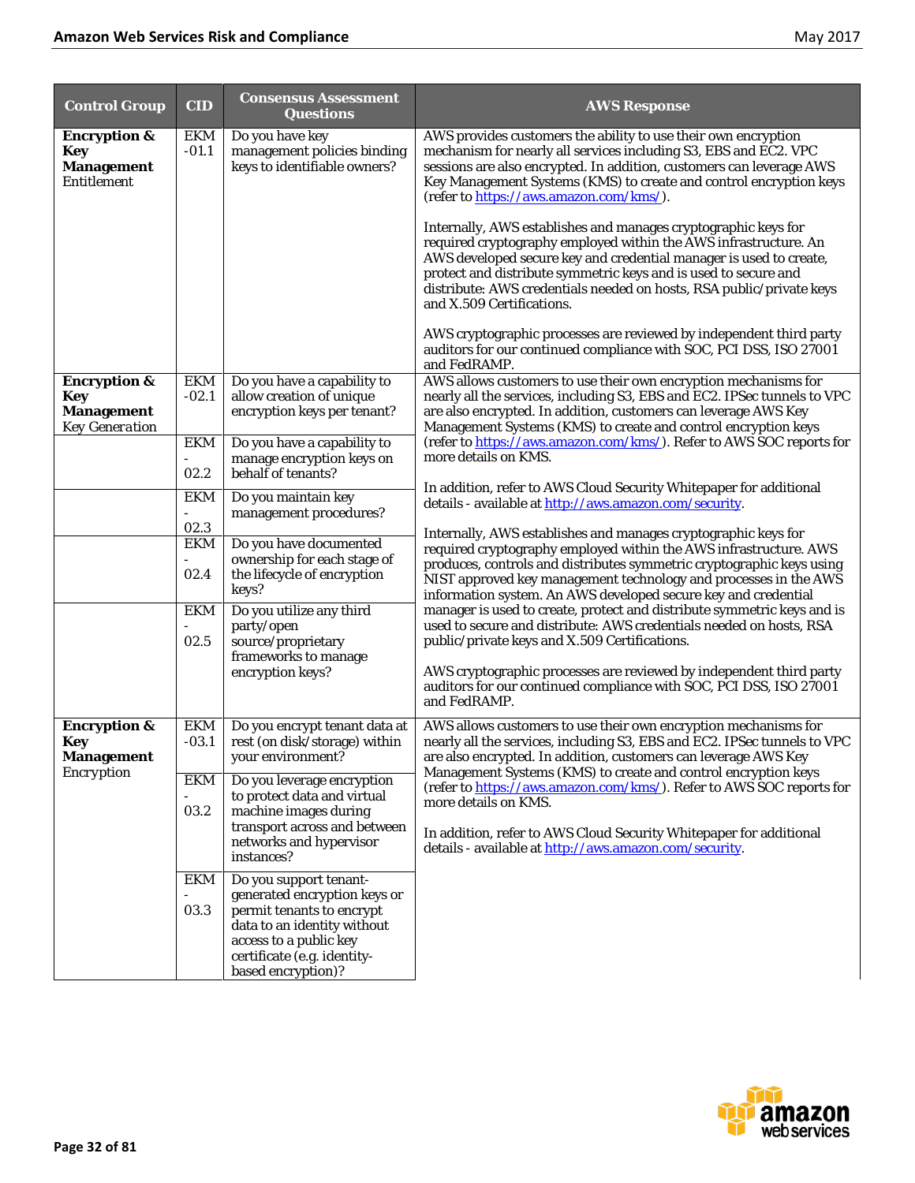| Control Group | CID | Consensus Assessment Questions | AWS Response |
|---|---|---|---|
| **Encryption & Key Management** Entitlement | EKM-01.1 | Do you have key management policies binding keys to identifiable owners? | AWS provides customers the ability to use their own encryption mechanism for nearly all services including S3, EBS and EC2. VPC sessions are also encrypted. In addition, customers can leverage AWS Key Management Systems (KMS) to create and control encryption keys (refer to https://aws.amazon.com/kms/).<br><br>Internally, AWS establishes and manages cryptographic keys for required cryptography employed within the AWS infrastructure. An AWS developed secure key and credential manager is used to create, protect and distribute symmetric keys and is used to secure and distribute: AWS credentials needed on hosts, RSA public/private keys and X.509 Certifications.<br><br>AWS cryptographic processes are reviewed by independent third party auditors for our continued compliance with SOC, PCI DSS, ISO 27001 and FedRAMP. |
| **Encryption & Key Management** *Key Generation* | EKM-02.1 | Do you have a capability to allow creation of unique encryption keys per tenant? | AWS allows customers to use their own encryption mechanisms for nearly all the services, including S3, EBS and EC2. IPSec tunnels to VPC are also encrypted. In addition, customers can leverage AWS Key Management Systems (KMS) to create and control encryption keys (refer to https://aws.amazon.com/kms/). Refer to AWS SOC reports for more details on KMS.<br><br>In addition, refer to AWS Cloud Security Whitepaper for additional details - available at http://aws.amazon.com/security.<br><br>Internally, AWS establishes and manages cryptographic keys for required cryptography employed within the AWS infrastructure. AWS produces, controls and distributes symmetric cryptographic keys using NIST approved key management technology and processes in the AWS information system. An AWS developed secure key and credential manager is used to create, protect and distribute symmetric keys and is used to secure and distribute: AWS credentials needed on hosts, RSA public/private keys and X.509 Certifications.<br><br>AWS cryptographic processes are reviewed by independent third party auditors for our continued compliance with SOC, PCI DSS, ISO 27001 and FedRAMP. |
| | EKM-02.2 | Do you have a capability to manage encryption keys on behalf of tenants? | |
| | EKM-02.3 | Do you maintain key management procedures? | |
| | EKM-02.4 | Do you have documented ownership for each stage of the lifecycle of encryption keys? | |
| | EKM-02.5 | Do you utilize any third party/open source/proprietary frameworks to manage encryption keys? | |
| **Encryption & Key Management** Encryption | EKM-03.1 | Do you encrypt tenant data at rest (on disk/storage) within your environment? | AWS allows customers to use their own encryption mechanisms for nearly all the services, including S3, EBS and EC2. IPSec tunnels to VPC are also encrypted. In addition, customers can leverage AWS Key Management Systems (KMS) to create and control encryption keys (refer to https://aws.amazon.com/kms/). Refer to AWS SOC reports for more details on KMS.<br><br>In addition, refer to AWS Cloud Security Whitepaper for additional details - available at http://aws.amazon.com/security. |
| | EKM-03.2 | Do you leverage encryption to protect data and virtual machine images during transport across and between networks and hypervisor instances? | |
| | EKM-03.3 | Do you support tenant-generated encryption keys or permit tenants to encrypt data to an identity without access to a public key certificate (e.g. identity-based encryption)? | |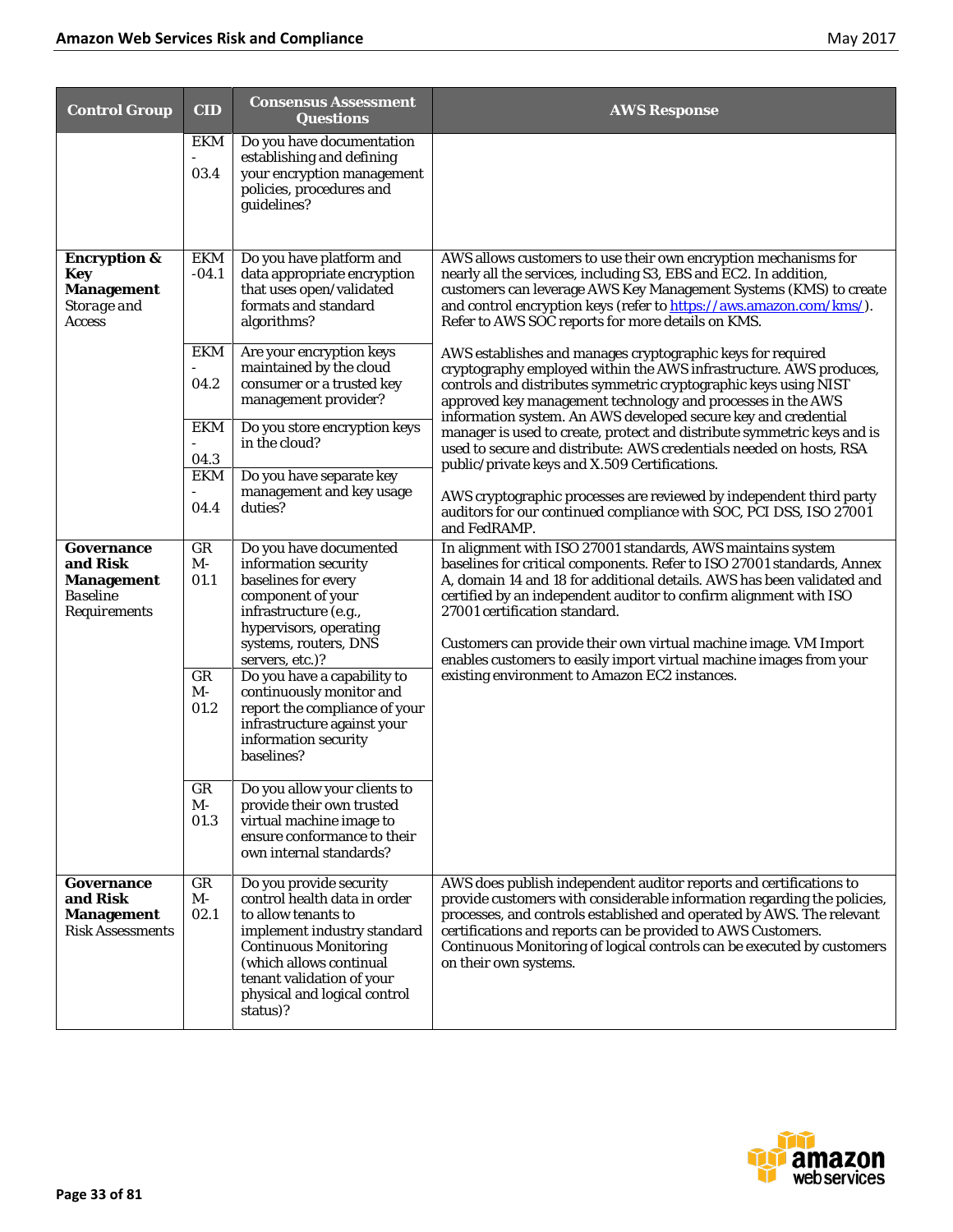| Control Group | CID | Consensus Assessment Questions | AWS Response |
|---|---|---|---|
| | EKM - 03.4 | Do you have documentation establishing and defining your encryption management policies, procedures and guidelines? | |
| **Encryption & Key Management** Storage and Access | EKM -04.1 | Do you have platform and data appropriate encryption that uses open/validated formats and standard algorithms? | AWS allows customers to use their own encryption mechanisms for nearly all the services, including S3, EBS and EC2. In addition, customers can leverage AWS Key Management Systems (KMS) to create and control encryption keys (refer to https://aws.amazon.com/kms/). Refer to AWS SOC reports for more details on KMS. |
| | EKM - 04.2 | Are your encryption keys maintained by the cloud consumer or a trusted key management provider? | AWS establishes and manages cryptographic keys for required cryptography employed within the AWS infrastructure. AWS produces, controls and distributes symmetric cryptographic keys using NIST approved key management technology and processes in the AWS information system. An AWS developed secure key and credential manager is used to create, protect and distribute symmetric keys and is used to secure and distribute: AWS credentials needed on hosts, RSA public/private keys and X.509 Certifications. AWS cryptographic processes are reviewed by independent third party auditors for our continued compliance with SOC, PCI DSS, ISO 27001 and FedRAMP. |
| | EKM - 04.3 | Do you store encryption keys in the cloud? | |
| | EKM - 04.4 | Do you have separate key management and key usage duties? | |
| **Governance and Risk Management** Baseline Requirements | GRM-01.1 | Do you have documented information security baselines for every component of your infrastructure (e.g., hypervisors, operating systems, routers, DNS servers, etc.)? | In alignment with ISO 27001 standards, AWS maintains system baselines for critical components. Refer to ISO 27001 standards, Annex A, domain 14 and 18 for additional details. AWS has been validated and certified by an independent auditor to confirm alignment with ISO 27001 certification standard. Customers can provide their own virtual machine image. VM Import enables customers to easily import virtual machine images from your existing environment to Amazon EC2 instances. |
| | GRM-01.2 | Do you have a capability to continuously monitor and report the compliance of your infrastructure against your information security baselines? | |
| | GRM-01.3 | Do you allow your clients to provide their own trusted virtual machine image to ensure conformance to their own internal standards? | |
| **Governance and Risk Management** Risk Assessments | GRM-02.1 | Do you provide security control health data in order to allow tenants to implement industry standard Continuous Monitoring (which allows continual tenant validation of your physical and logical control status)? | AWS does publish independent auditor reports and certifications to provide customers with considerable information regarding the policies, processes, and controls established and operated by AWS. The relevant certifications and reports can be provided to AWS Customers. Continuous Monitoring of logical controls can be executed by customers on their own systems. |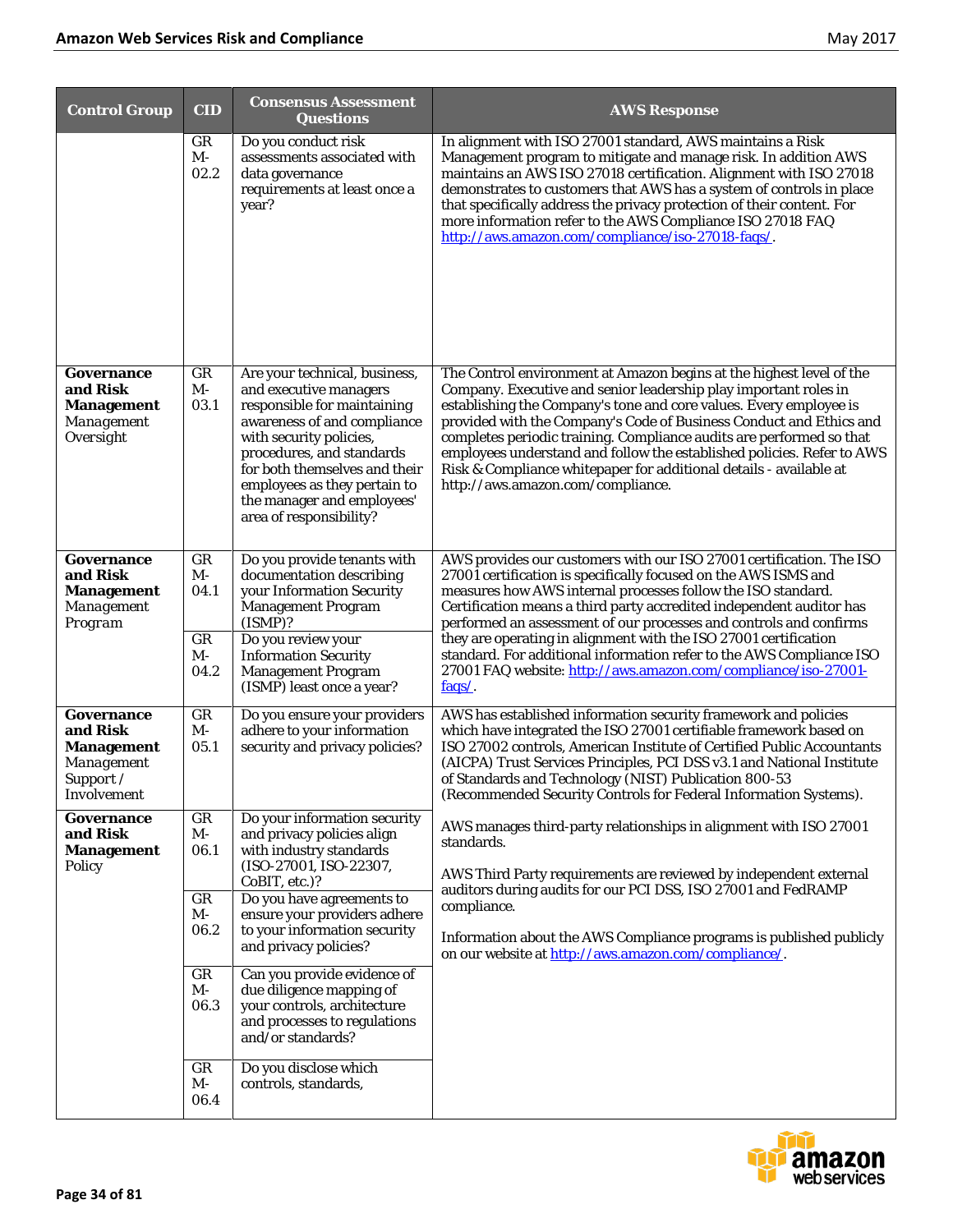| Control Group | CID | Consensus Assessment Questions | AWS Response |
|---|---|---|---|
| | GRM-02.2 | Do you conduct risk assessments associated with data governance requirements at least once a year? | In alignment with ISO 27001 standard, AWS maintains a Risk Management program to mitigate and manage risk. In addition AWS maintains an AWS ISO 27018 certification. Alignment with ISO 27018 demonstrates to customers that AWS has a system of controls in place that specifically address the privacy protection of their content. For more information refer to the AWS Compliance ISO 27018 FAQ http://aws.amazon.com/compliance/iso-27018-faqs/. |
| **Governance and Risk Management** Management Oversight | GRM-03.1 | Are your technical, business, and executive managers responsible for maintaining awareness of and compliance with security policies, procedures, and standards for both themselves and their employees as they pertain to the manager and employees' area of responsibility? | The Control environment at Amazon begins at the highest level of the Company. Executive and senior leadership play important roles in establishing the Company's tone and core values. Every employee is provided with the Company's Code of Business Conduct and Ethics and completes periodic training. Compliance audits are performed so that employees understand and follow the established policies. Refer to AWS Risk & Compliance whitepaper for additional details - available at http://aws.amazon.com/compliance. |
| **Governance and Risk Management** Management Program | GRM-04.1 | Do you provide tenants with documentation describing your Information Security Management Program (ISMP)? | AWS provides our customers with our ISO 27001 certification. The ISO 27001 certification is specifically focused on the AWS ISMS and measures how AWS internal processes follow the ISO standard. Certification means a third party accredited independent auditor has performed an assessment of our processes and controls and confirms they are operating in alignment with the ISO 27001 certification standard. For additional information refer to the AWS Compliance ISO 27001 FAQ website: http://aws.amazon.com/compliance/iso-27001-faqs/. |
| | GRM-04.2 | Do you review your Information Security Management Program (ISMP) least once a year? | |
| **Governance and Risk Management** Management Support / Involvement | GRM-05.1 | Do you ensure your providers adhere to your information security and privacy policies? | AWS has established information security framework and policies which have integrated the ISO 27001 certifiable framework based on ISO 27002 controls, American Institute of Certified Public Accountants (AICPA) Trust Services Principles, PCI DSS v3.1 and National Institute of Standards and Technology (NIST) Publication 800-53 (Recommended Security Controls for Federal Information Systems). |
| **Governance and Risk Management** Policy | GRM-06.1 | Do your information security and privacy policies align with industry standards (ISO-27001, ISO-22307, CoBIT, etc.)? | AWS manages third-party relationships in alignment with ISO 27001 standards.<br><br>AWS Third Party requirements are reviewed by independent external auditors during audits for our PCI DSS, ISO 27001 and FedRAMP compliance.<br><br>Information about the AWS Compliance programs is published publicly on our website at http://aws.amazon.com/compliance/. |
| | GRM-06.2 | Do you have agreements to ensure your providers adhere to your information security and privacy policies? | |
| | GRM-06.3 | Can you provide evidence of due diligence mapping of your controls, architecture and processes to regulations and/or standards? | |
| | GRM-06.4 | Do you disclose which controls, standards, | |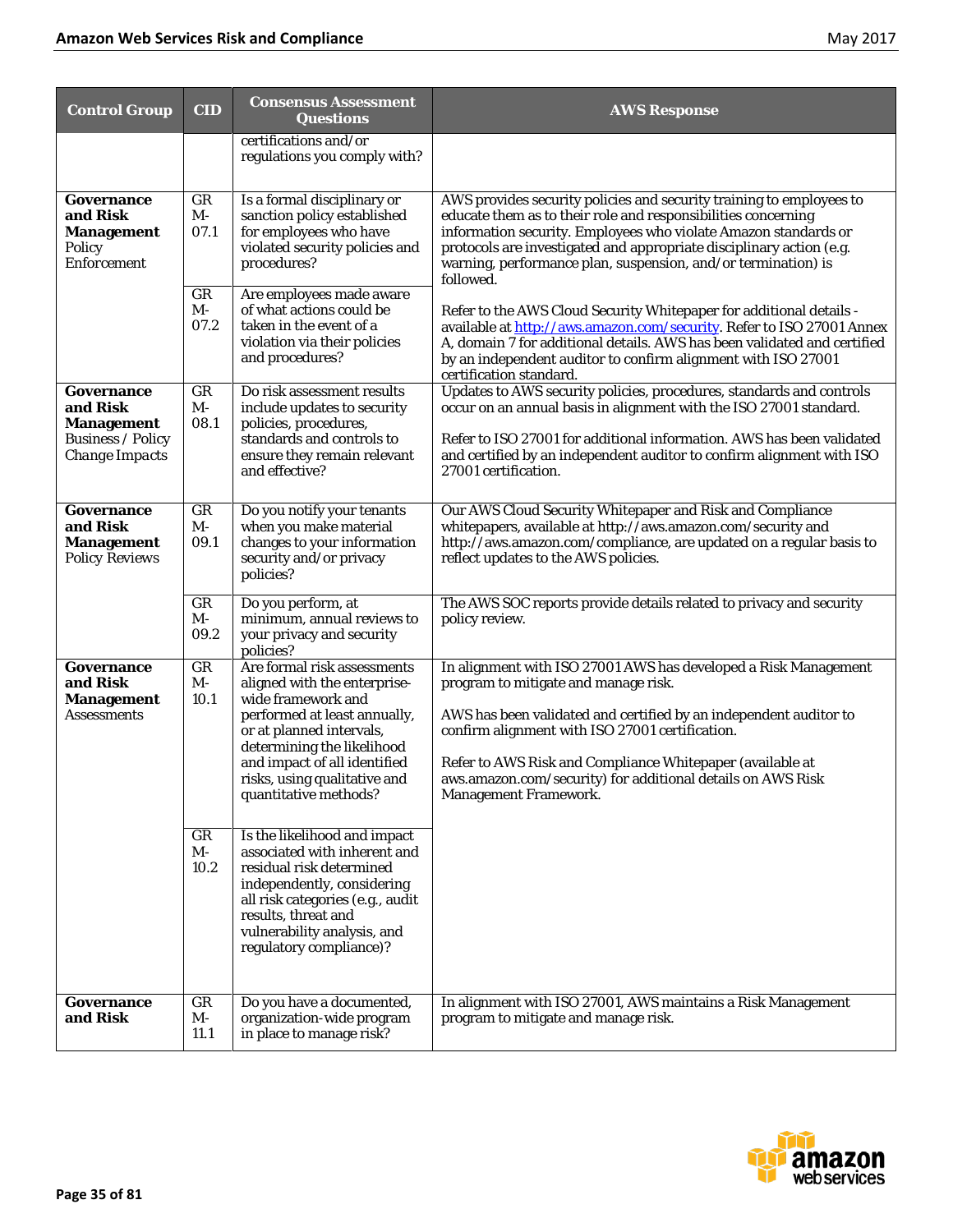| Control Group | CID | Consensus Assessment Questions | AWS Response |
|---|---|---|---|
| | | certifications and/or regulations you comply with? | |
| **Governance and Risk Management** Policy Enforcement | GRM-07.1 | Is a formal disciplinary or sanction policy established for employees who have violated security policies and procedures? | AWS provides security policies and security training to employees to educate them as to their role and responsibilities concerning information security. Employees who violate Amazon standards or protocols are investigated and appropriate disciplinary action (e.g. warning, performance plan, suspension, and/or termination) is followed.<br><br>Refer to the AWS Cloud Security Whitepaper for additional details - available at http://aws.amazon.com/security. Refer to ISO 27001 Annex A, domain 7 for additional details. AWS has been validated and certified by an independent auditor to confirm alignment with ISO 27001 certification standard. |
| | GRM-07.2 | Are employees made aware of what actions could be taken in the event of a violation via their policies and procedures? | |
| **Governance and Risk Management** Business / Policy Change Impacts | GRM-08.1 | Do risk assessment results include updates to security policies, procedures, standards and controls to ensure they remain relevant and effective? | Updates to AWS security policies, procedures, standards and controls occur on an annual basis in alignment with the ISO 27001 standard.<br><br>Refer to ISO 27001 for additional information. AWS has been validated and certified by an independent auditor to confirm alignment with ISO 27001 certification. |
| **Governance and Risk Management** Policy Reviews | GRM-09.1 | Do you notify your tenants when you make material changes to your information security and/or privacy policies? | Our AWS Cloud Security Whitepaper and Risk and Compliance whitepapers, available at http://aws.amazon.com/security and http://aws.amazon.com/compliance, are updated on a regular basis to reflect updates to the AWS policies. |
| | GRM-09.2 | Do you perform, at minimum, annual reviews to your privacy and security policies? | The AWS SOC reports provide details related to privacy and security policy review. |
| **Governance and Risk Management** Assessments | GRM-10.1 | Are formal risk assessments aligned with the enterprise-wide framework and performed at least annually, or at planned intervals, determining the likelihood and impact of all identified risks, using qualitative and quantitative methods? | In alignment with ISO 27001 AWS has developed a Risk Management program to mitigate and manage risk.<br><br>AWS has been validated and certified by an independent auditor to confirm alignment with ISO 27001 certification.<br><br>Refer to AWS Risk and Compliance Whitepaper (available at aws.amazon.com/security) for additional details on AWS Risk Management Framework. |
| | GRM-10.2 | Is the likelihood and impact associated with inherent and residual risk determined independently, considering all risk categories (e.g., audit results, threat and vulnerability analysis, and regulatory compliance)? | |
| **Governance and Risk** | GRM-11.1 | Do you have a documented, organization-wide program in place to manage risk? | In alignment with ISO 27001, AWS maintains a Risk Management program to mitigate and manage risk. |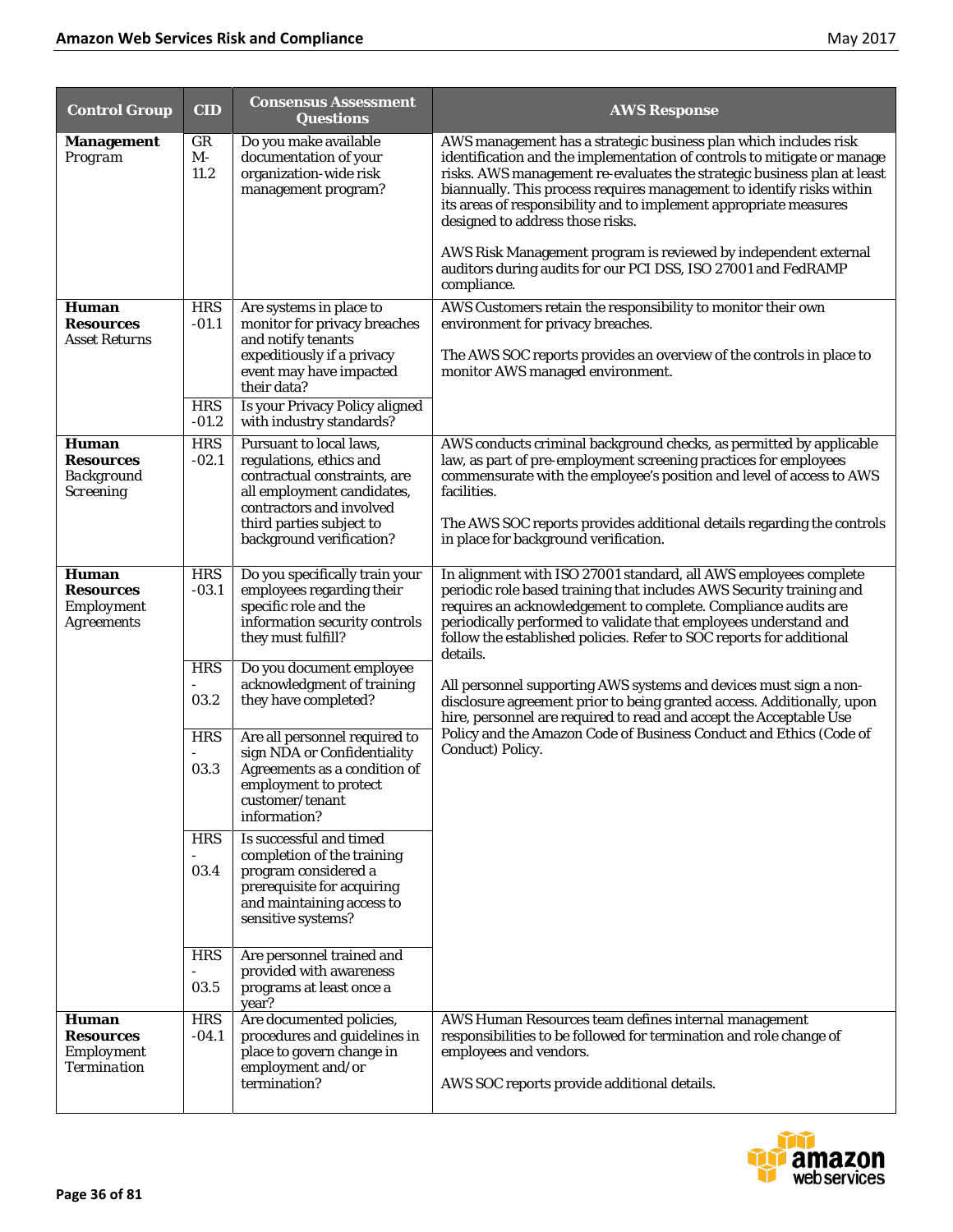| Control Group | CID | Consensus Assessment Questions | AWS Response |
|---|---|---|---|
| **Management** *Program* | GRM-11.2 | Do you make available documentation of your organization-wide risk management program? | AWS management has a strategic business plan which includes risk identification and the implementation of controls to mitigate or manage risks. AWS management re-evaluates the strategic business plan at least biannually. This process requires management to identify risks within its areas of responsibility and to implement appropriate measures designed to address those risks.<br><br>AWS Risk Management program is reviewed by independent external auditors during audits for our PCI DSS, ISO 27001 and FedRAMP compliance. |
| **Human Resources** Asset Returns | HRS-01.1 | Are systems in place to monitor for privacy breaches and notify tenants expeditiously if a privacy event may have impacted their data? | AWS Customers retain the responsibility to monitor their own environment for privacy breaches.<br><br>The AWS SOC reports provides an overview of the controls in place to monitor AWS managed environment. |
| | HRS-01.2 | Is your Privacy Policy aligned with industry standards? | |
| **Human Resources** Background Screening | HRS-02.1 | Pursuant to local laws, regulations, ethics and contractual constraints, are all employment candidates, contractors and involved third parties subject to background verification? | AWS conducts criminal background checks, as permitted by applicable law, as part of pre-employment screening practices for employees commensurate with the employee's position and level of access to AWS facilities.<br><br>The AWS SOC reports provides additional details regarding the controls in place for background verification. |
| **Human Resources** Employment Agreements | HRS-03.1 | Do you specifically train your employees regarding their specific role and the information security controls they must fulfill? | In alignment with ISO 27001 standard, all AWS employees complete periodic role based training that includes AWS Security training and requires an acknowledgement to complete. Compliance audits are periodically performed to validate that employees understand and follow the established policies. Refer to SOC reports for additional details.<br><br>All personnel supporting AWS systems and devices must sign a non-disclosure agreement prior to being granted access. Additionally, upon hire, personnel are required to read and accept the Acceptable Use Policy and the Amazon Code of Business Conduct and Ethics (Code of Conduct) Policy. |
| | HRS-03.2 | Do you document employee acknowledgment of training they have completed? | |
| | HRS-03.3 | Are all personnel required to sign NDA or Confidentiality Agreements as a condition of employment to protect customer/tenant information? | |
| | HRS-03.4 | Is successful and timed completion of the training program considered a prerequisite for acquiring and maintaining access to sensitive systems? | |
| | HRS-03.5 | Are personnel trained and provided with awareness programs at least once a year? | |
| **Human Resources** Employment Termination | HRS-04.1 | Are documented policies, procedures and guidelines in place to govern change in employment and/or termination? | AWS Human Resources team defines internal management responsibilities to be followed for termination and role change of employees and vendors.<br><br>AWS SOC reports provide additional details. |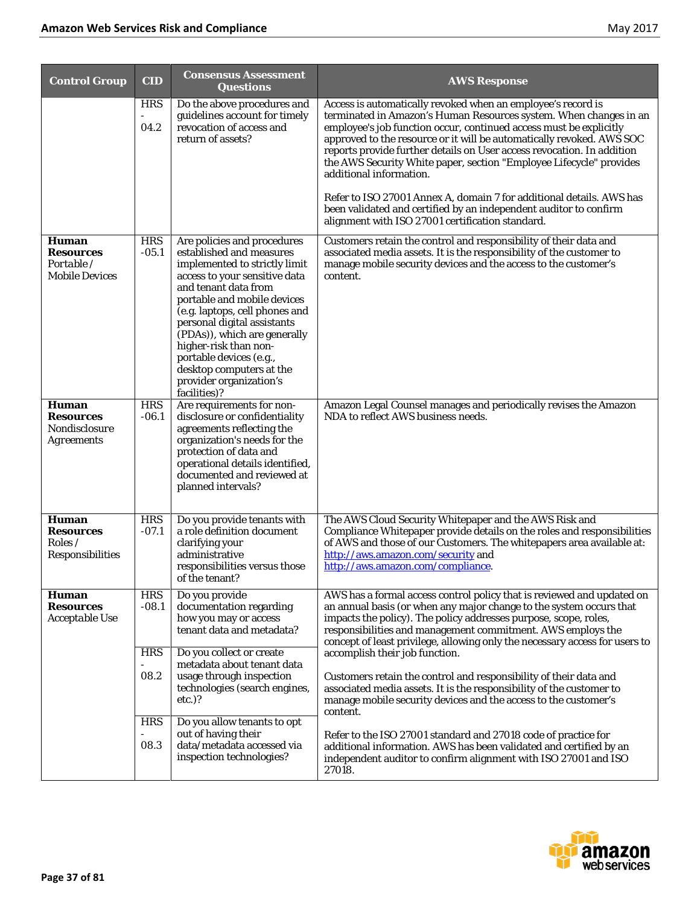| Control Group | CID | Consensus Assessment Questions | AWS Response |
|---|---|---|---|
| | HRS - 04.2 | Do the above procedures and guidelines account for timely revocation of access and return of assets? | Access is automatically revoked when an employee's record is terminated in Amazon's Human Resources system. When changes in an employee's job function occur, continued access must be explicitly approved to the resource or it will be automatically revoked. AWS SOC reports provide further details on User access revocation. In addition the AWS Security White paper, section "Employee Lifecycle" provides additional information.<br><br>Refer to ISO 27001 Annex A, domain 7 for additional details. AWS has been validated and certified by an independent auditor to confirm alignment with ISO 27001 certification standard. |
| **Human Resources** Portable / Mobile Devices | HRS -05.1 | Are policies and procedures established and measures implemented to strictly limit access to your sensitive data and tenant data from portable and mobile devices (e.g. laptops, cell phones and personal digital assistants (PDAs)), which are generally higher-risk than non-portable devices (e.g., desktop computers at the provider organization's facilities)? | Customers retain the control and responsibility of their data and associated media assets. It is the responsibility of the customer to manage mobile security devices and the access to the customer's content. |
| **Human Resources** Nondisclosure Agreements | HRS -06.1 | Are requirements for non-disclosure or confidentiality agreements reflecting the organization's needs for the protection of data and operational details identified, documented and reviewed at planned intervals? | Amazon Legal Counsel manages and periodically revises the Amazon NDA to reflect AWS business needs. |
| **Human Resources** Roles / Responsibilities | HRS -07.1 | Do you provide tenants with a role definition document clarifying your administrative responsibilities versus those of the tenant? | The AWS Cloud Security Whitepaper and the AWS Risk and Compliance Whitepaper provide details on the roles and responsibilities of AWS and those of our Customers. The whitepapers area available at: [http://aws.amazon.com/security](http://aws.amazon.com/security) and [http://aws.amazon.com/compliance](http://aws.amazon.com/compliance). |
| **Human Resources** Acceptable Use | HRS -08.1 | Do you provide documentation regarding how you may or access tenant data and metadata? | AWS has a formal access control policy that is reviewed and updated on an annual basis (or when any major change to the system occurs that impacts the policy). The policy addresses purpose, scope, roles, responsibilities and management commitment. AWS employs the concept of least privilege, allowing only the necessary access for users to accomplish their job function.<br><br>Customers retain the control and responsibility of their data and associated media assets. It is the responsibility of the customer to manage mobile security devices and the access to the customer's content.<br><br>Refer to the ISO 27001 standard and 27018 code of practice for additional information. AWS has been validated and certified by an independent auditor to confirm alignment with ISO 27001 and ISO 27018. |
| | HRS - 08.2 | Do you collect or create metadata about tenant data usage through inspection technologies (search engines, etc.)? | |
| | HRS - 08.3 | Do you allow tenants to opt out of having their data/metadata accessed via inspection technologies? | |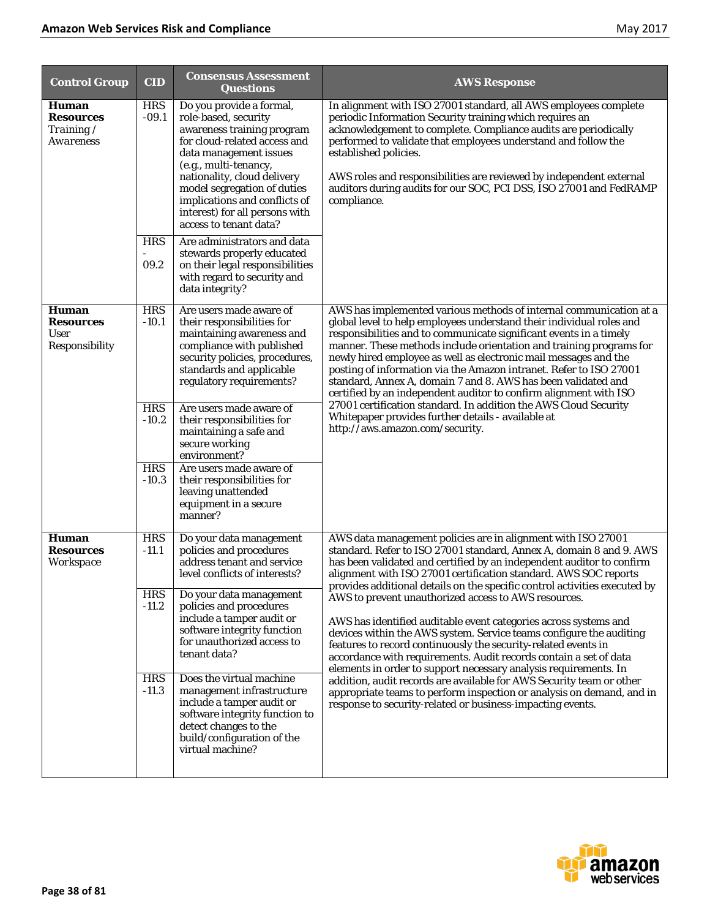| Control Group | CID | Consensus Assessment Questions | AWS Response |
|---|---|---|---|
| **Human Resources** *Training / Awareness* | HRS -09.1 | Do you provide a formal, role-based, security awareness training program for cloud-related access and data management issues (e.g., multi-tenancy, nationality, cloud delivery model segregation of duties implications and conflicts of interest) for all persons with access to tenant data? | In alignment with ISO 27001 standard, all AWS employees complete periodic Information Security training which requires an acknowledgement to complete. Compliance audits are periodically performed to validate that employees understand and follow the established policies.<br><br>AWS roles and responsibilities are reviewed by independent external auditors during audits for our SOC, PCI DSS, ISO 27001 and FedRAMP compliance. |
| | HRS - 09.2 | Are administrators and data stewards properly educated on their legal responsibilities with regard to security and data integrity? | |
| **Human Resources** User Responsibility | HRS -10.1 | Are users made aware of their responsibilities for maintaining awareness and compliance with published security policies, procedures, standards and applicable regulatory requirements? | AWS has implemented various methods of internal communication at a global level to help employees understand their individual roles and responsibilities and to communicate significant events in a timely manner. These methods include orientation and training programs for newly hired employee as well as electronic mail messages and the posting of information via the Amazon intranet. Refer to ISO 27001 standard, Annex A, domain 7 and 8. AWS has been validated and certified by an independent auditor to confirm alignment with ISO 27001 certification standard. In addition the AWS Cloud Security Whitepaper provides further details - available at http://aws.amazon.com/security. |
| | HRS -10.2 | Are users made aware of their responsibilities for maintaining a safe and secure working environment? | |
| | HRS -10.3 | Are users made aware of their responsibilities for leaving unattended equipment in a secure manner? | |
| **Human Resources** *Workspace* | HRS -11.1 | Do your data management policies and procedures address tenant and service level conflicts of interests? | AWS data management policies are in alignment with ISO 27001 standard. Refer to ISO 27001 standard, Annex A, domain 8 and 9. AWS has been validated and certified by an independent auditor to confirm alignment with ISO 27001 certification standard. AWS SOC reports provides additional details on the specific control activities executed by AWS to prevent unauthorized access to AWS resources.<br><br>AWS has identified auditable event categories across systems and devices within the AWS system. Service teams configure the auditing features to record continuously the security-related events in accordance with requirements. Audit records contain a set of data elements in order to support necessary analysis requirements. In addition, audit records are available for AWS Security team or other appropriate teams to perform inspection or analysis on demand, and in response to security-related or business-impacting events. |
| | HRS -11.2 | Do your data management policies and procedures include a tamper audit or software integrity function for unauthorized access to tenant data? | |
| | HRS -11.3 | Does the virtual machine management infrastructure include a tamper audit or software integrity function to detect changes to the build/configuration of the virtual machine? | |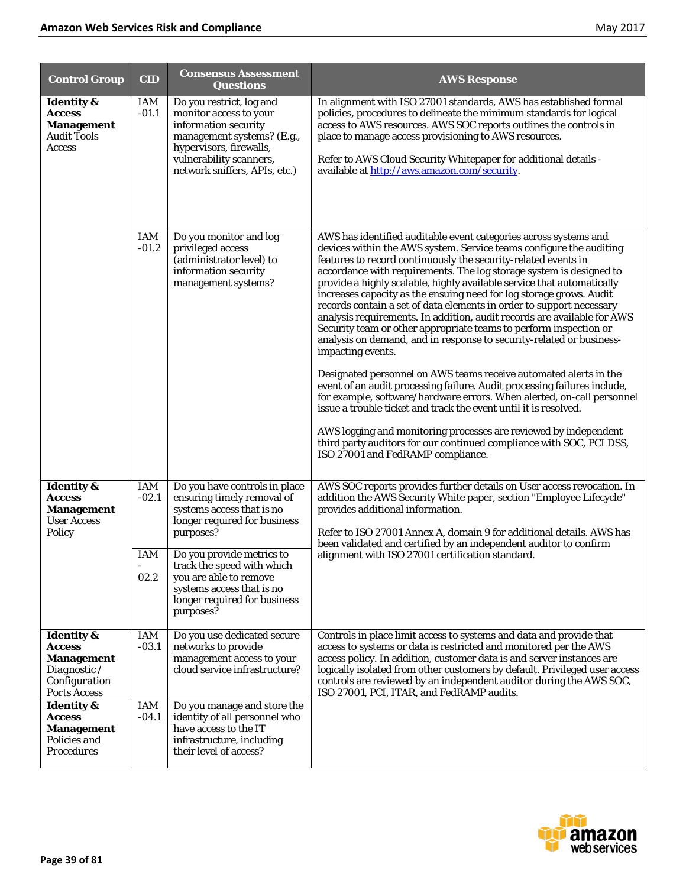| Control Group | CID | Consensus Assessment Questions | AWS Response |
|---|---|---|---|
| **Identity & Access Management** Audit Tools Access | IAM -01.1 | Do you restrict, log and monitor access to your information security management systems? (E.g., hypervisors, firewalls, vulnerability scanners, network sniffers, APIs, etc.) | In alignment with ISO 27001 standards, AWS has established formal policies, procedures to delineate the minimum standards for logical access to AWS resources. AWS SOC reports outlines the controls in place to manage access provisioning to AWS resources.<br><br>Refer to AWS Cloud Security Whitepaper for additional details - available at [http://aws.amazon.com/security](http://aws.amazon.com/security). |
| | IAM -01.2 | Do you monitor and log privileged access (administrator level) to information security management systems? | AWS has identified auditable event categories across systems and devices within the AWS system. Service teams configure the auditing features to record continuously the security-related events in accordance with requirements. The log storage system is designed to provide a highly scalable, highly available service that automatically increases capacity as the ensuing need for log storage grows. Audit records contain a set of data elements in order to support necessary analysis requirements. In addition, audit records are available for AWS Security team or other appropriate teams to perform inspection or analysis on demand, and in response to security-related or business-impacting events.<br><br>Designated personnel on AWS teams receive automated alerts in the event of an audit processing failure. Audit processing failures include, for example, software/hardware errors. When alerted, on-call personnel issue a trouble ticket and track the event until it is resolved.<br><br>AWS logging and monitoring processes are reviewed by independent third party auditors for our continued compliance with SOC, PCI DSS, ISO 27001 and FedRAMP compliance. |
| **Identity & Access Management** User Access Policy | IAM -02.1 | Do you have controls in place ensuring timely removal of systems access that is no longer required for business purposes? | AWS SOC reports provides further details on User access revocation. In addition the AWS Security White paper, section "Employee Lifecycle" provides additional information.<br><br>Refer to ISO 27001 Annex A, domain 9 for additional details. AWS has been validated and certified by an independent auditor to confirm alignment with ISO 27001 certification standard. |
| | IAM - 02.2 | Do you provide metrics to track the speed with which you are able to remove systems access that is no longer required for business purposes? | |
| **Identity & Access Management** Diagnostic / Configuration Ports Access | IAM -03.1 | Do you use dedicated secure networks to provide management access to your cloud service infrastructure? | Controls in place limit access to systems and data and provide that access to systems or data is restricted and monitored per the AWS access policy. In addition, customer data is and server instances are logically isolated from other customers by default. Privileged user access controls are reviewed by an independent auditor during the AWS SOC, ISO 27001, PCI, ITAR, and FedRAMP audits. |
| **Identity & Access Management** Policies and Procedures | IAM -04.1 | Do you manage and store the identity of all personnel who have access to the IT infrastructure, including their level of access? | |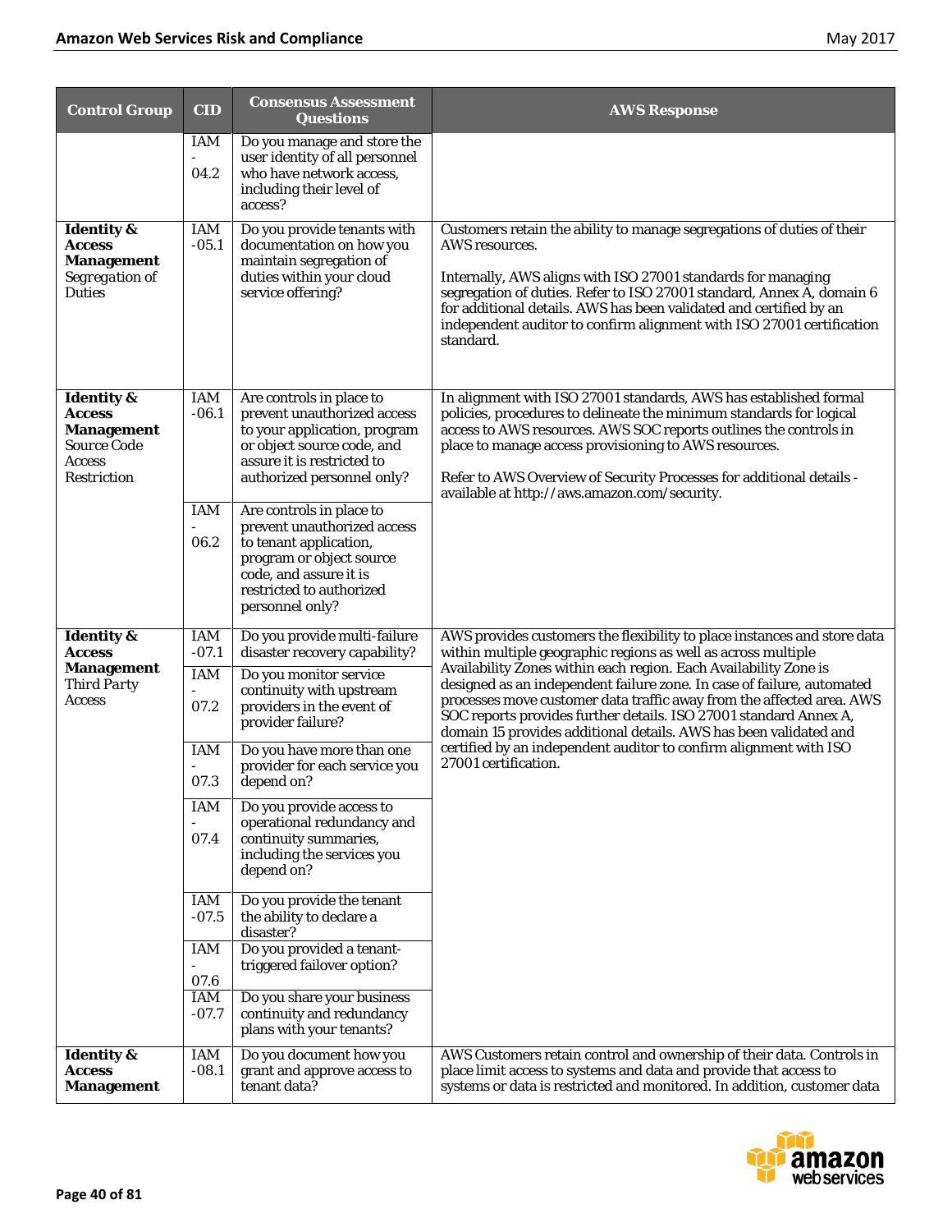| Control Group | CID | Consensus Assessment Questions | AWS Response |
|---|---|---|---|
| | IAM-04.2 | Do you manage and store the user identity of all personnel who have network access, including their level of access? | |
| **Identity & Access Management** Segregation of Duties | IAM-05.1 | Do you provide tenants with documentation on how you maintain segregation of duties within your cloud service offering? | Customers retain the ability to manage segregations of duties of their AWS resources.<br><br>Internally, AWS aligns with ISO 27001 standards for managing segregation of duties. Refer to ISO 27001 standard, Annex A, domain 6 for additional details. AWS has been validated and certified by an independent auditor to confirm alignment with ISO 27001 certification standard. |
| **Identity & Access Management** Source Code Access Restriction | IAM-06.1 | Are controls in place to prevent unauthorized access to your application, program or object source code, and assure it is restricted to authorized personnel only? | In alignment with ISO 27001 standards, AWS has established formal policies, procedures to delineate the minimum standards for logical access to AWS resources. AWS SOC reports outlines the controls in place to manage access provisioning to AWS resources.<br><br>Refer to AWS Overview of Security Processes for additional details - available at http://aws.amazon.com/security. |
| | IAM-06.2 | Are controls in place to prevent unauthorized access to tenant application, program or object source code, and assure it is restricted to authorized personnel only? | |
| **Identity & Access Management** Third Party Access | IAM-07.1 | Do you provide multi-failure disaster recovery capability? | AWS provides customers the flexibility to place instances and store data within multiple geographic regions as well as across multiple Availability Zones within each region. Each Availability Zone is designed as an independent failure zone. In case of failure, automated processes move customer data traffic away from the affected area. AWS SOC reports provides further details. ISO 27001 standard Annex A, domain 15 provides additional details. AWS has been validated and certified by an independent auditor to confirm alignment with ISO 27001 certification. |
| | IAM-07.2 | Do you monitor service continuity with upstream providers in the event of provider failure? | |
| | IAM-07.3 | Do you have more than one provider for each service you depend on? | |
| | IAM-07.4 | Do you provide access to operational redundancy and continuity summaries, including the services you depend on? | |
| | IAM-07.5 | Do you provide the tenant the ability to declare a disaster? | |
| | IAM-07.6 | Do you provided a tenant-triggered failover option? | |
| | IAM-07.7 | Do you share your business continuity and redundancy plans with your tenants? | |
| **Identity & Access Management** | IAM-08.1 | Do you document how you grant and approve access to tenant data? | AWS Customers retain control and ownership of their data. Controls in place limit access to systems and data and provide that access to systems or data is restricted and monitored. In addition, customer data |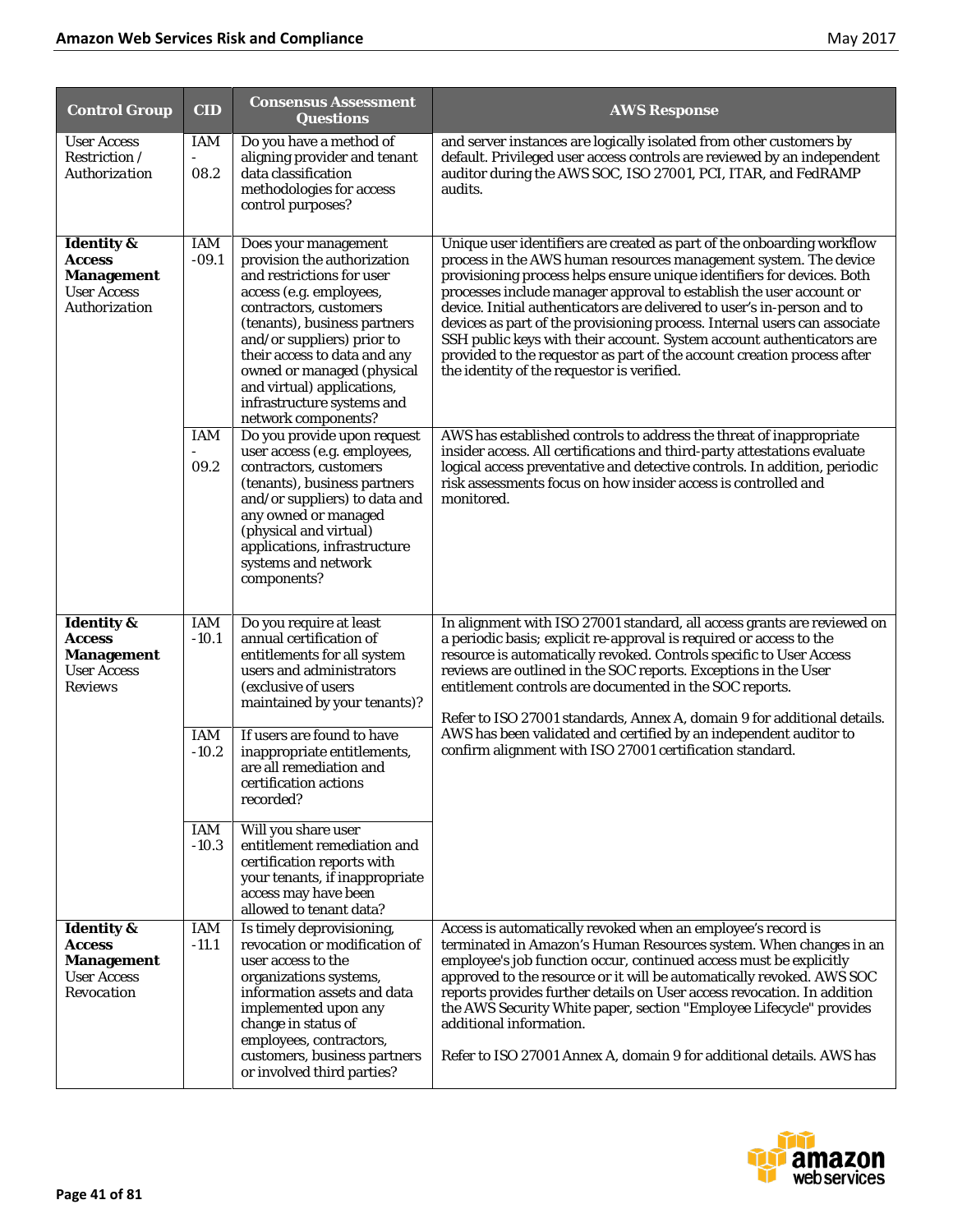| Control Group | CID | Consensus Assessment Questions | AWS Response |
|---|---|---|---|
| User Access Restriction / Authorization | IAM - 08.2 | Do you have a method of aligning provider and tenant data classification methodologies for access control purposes? | and server instances are logically isolated from other customers by default. Privileged user access controls are reviewed by an independent auditor during the AWS SOC, ISO 27001, PCI, ITAR, and FedRAMP audits. |
| **Identity & Access Management** User Access Authorization | IAM -09.1 | Does your management provision the authorization and restrictions for user access (e.g. employees, contractors, customers (tenants), business partners and/or suppliers) prior to their access to data and any owned or managed (physical and virtual) applications, infrastructure systems and network components? | Unique user identifiers are created as part of the onboarding workflow process in the AWS human resources management system. The device provisioning process helps ensure unique identifiers for devices. Both processes include manager approval to establish the user account or device. Initial authenticators are delivered to user's in-person and to devices as part of the provisioning process. Internal users can associate SSH public keys with their account. System account authenticators are provided to the requestor as part of the account creation process after the identity of the requestor is verified. |
| | IAM - 09.2 | Do you provide upon request user access (e.g. employees, contractors, customers (tenants), business partners and/or suppliers) to data and any owned or managed (physical and virtual) applications, infrastructure systems and network components? | AWS has established controls to address the threat of inappropriate insider access. All certifications and third-party attestations evaluate logical access preventative and detective controls. In addition, periodic risk assessments focus on how insider access is controlled and monitored. |
| **Identity & Access Management** User Access Reviews | IAM -10.1 | Do you require at least annual certification of entitlements for all system users and administrators (exclusive of users maintained by your tenants)? | In alignment with ISO 27001 standard, all access grants are reviewed on a periodic basis; explicit re-approval is required or access to the resource is automatically revoked. Controls specific to User Access reviews are outlined in the SOC reports. Exceptions in the User entitlement controls are documented in the SOC reports.<br><br>Refer to ISO 27001 standards, Annex A, domain 9 for additional details. AWS has been validated and certified by an independent auditor to confirm alignment with ISO 27001 certification standard. |
| | IAM -10.2 | If users are found to have inappropriate entitlements, are all remediation and certification actions recorded? | |
| | IAM -10.3 | Will you share user entitlement remediation and certification reports with your tenants, if inappropriate access may have been allowed to tenant data? | |
| **Identity & Access Management** User Access Revocation | IAM -11.1 | Is timely deprovisioning, revocation or modification of user access to the organizations systems, information assets and data implemented upon any change in status of employees, contractors, customers, business partners or involved third parties? | Access is automatically revoked when an employee's record is terminated in Amazon's Human Resources system. When changes in an employee's job function occur, continued access must be explicitly approved to the resource or it will be automatically revoked. AWS SOC reports provides further details on User access revocation. In addition the AWS Security White paper, section "Employee Lifecycle" provides additional information.<br><br>Refer to ISO 27001 Annex A, domain 9 for additional details. AWS has |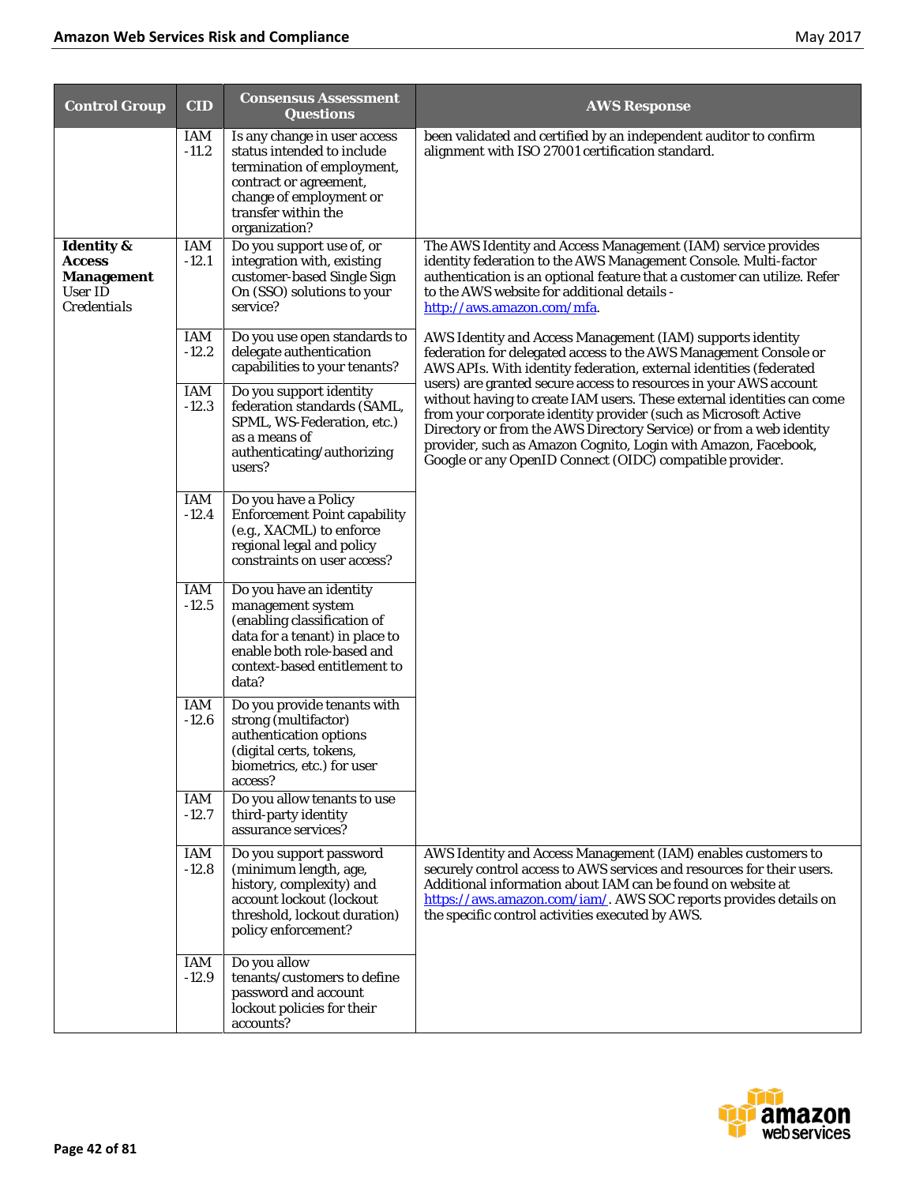| Control Group | CID | Consensus Assessment Questions | AWS Response |
|---|---|---|---|
| | IAM -11.2 | Is any change in user access status intended to include termination of employment, contract or agreement, change of employment or transfer within the organization? | been validated and certified by an independent auditor to confirm alignment with ISO 27001 certification standard. |
| **Identity & Access Management** User ID Credentials | IAM -12.1 | Do you support use of, or integration with, existing customer-based Single Sign On (SSO) solutions to your service? | The AWS Identity and Access Management (IAM) service provides identity federation to the AWS Management Console. Multi-factor authentication is an optional feature that a customer can utilize. Refer to the AWS website for additional details - http://aws.amazon.com/mfa. |
| | IAM -12.2 | Do you use open standards to delegate authentication capabilities to your tenants? | AWS Identity and Access Management (IAM) supports identity federation for delegated access to the AWS Management Console or AWS APIs. With identity federation, external identities (federated users) are granted secure access to resources in your AWS account without having to create IAM users. These external identities can come from your corporate identity provider (such as Microsoft Active Directory or from the AWS Directory Service) or from a web identity provider, such as Amazon Cognito, Login with Amazon, Facebook, Google or any OpenID Connect (OIDC) compatible provider. |
| | IAM -12.3 | Do you support identity federation standards (SAML, SPML, WS-Federation, etc.) as a means of authenticating/authorizing users? | |
| | IAM -12.4 | Do you have a Policy Enforcement Point capability (e.g., XACML) to enforce regional legal and policy constraints on user access? | |
| | IAM -12.5 | Do you have an identity management system (enabling classification of data for a tenant) in place to enable both role-based and context-based entitlement to data? | |
| | IAM -12.6 | Do you provide tenants with strong (multifactor) authentication options (digital certs, tokens, biometrics, etc.) for user access? | |
| | IAM -12.7 | Do you allow tenants to use third-party identity assurance services? | |
| | IAM -12.8 | Do you support password (minimum length, age, history, complexity) and account lockout (lockout threshold, lockout duration) policy enforcement? | AWS Identity and Access Management (IAM) enables customers to securely control access to AWS services and resources for their users. Additional information about IAM can be found on website at https://aws.amazon.com/iam/. AWS SOC reports provides details on the specific control activities executed by AWS. |
| | IAM -12.9 | Do you allow tenants/customers to define password and account lockout policies for their accounts? | |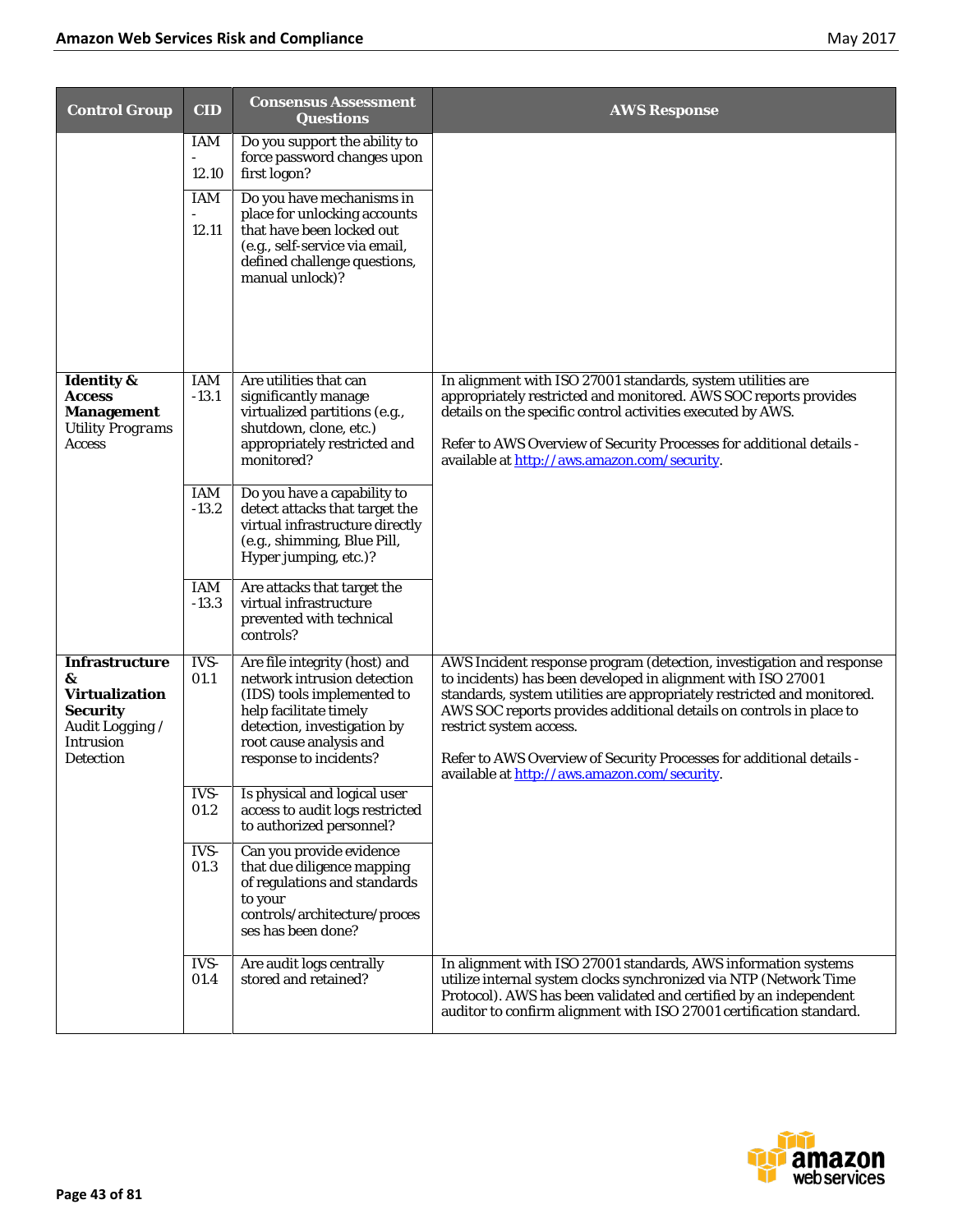| Control Group | CID | Consensus Assessment Questions | AWS Response |
|---|---|---|---|
| | IAM - 12.10 | Do you support the ability to force password changes upon first logon? | |
| | IAM - 12.11 | Do you have mechanisms in place for unlocking accounts that have been locked out (e.g., self-service via email, defined challenge questions, manual unlock)? | |
| **Identity & Access Management** Utility Programs Access | IAM -13.1 | Are utilities that can significantly manage virtualized partitions (e.g., shutdown, clone, etc.) appropriately restricted and monitored? | In alignment with ISO 27001 standards, system utilities are appropriately restricted and monitored. AWS SOC reports provides details on the specific control activities executed by AWS.<br><br>Refer to AWS Overview of Security Processes for additional details - available at [http://aws.amazon.com/security](http://aws.amazon.com/security). |
| | IAM -13.2 | Do you have a capability to detect attacks that target the virtual infrastructure directly (e.g., shimming, Blue Pill, Hyper jumping, etc.)? | |
| | IAM -13.3 | Are attacks that target the virtual infrastructure prevented with technical controls? | |
| **Infrastructure & Virtualization Security** Audit Logging / Intrusion Detection | IVS-01.1 | Are file integrity (host) and network intrusion detection (IDS) tools implemented to help facilitate timely detection, investigation by root cause analysis and response to incidents? | AWS Incident response program (detection, investigation and response to incidents) has been developed in alignment with ISO 27001 standards, system utilities are appropriately restricted and monitored. AWS SOC reports provides additional details on controls in place to restrict system access.<br><br>Refer to AWS Overview of Security Processes for additional details - available at [http://aws.amazon.com/security](http://aws.amazon.com/security). |
| | IVS-01.2 | Is physical and logical user access to audit logs restricted to authorized personnel? | |
| | IVS-01.3 | Can you provide evidence that due diligence mapping of regulations and standards to your controls/architecture/processes has been done? | |
| | IVS-01.4 | Are audit logs centrally stored and retained? | In alignment with ISO 27001 standards, AWS information systems utilize internal system clocks synchronized via NTP (Network Time Protocol). AWS has been validated and certified by an independent auditor to confirm alignment with ISO 27001 certification standard. |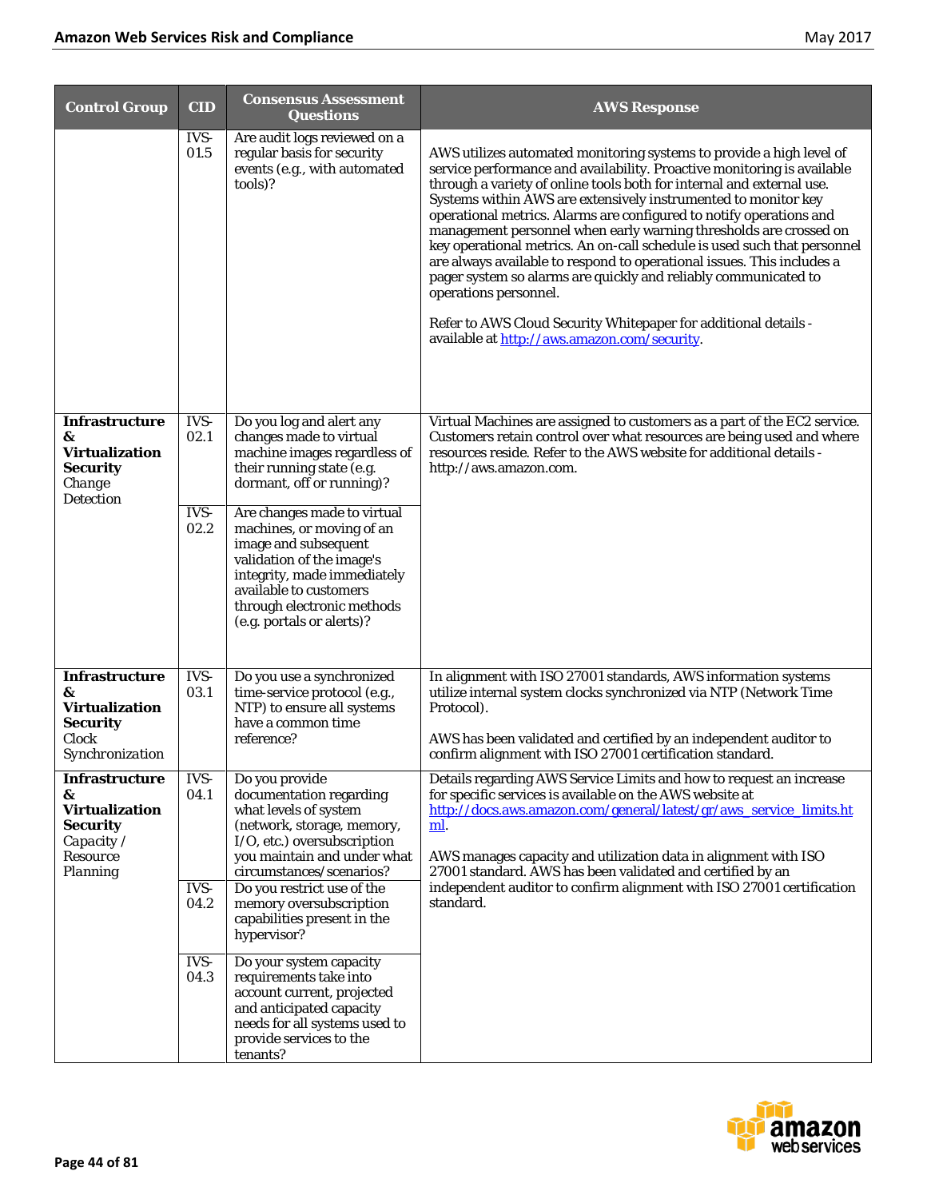| Control Group | CID | Consensus Assessment Questions | AWS Response |
|---|---|---|---|
| | IVS-01.5 | Are audit logs reviewed on a regular basis for security events (e.g., with automated tools)? | AWS utilizes automated monitoring systems to provide a high level of service performance and availability. Proactive monitoring is available through a variety of online tools both for internal and external use. Systems within AWS are extensively instrumented to monitor key operational metrics. Alarms are configured to notify operations and management personnel when early warning thresholds are crossed on key operational metrics. An on-call schedule is used such that personnel are always available to respond to operational issues. This includes a pager system so alarms are quickly and reliably communicated to operations personnel.<br><br>Refer to AWS Cloud Security Whitepaper for additional details - available at http://aws.amazon.com/security. |
| **Infrastructure & Virtualization Security** Change Detection | IVS-02.1 | Do you log and alert any changes made to virtual machine images regardless of their running state (e.g. dormant, off or running)? | Virtual Machines are assigned to customers as a part of the EC2 service. Customers retain control over what resources are being used and where resources reside. Refer to the AWS website for additional details - http://aws.amazon.com. |
| | IVS-02.2 | Are changes made to virtual machines, or moving of an image and subsequent validation of the image's integrity, made immediately available to customers through electronic methods (e.g. portals or alerts)? | |
| **Infrastructure & Virtualization Security** Clock Synchronization | IVS-03.1 | Do you use a synchronized time-service protocol (e.g., NTP) to ensure all systems have a common time reference? | In alignment with ISO 27001 standards, AWS information systems utilize internal system clocks synchronized via NTP (Network Time Protocol).<br><br>AWS has been validated and certified by an independent auditor to confirm alignment with ISO 27001 certification standard. |
| **Infrastructure & Virtualization Security** Capacity / Resource Planning | IVS-04.1 | Do you provide documentation regarding what levels of system (network, storage, memory, I/O, etc.) oversubscription you maintain and under what circumstances/scenarios? | Details regarding AWS Service Limits and how to request an increase for specific services is available on the AWS website at http://docs.aws.amazon.com/general/latest/gr/aws_service_limits.html.<br><br>AWS manages capacity and utilization data in alignment with ISO 27001 standard. AWS has been validated and certified by an independent auditor to confirm alignment with ISO 27001 certification standard. |
| | IVS-04.2 | Do you restrict use of the memory oversubscription capabilities present in the hypervisor? | |
| | IVS-04.3 | Do your system capacity requirements take into account current, projected and anticipated capacity needs for all systems used to provide services to the tenants? | |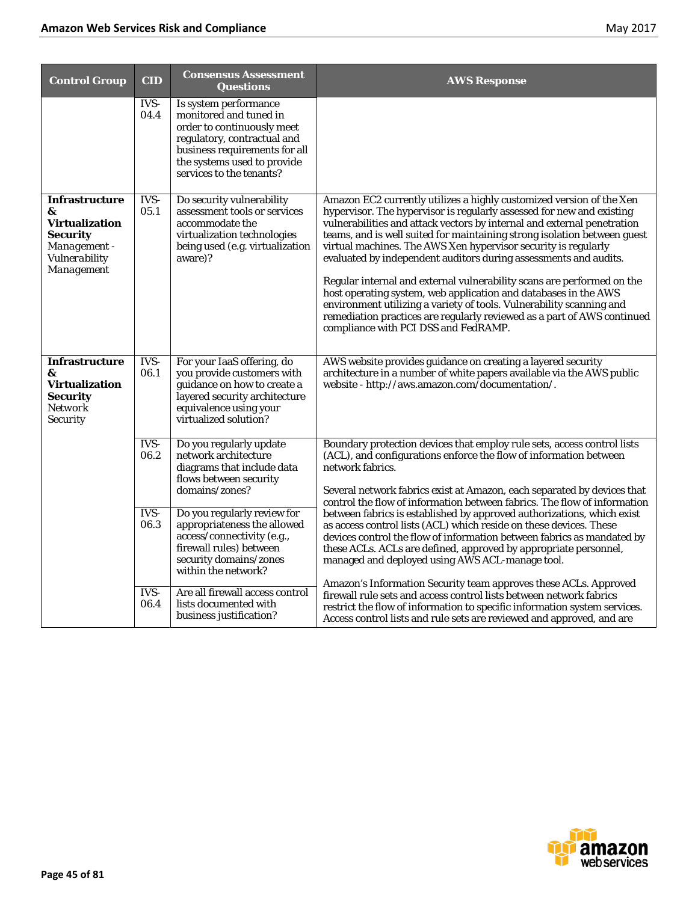| Control Group | CID | Consensus Assessment Questions | AWS Response |
|---|---|---|---|
| | IVS-04.4 | Is system performance monitored and tuned in order to continuously meet regulatory, contractual and business requirements for all the systems used to provide services to the tenants? | |
| **Infrastructure & Virtualization Security** *Management - Vulnerability Management* | IVS-05.1 | Do security vulnerability assessment tools or services accommodate the virtualization technologies being used (e.g. virtualization aware)? | Amazon EC2 currently utilizes a highly customized version of the Xen hypervisor. The hypervisor is regularly assessed for new and existing vulnerabilities and attack vectors by internal and external penetration teams, and is well suited for maintaining strong isolation between guest virtual machines. The AWS Xen hypervisor security is regularly evaluated by independent auditors during assessments and audits.<br><br>Regular internal and external vulnerability scans are performed on the host operating system, web application and databases in the AWS environment utilizing a variety of tools. Vulnerability scanning and remediation practices are regularly reviewed as a part of AWS continued compliance with PCI DSS and FedRAMP. |
| **Infrastructure & Virtualization Security** Network Security | IVS-06.1 | For your IaaS offering, do you provide customers with guidance on how to create a layered security architecture equivalence using your virtualized solution? | AWS website provides guidance on creating a layered security architecture in a number of white papers available via the AWS public website - http://aws.amazon.com/documentation/. |
| | IVS-06.2 | Do you regularly update network architecture diagrams that include data flows between security domains/zones? | Boundary protection devices that employ rule sets, access control lists (ACL), and configurations enforce the flow of information between network fabrics.<br><br>Several network fabrics exist at Amazon, each separated by devices that control the flow of information between fabrics. The flow of information between fabrics is established by approved authorizations, which exist as access control lists (ACL) which reside on these devices. These devices control the flow of information between fabrics as mandated by these ACLs. ACLs are defined, approved by appropriate personnel, managed and deployed using AWS ACL-manage tool.<br><br>Amazon's Information Security team approves these ACLs. Approved firewall rule sets and access control lists between network fabrics restrict the flow of information to specific information system services. Access control lists and rule sets are reviewed and approved, and are |
| | IVS-06.3 | Do you regularly review for appropriateness the allowed access/connectivity (e.g., firewall rules) between security domains/zones within the network? | |
| | IVS-06.4 | Are all firewall access control lists documented with business justification? | |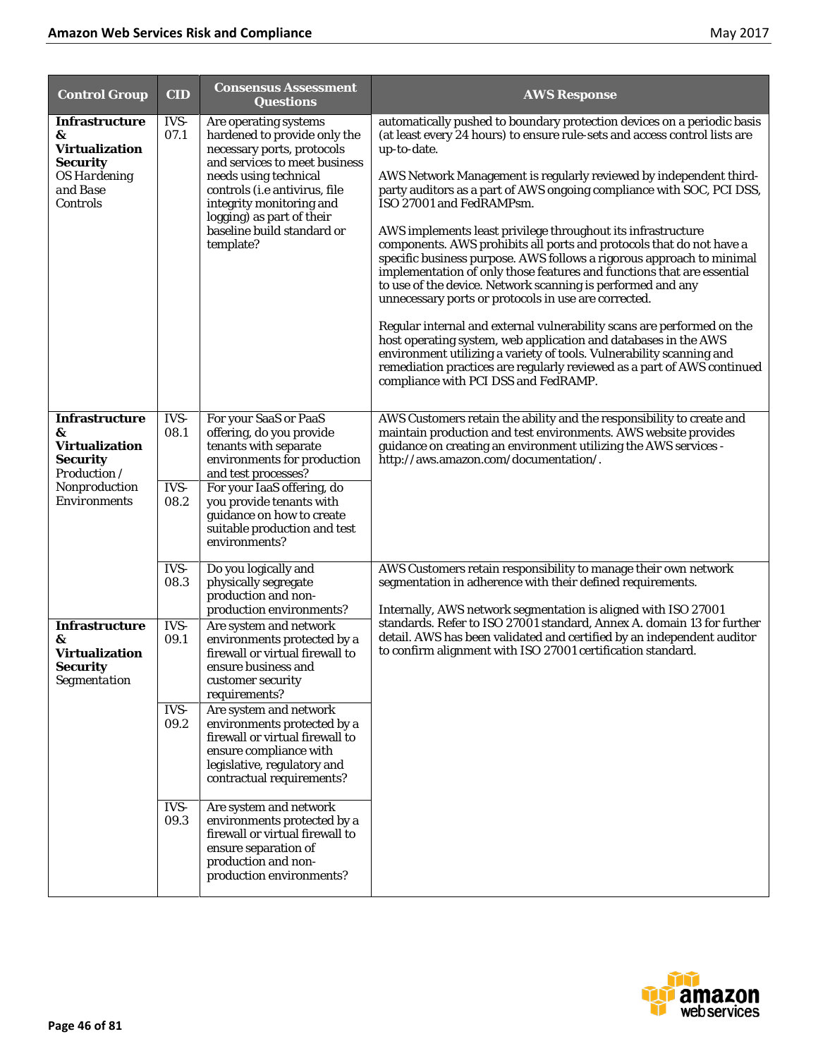| Control Group | CID | Consensus Assessment Questions | AWS Response |
| --- | --- | --- | --- |
| **Infrastructure & Virtualization Security** OS Hardening and Base Controls | IVS-07.1 | Are operating systems hardened to provide only the necessary ports, protocols and services to meet business needs using technical controls (i.e antivirus, file integrity monitoring and logging) as part of their baseline build standard or template? | automatically pushed to boundary protection devices on a periodic basis (at least every 24 hours) to ensure rule-sets and access control lists are up-to-date.<br><br>AWS Network Management is regularly reviewed by independent third-party auditors as a part of AWS ongoing compliance with SOC, PCI DSS, ISO 27001 and FedRAMPsm.<br><br>AWS implements least privilege throughout its infrastructure components. AWS prohibits all ports and protocols that do not have a specific business purpose. AWS follows a rigorous approach to minimal implementation of only those features and functions that are essential to use of the device. Network scanning is performed and any unnecessary ports or protocols in use are corrected.<br><br>Regular internal and external vulnerability scans are performed on the host operating system, web application and databases in the AWS environment utilizing a variety of tools. Vulnerability scanning and remediation practices are regularly reviewed as a part of AWS continued compliance with PCI DSS and FedRAMP. |
| **Infrastructure & Virtualization Security** Production / Nonproduction Environments | IVS-08.1 | For your SaaS or PaaS offering, do you provide tenants with separate environments for production and test processes? | AWS Customers retain the ability and the responsibility to create and maintain production and test environments. AWS website provides guidance on creating an environment utilizing the AWS services - http://aws.amazon.com/documentation/. |
| | IVS-08.2 | For your IaaS offering, do you provide tenants with guidance on how to create suitable production and test environments? | |
| | IVS-08.3 | Do you logically and physically segregate production and non-production environments? | AWS Customers retain responsibility to manage their own network segmentation in adherence with their defined requirements.<br><br>Internally, AWS network segmentation is aligned with ISO 27001 standards. Refer to ISO 27001 standard, Annex A. domain 13 for further detail. AWS has been validated and certified by an independent auditor to confirm alignment with ISO 27001 certification standard. |
| **Infrastructure & Virtualization Security** Segmentation | IVS-09.1 | Are system and network environments protected by a firewall or virtual firewall to ensure business and customer security requirements? | |
| | IVS-09.2 | Are system and network environments protected by a firewall or virtual firewall to ensure compliance with legislative, regulatory and contractual requirements? | |
| | IVS-09.3 | Are system and network environments protected by a firewall or virtual firewall to ensure separation of production and non-production environments? | |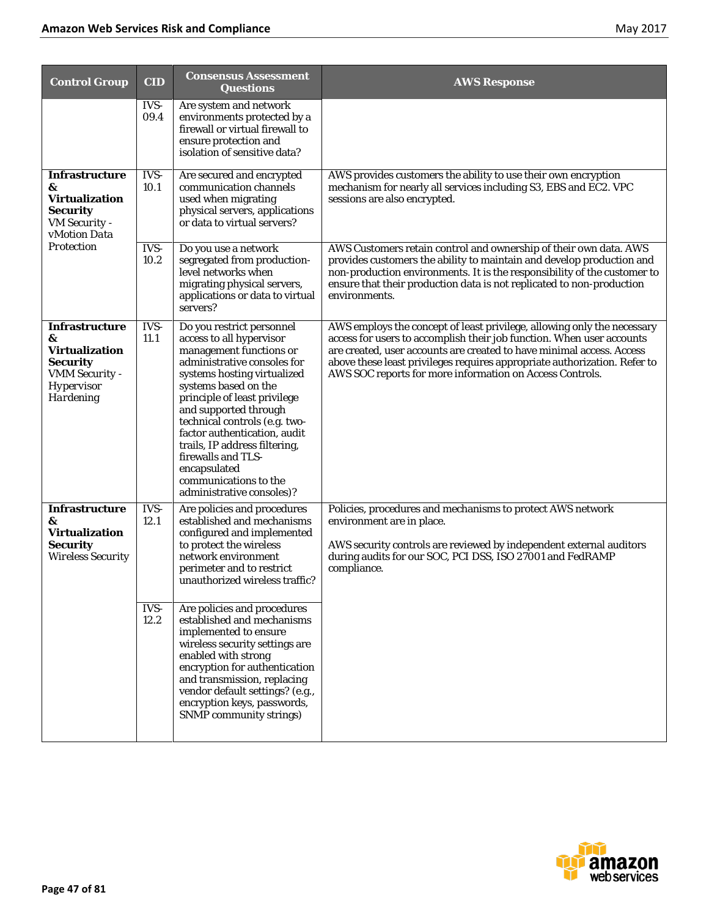| Control Group | CID | Consensus Assessment Questions | AWS Response |
|---|---|---|---|
| | IVS-09.4 | Are system and network environments protected by a firewall or virtual firewall to ensure protection and isolation of sensitive data? | |
| **Infrastructure & Virtualization Security** VM Security - vMotion Data Protection | IVS-10.1 | Are secured and encrypted communication channels used when migrating physical servers, applications or data to virtual servers? | AWS provides customers the ability to use their own encryption mechanism for nearly all services including S3, EBS and EC2. VPC sessions are also encrypted. |
| | IVS-10.2 | Do you use a network segregated from production-level networks when migrating physical servers, applications or data to virtual servers? | AWS Customers retain control and ownership of their own data. AWS provides customers the ability to maintain and develop production and non-production environments. It is the responsibility of the customer to ensure that their production data is not replicated to non-production environments. |
| **Infrastructure & Virtualization Security** VMM Security - Hypervisor Hardening | IVS-11.1 | Do you restrict personnel access to all hypervisor management functions or administrative consoles for systems hosting virtualized systems based on the principle of least privilege and supported through technical controls (e.g. two-factor authentication, audit trails, IP address filtering, firewalls and TLS-encapsulated communications to the administrative consoles)? | AWS employs the concept of least privilege, allowing only the necessary access for users to accomplish their job function. When user accounts are created, user accounts are created to have minimal access. Access above these least privileges requires appropriate authorization. Refer to AWS SOC reports for more information on Access Controls. |
| **Infrastructure & Virtualization Security** Wireless Security | IVS-12.1 | Are policies and procedures established and mechanisms configured and implemented to protect the wireless network environment perimeter and to restrict unauthorized wireless traffic? | Policies, procedures and mechanisms to protect AWS network environment are in place.<br><br>AWS security controls are reviewed by independent external auditors during audits for our SOC, PCI DSS, ISO 27001 and FedRAMP compliance. |
| | IVS-12.2 | Are policies and procedures established and mechanisms implemented to ensure wireless security settings are enabled with strong encryption for authentication and transmission, replacing vendor default settings? (e.g., encryption keys, passwords, SNMP community strings) | |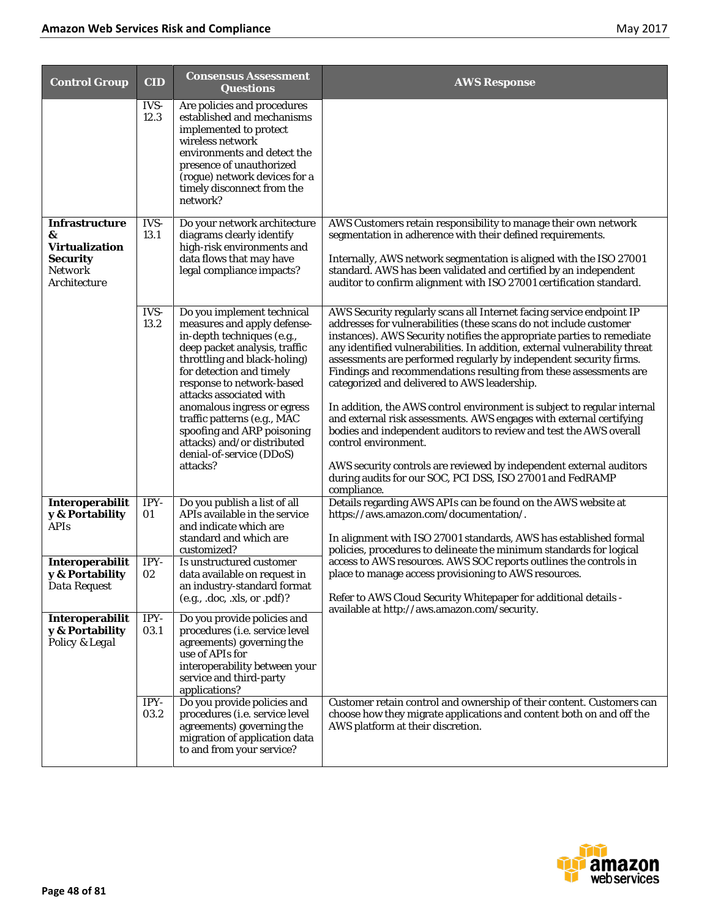| Control Group | CID | Consensus Assessment Questions | AWS Response |
|---|---|---|---|
| | IVS-12.3 | Are policies and procedures established and mechanisms implemented to protect wireless network environments and detect the presence of unauthorized (rogue) network devices for a timely disconnect from the network? | |
| **Infrastructure & Virtualization Security** Network Architecture | IVS-13.1 | Do your network architecture diagrams clearly identify high-risk environments and data flows that may have legal compliance impacts? | AWS Customers retain responsibility to manage their own network segmentation in adherence with their defined requirements.<br><br>Internally, AWS network segmentation is aligned with the ISO 27001 standard. AWS has been validated and certified by an independent auditor to confirm alignment with ISO 27001 certification standard. |
| | IVS-13.2 | Do you implement technical measures and apply defense-in-depth techniques (e.g., deep packet analysis, traffic throttling and black-holing) for detection and timely response to network-based attacks associated with anomalous ingress or egress traffic patterns (e.g., MAC spoofing and ARP poisoning attacks) and/or distributed denial-of-service (DDoS) attacks? | AWS Security regularly scans all Internet facing service endpoint IP addresses for vulnerabilities (these scans do not include customer instances). AWS Security notifies the appropriate parties to remediate any identified vulnerabilities. In addition, external vulnerability threat assessments are performed regularly by independent security firms. Findings and recommendations resulting from these assessments are categorized and delivered to AWS leadership.<br><br>In addition, the AWS control environment is subject to regular internal and external risk assessments. AWS engages with external certifying bodies and independent auditors to review and test the AWS overall control environment.<br><br>AWS security controls are reviewed by independent external auditors during audits for our SOC, PCI DSS, ISO 27001 and FedRAMP compliance. |
| **Interoperability & Portability** APIs | IPY-01 | Do you publish a list of all APIs available in the service and indicate which are standard and which are customized? | Details regarding AWS APIs can be found on the AWS website at https://aws.amazon.com/documentation/.<br><br>In alignment with ISO 27001 standards, AWS has established formal policies, procedures to delineate the minimum standards for logical access to AWS resources. AWS SOC reports outlines the controls in place to manage access provisioning to AWS resources.<br><br>Refer to AWS Cloud Security Whitepaper for additional details - available at http://aws.amazon.com/security. |
| **Interoperability & Portability** Data Request | IPY-02 | Is unstructured customer data available on request in an industry-standard format (e.g., .doc, .xls, or .pdf)? | |
| **Interoperability & Portability** Policy & Legal | IPY-03.1 | Do you provide policies and procedures (i.e. service level agreements) governing the use of APIs for interoperability between your service and third-party applications? | |
| | IPY-03.2 | Do you provide policies and procedures (i.e. service level agreements) governing the migration of application data to and from your service? | Customer retain control and ownership of their content. Customers can choose how they migrate applications and content both on and off the AWS platform at their discretion. |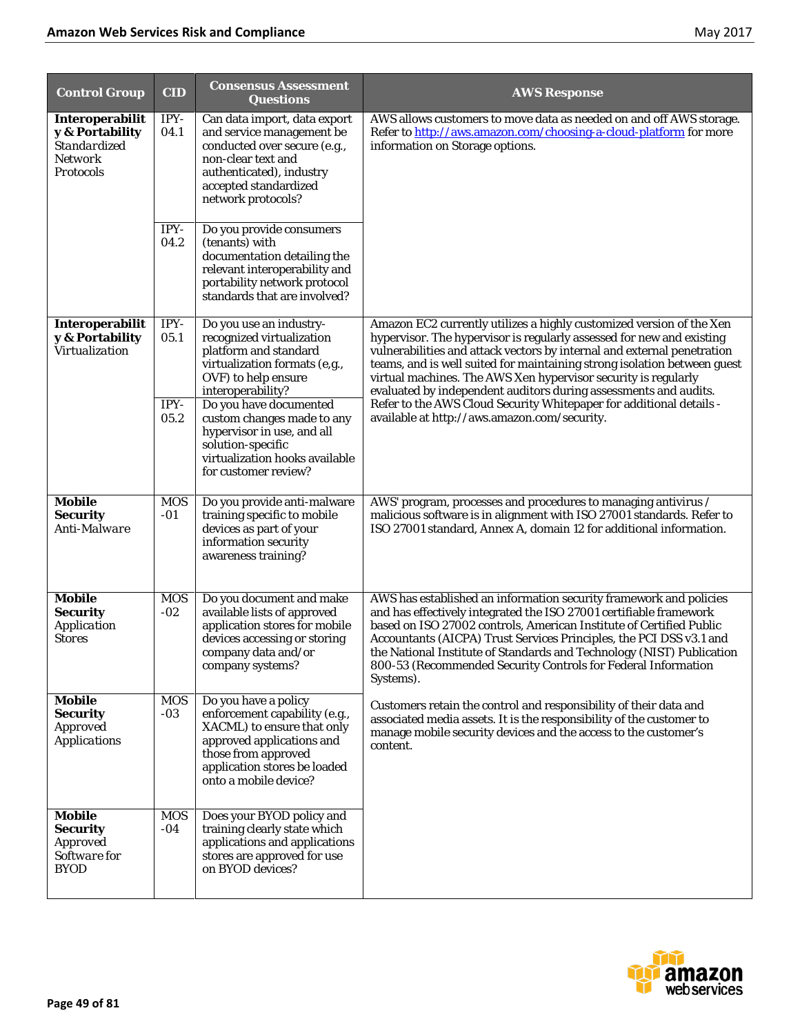| Control Group | CID | Consensus Assessment Questions | AWS Response |
|---|---|---|---|
| **Interoperability & Portability** Standardized Network Protocols | IPY-04.1 | Can data import, data export and service management be conducted over secure (e.g., non-clear text and authenticated), industry accepted standardized network protocols? | AWS allows customers to move data as needed on and off AWS storage. Refer to http://aws.amazon.com/choosing-a-cloud-platform for more information on Storage options. |
| | IPY-04.2 | Do you provide consumers (tenants) with documentation detailing the relevant interoperability and portability network protocol standards that are involved? | |
| **Interoperability & Portability** Virtualization | IPY-05.1 | Do you use an industry-recognized virtualization platform and standard virtualization formats (e,g., OVF) to help ensure interoperability? | Amazon EC2 currently utilizes a highly customized version of the Xen hypervisor. The hypervisor is regularly assessed for new and existing vulnerabilities and attack vectors by internal and external penetration teams, and is well suited for maintaining strong isolation between guest virtual machines. The AWS Xen hypervisor security is regularly evaluated by independent auditors during assessments and audits. Refer to the AWS Cloud Security Whitepaper for additional details - available at http://aws.amazon.com/security. |
| | IPY-05.2 | Do you have documented custom changes made to any hypervisor in use, and all solution-specific virtualization hooks available for customer review? | |
| **Mobile Security** Anti-Malware | MOS-01 | Do you provide anti-malware training specific to mobile devices as part of your information security awareness training? | AWS' program, processes and procedures to managing antivirus / malicious software is in alignment with ISO 27001 standards. Refer to ISO 27001 standard, Annex A, domain 12 for additional information. |
| **Mobile Security** Application Stores | MOS-02 | Do you document and make available lists of approved application stores for mobile devices accessing or storing company data and/or company systems? | AWS has established an information security framework and policies and has effectively integrated the ISO 27001 certifiable framework based on ISO 27002 controls, American Institute of Certified Public Accountants (AICPA) Trust Services Principles, the PCI DSS v3.1 and the National Institute of Standards and Technology (NIST) Publication 800-53 (Recommended Security Controls for Federal Information Systems).<br><br>Customers retain the control and responsibility of their data and associated media assets. It is the responsibility of the customer to manage mobile security devices and the access to the customer's content. |
| **Mobile Security** Approved Applications | MOS-03 | Do you have a policy enforcement capability (e.g., XACML) to ensure that only approved applications and those from approved application stores be loaded onto a mobile device? | |
| **Mobile Security** Approved Software for BYOD | MOS-04 | Does your BYOD policy and training clearly state which applications and applications stores are approved for use on BYOD devices? | |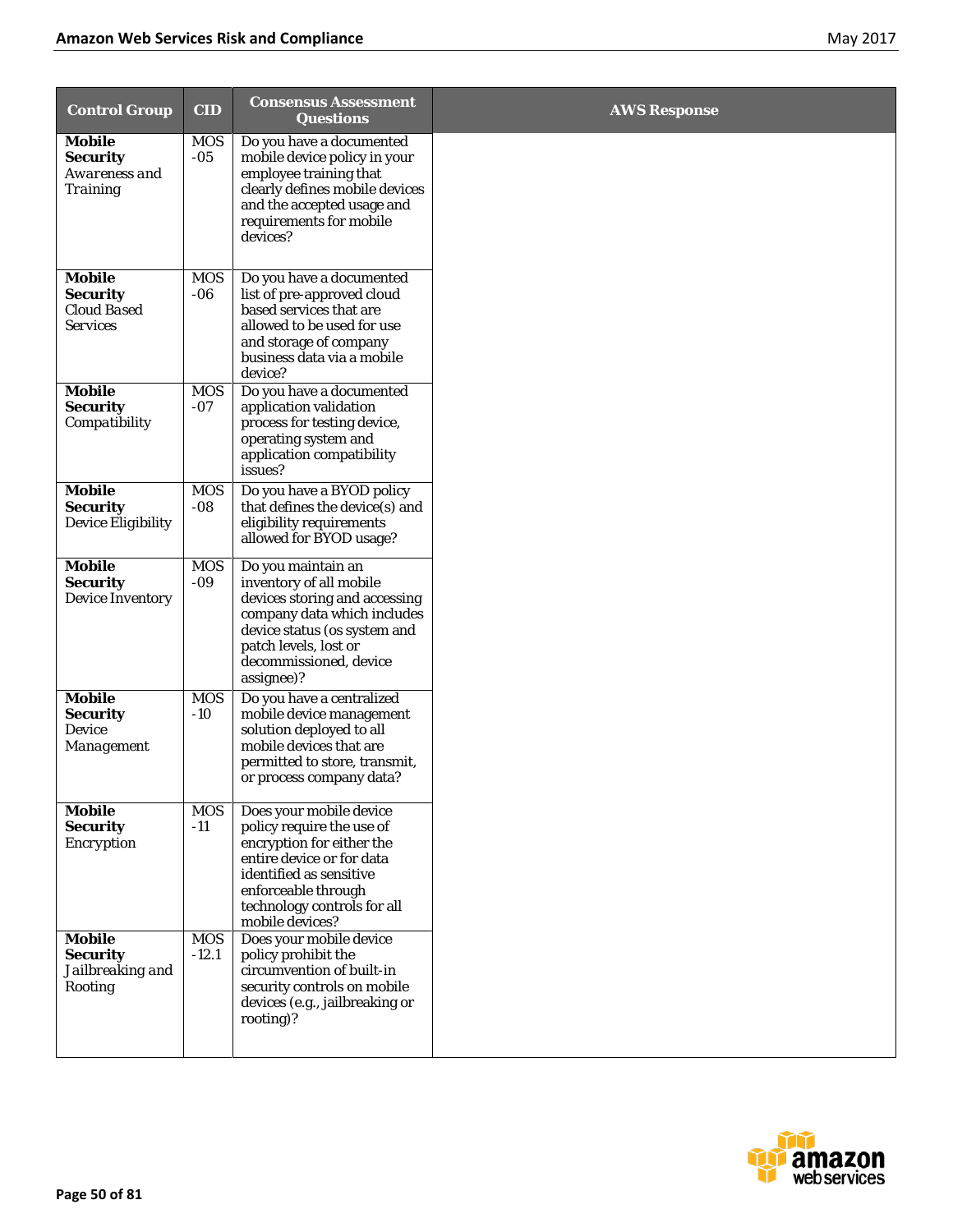| Control Group | CID | Consensus Assessment Questions | AWS Response |
|---|---|---|---|
| **Mobile Security** Awareness and Training | MOS -05 | Do you have a documented mobile device policy in your employee training that clearly defines mobile devices and the accepted usage and requirements for mobile devices? | |
| **Mobile Security** Cloud Based Services | MOS -06 | Do you have a documented list of pre-approved cloud based services that are allowed to be used for use and storage of company business data via a mobile device? | |
| **Mobile Security** Compatibility | MOS -07 | Do you have a documented application validation process for testing device, operating system and application compatibility issues? | |
| **Mobile Security** Device Eligibility | MOS -08 | Do you have a BYOD policy that defines the device(s) and eligibility requirements allowed for BYOD usage? | |
| **Mobile Security** Device Inventory | MOS -09 | Do you maintain an inventory of all mobile devices storing and accessing company data which includes device status (os system and patch levels, lost or decommissioned, device assignee)? | |
| **Mobile Security** Device Management | MOS -10 | Do you have a centralized mobile device management solution deployed to all mobile devices that are permitted to store, transmit, or process company data? | |
| **Mobile Security** Encryption | MOS -11 | Does your mobile device policy require the use of encryption for either the entire device or for data identified as sensitive enforceable through technology controls for all mobile devices? | |
| **Mobile Security** Jailbreaking and Rooting | MOS -12.1 | Does your mobile device policy prohibit the circumvention of built-in security controls on mobile devices (e.g., jailbreaking or rooting)? | |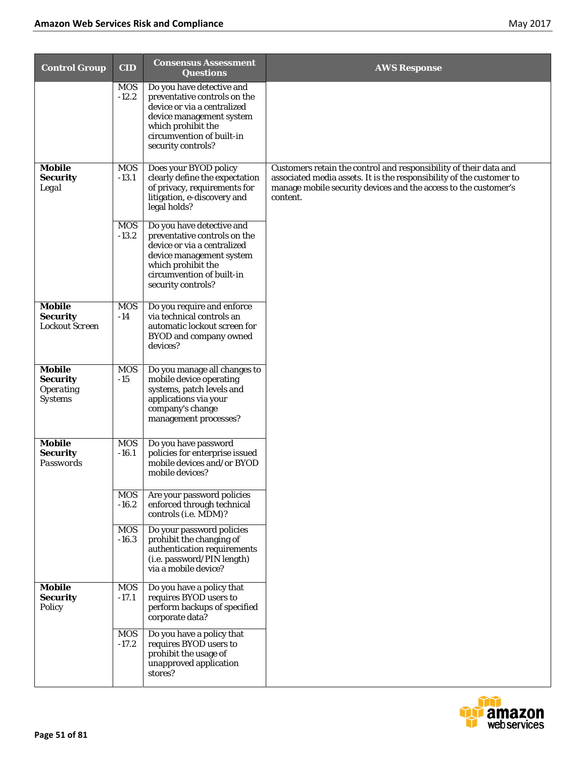| Control Group | CID | Consensus Assessment Questions | AWS Response |
|---|---|---|---|
| | MOS -12.2 | Do you have detective and preventative controls on the device or via a centralized device management system which prohibit the circumvention of built-in security controls? | |
| **Mobile Security** Legal | MOS -13.1 | Does your BYOD policy clearly define the expectation of privacy, requirements for litigation, e-discovery and legal holds? | Customers retain the control and responsibility of their data and associated media assets. It is the responsibility of the customer to manage mobile security devices and the access to the customer's content. |
| | MOS -13.2 | Do you have detective and preventative controls on the device or via a centralized device management system which prohibit the circumvention of built-in security controls? | |
| **Mobile Security** Lockout Screen | MOS -14 | Do you require and enforce via technical controls an automatic lockout screen for BYOD and company owned devices? | |
| **Mobile Security** Operating Systems | MOS -15 | Do you manage all changes to mobile device operating systems, patch levels and applications via your company's change management processes? | |
| **Mobile Security** Passwords | MOS -16.1 | Do you have password policies for enterprise issued mobile devices and/or BYOD mobile devices? | |
| | MOS -16.2 | Are your password policies enforced through technical controls (i.e. MDM)? | |
| | MOS -16.3 | Do your password policies prohibit the changing of authentication requirements (i.e. password/PIN length) via a mobile device? | |
| **Mobile Security** Policy | MOS -17.1 | Do you have a policy that requires BYOD users to perform backups of specified corporate data? | |
| | MOS -17.2 | Do you have a policy that requires BYOD users to prohibit the usage of unapproved application stores? | |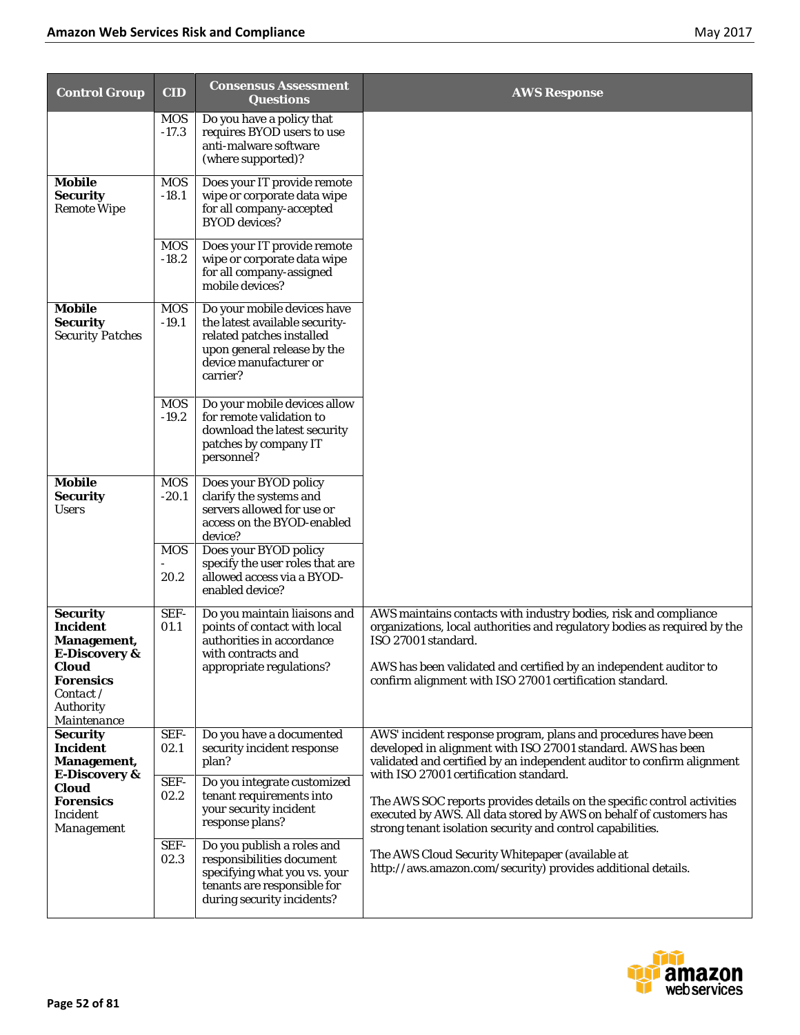| Control Group | CID | Consensus Assessment Questions | AWS Response |
|---|---|---|---|
| | MOS -17.3 | Do you have a policy that requires BYOD users to use anti-malware software (where supported)? | |
| **Mobile Security** Remote Wipe | MOS -18.1 | Does your IT provide remote wipe or corporate data wipe for all company-accepted BYOD devices? | |
| | MOS -18.2 | Does your IT provide remote wipe or corporate data wipe for all company-assigned mobile devices? | |
| **Mobile Security** Security Patches | MOS -19.1 | Do your mobile devices have the latest available security-related patches installed upon general release by the device manufacturer or carrier? | |
| | MOS -19.2 | Do your mobile devices allow for remote validation to download the latest security patches by company IT personnel? | |
| **Mobile Security** Users | MOS -20.1 | Does your BYOD policy clarify the systems and servers allowed for use or access on the BYOD-enabled device? | |
| | MOS - 20.2 | Does your BYOD policy specify the user roles that are allowed access via a BYOD-enabled device? | |
| **Security Incident Management, E-Discovery & Cloud Forensics** Contact / Authority Maintenance | SEF-01.1 | Do you maintain liaisons and points of contact with local authorities in accordance with contracts and appropriate regulations? | AWS maintains contacts with industry bodies, risk and compliance organizations, local authorities and regulatory bodies as required by the ISO 27001 standard.<br><br>AWS has been validated and certified by an independent auditor to confirm alignment with ISO 27001 certification standard. |
| **Security Incident Management, E-Discovery & Cloud Forensics** Incident Management | SEF-02.1 | Do you have a documented security incident response plan? | AWS' incident response program, plans and procedures have been developed in alignment with ISO 27001 standard. AWS has been validated and certified by an independent auditor to confirm alignment with ISO 27001 certification standard.<br><br>The AWS SOC reports provides details on the specific control activities executed by AWS. All data stored by AWS on behalf of customers has strong tenant isolation security and control capabilities.<br><br>The AWS Cloud Security Whitepaper (available at http://aws.amazon.com/security) provides additional details. |
| | SEF-02.2 | Do you integrate customized tenant requirements into your security incident response plans? | |
| | SEF-02.3 | Do you publish a roles and responsibilities document specifying what you vs. your tenants are responsible for during security incidents? | |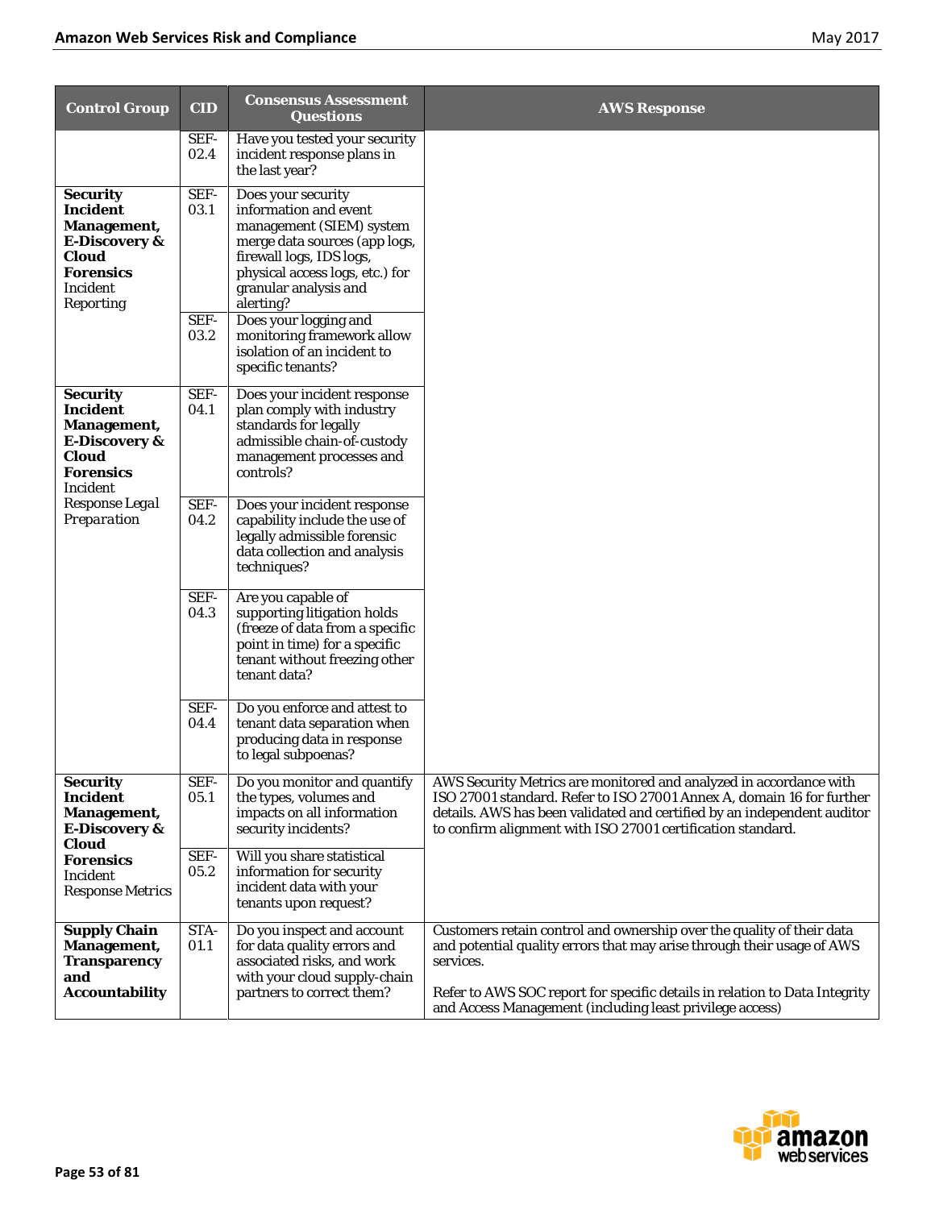| Control Group | CID | Consensus Assessment Questions | AWS Response |
|---|---|---|---|
| | SEF-02.4 | Have you tested your security incident response plans in the last year? | |
| **Security Incident Management, E-Discovery & Cloud Forensics** Incident Reporting | SEF-03.1 | Does your security information and event management (SIEM) system merge data sources (app logs, firewall logs, IDS logs, physical access logs, etc.) for granular analysis and alerting? | |
| | SEF-03.2 | Does your logging and monitoring framework allow isolation of an incident to specific tenants? | |
| **Security Incident Management, E-Discovery & Cloud Forensics** Incident Response Legal Preparation | SEF-04.1 | Does your incident response plan comply with industry standards for legally admissible chain-of-custody management processes and controls? | |
| | SEF-04.2 | Does your incident response capability include the use of legally admissible forensic data collection and analysis techniques? | |
| | SEF-04.3 | Are you capable of supporting litigation holds (freeze of data from a specific point in time) for a specific tenant without freezing other tenant data? | |
| | SEF-04.4 | Do you enforce and attest to tenant data separation when producing data in response to legal subpoenas? | |
| **Security Incident Management, E-Discovery & Cloud Forensics** Incident Response Metrics | SEF-05.1 | Do you monitor and quantify the types, volumes and impacts on all information security incidents? | AWS Security Metrics are monitored and analyzed in accordance with ISO 27001 standard. Refer to ISO 27001 Annex A, domain 16 for further details. AWS has been validated and certified by an independent auditor to confirm alignment with ISO 27001 certification standard. |
| | SEF-05.2 | Will you share statistical information for security incident data with your tenants upon request? | |
| **Supply Chain Management, Transparency and Accountability** | STA-01.1 | Do you inspect and account for data quality errors and associated risks, and work with your cloud supply-chain partners to correct them? | Customers retain control and ownership over the quality of their data and potential quality errors that may arise through their usage of AWS services.<br><br>Refer to AWS SOC report for specific details in relation to Data Integrity and Access Management (including least privilege access) |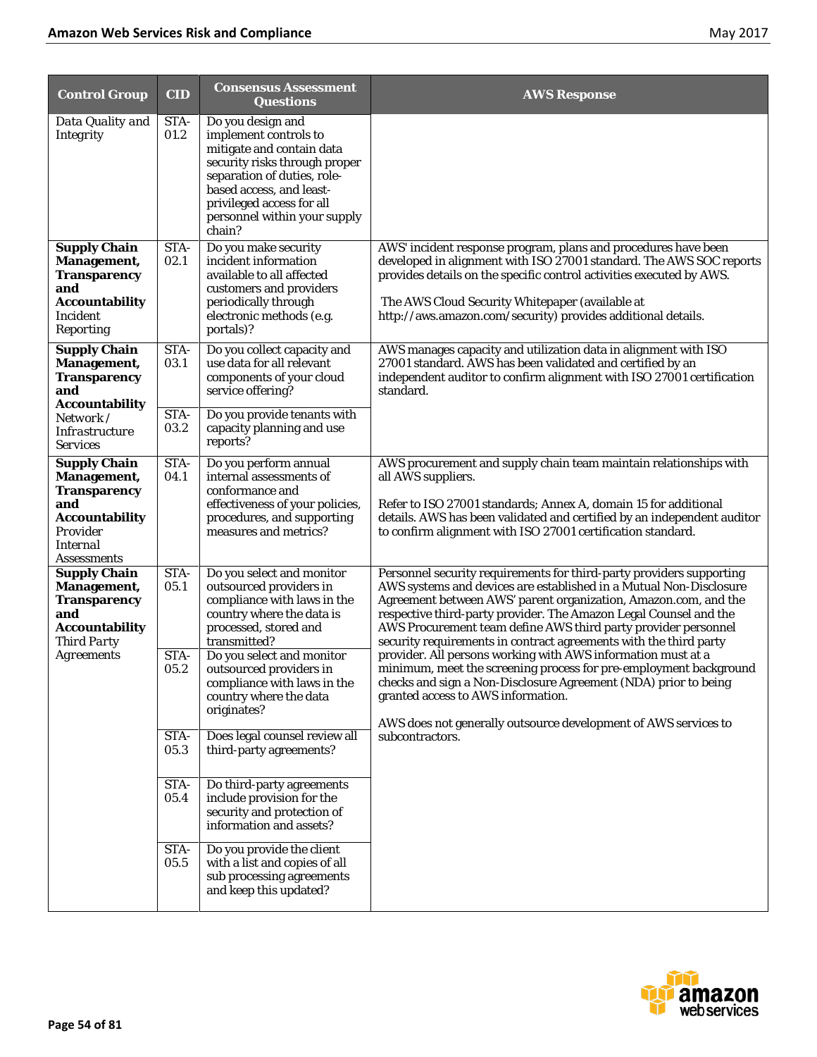| Control Group | CID | Consensus Assessment Questions | AWS Response |
|---|---|---|---|
| Data Quality and Integrity | STA-01.2 | Do you design and implement controls to mitigate and contain data security risks through proper separation of duties, role-based access, and least-privileged access for all personnel within your supply chain? | |
| **Supply Chain Management, Transparency and Accountability** Incident Reporting | STA-02.1 | Do you make security incident information available to all affected customers and providers periodically through electronic methods (e.g. portals)? | AWS' incident response program, plans and procedures have been developed in alignment with ISO 27001 standard. The AWS SOC reports provides details on the specific control activities executed by AWS.<br><br>The AWS Cloud Security Whitepaper (available at http://aws.amazon.com/security) provides additional details. |
| **Supply Chain Management, Transparency and Accountability** Network / Infrastructure Services | STA-03.1 | Do you collect capacity and use data for all relevant components of your cloud service offering? | AWS manages capacity and utilization data in alignment with ISO 27001 standard. AWS has been validated and certified by an independent auditor to confirm alignment with ISO 27001 certification standard. |
| | STA-03.2 | Do you provide tenants with capacity planning and use reports? | |
| **Supply Chain Management, Transparency and Accountability** Provider Internal Assessments | STA-04.1 | Do you perform annual internal assessments of conformance and effectiveness of your policies, procedures, and supporting measures and metrics? | AWS procurement and supply chain team maintain relationships with all AWS suppliers.<br><br>Refer to ISO 27001 standards; Annex A, domain 15 for additional details. AWS has been validated and certified by an independent auditor to confirm alignment with ISO 27001 certification standard. |
| **Supply Chain Management, Transparency and Accountability** Third Party Agreements | STA-05.1 | Do you select and monitor outsourced providers in compliance with laws in the country where the data is processed, stored and transmitted? | Personnel security requirements for third-party providers supporting AWS systems and devices are established in a Mutual Non-Disclosure Agreement between AWS' parent organization, Amazon.com, and the respective third-party provider. The Amazon Legal Counsel and the AWS Procurement team define AWS third party provider personnel security requirements in contract agreements with the third party provider. All persons working with AWS information must at a minimum, meet the screening process for pre-employment background checks and sign a Non-Disclosure Agreement (NDA) prior to being granted access to AWS information.<br><br>AWS does not generally outsource development of AWS services to subcontractors. |
| | STA-05.2 | Do you select and monitor outsourced providers in compliance with laws in the country where the data originates? | |
| | STA-05.3 | Does legal counsel review all third-party agreements? | |
| | STA-05.4 | Do third-party agreements include provision for the security and protection of information and assets? | |
| | STA-05.5 | Do you provide the client with a list and copies of all sub processing agreements and keep this updated? | |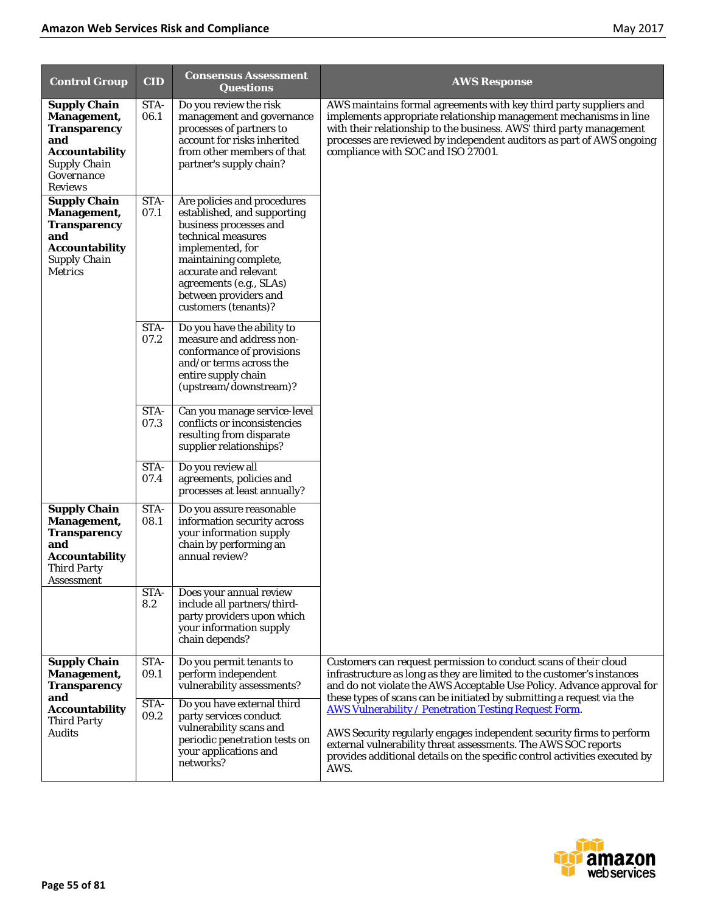| Control Group | CID | Consensus Assessment Questions | AWS Response |
| --- | --- | --- | --- |
| **Supply Chain Management, Transparency and Accountability** Supply Chain Governance Reviews | STA-06.1 | Do you review the risk management and governance processes of partners to account for risks inherited from other members of that partner's supply chain? | AWS maintains formal agreements with key third party suppliers and implements appropriate relationship management mechanisms in line with their relationship to the business. AWS' third party management processes are reviewed by independent auditors as part of AWS ongoing compliance with SOC and ISO 27001. |
| **Supply Chain Management, Transparency and Accountability** Supply Chain Metrics | STA-07.1 | Are policies and procedures established, and supporting business processes and technical measures implemented, for maintaining complete, accurate and relevant agreements (e.g., SLAs) between providers and customers (tenants)? | |
| | STA-07.2 | Do you have the ability to measure and address non-conformance of provisions and/or terms across the entire supply chain (upstream/downstream)? | |
| | STA-07.3 | Can you manage service-level conflicts or inconsistencies resulting from disparate supplier relationships? | |
| | STA-07.4 | Do you review all agreements, policies and processes at least annually? | |
| **Supply Chain Management, Transparency and Accountability** Third Party Assessment | STA-08.1 | Do you assure reasonable information security across your information supply chain by performing an annual review? | |
| | STA-8.2 | Does your annual review include all partners/third-party providers upon which your information supply chain depends? | |
| **Supply Chain Management, Transparency and Accountability** Third Party Audits | STA-09.1 | Do you permit tenants to perform independent vulnerability assessments? | Customers can request permission to conduct scans of their cloud infrastructure as long as they are limited to the customer's instances and do not violate the AWS Acceptable Use Policy. Advance approval for these types of scans can be initiated by submitting a request via the AWS Vulnerability / Penetration Testing Request Form.<br><br>AWS Security regularly engages independent security firms to perform external vulnerability threat assessments. The AWS SOC reports provides additional details on the specific control activities executed by AWS. |
| | STA-09.2 | Do you have external third party services conduct vulnerability scans and periodic penetration tests on your applications and networks? | |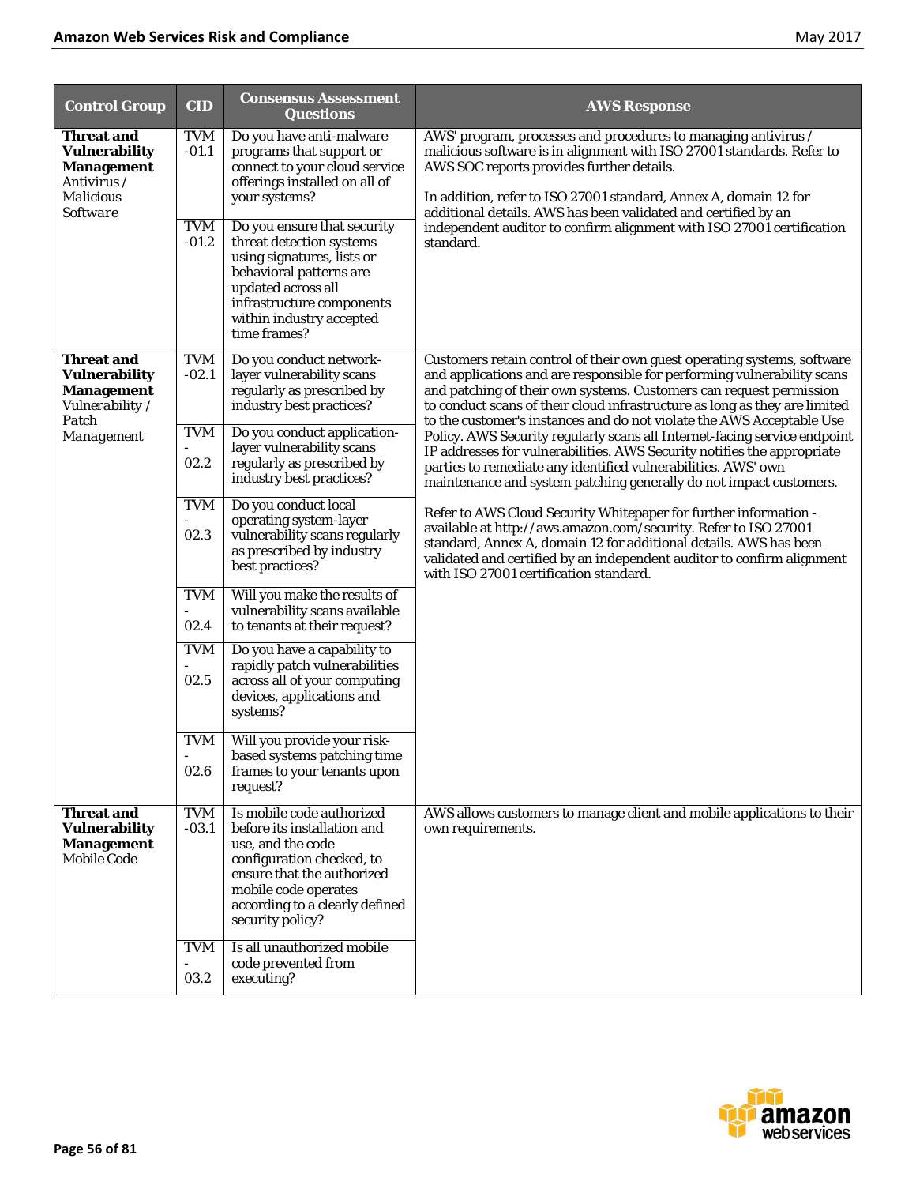| Control Group | CID | Consensus Assessment Questions | AWS Response |
|---|---|---|---|
| **Threat and Vulnerability Management** Antivirus / *Malicious Software* | TVM -01.1 | Do you have anti-malware programs that support or connect to your cloud service offerings installed on all of your systems? | AWS' program, processes and procedures to managing antivirus / malicious software is in alignment with ISO 27001 standards. Refer to AWS SOC reports provides further details.<br><br>In addition, refer to ISO 27001 standard, Annex A, domain 12 for additional details. AWS has been validated and certified by an independent auditor to confirm alignment with ISO 27001 certification standard. |
| | TVM -01.2 | Do you ensure that security threat detection systems using signatures, lists or behavioral patterns are updated across all infrastructure components within industry accepted time frames? | |
| **Threat and Vulnerability Management** Vulnerability / *Patch Management* | TVM -02.1 | Do you conduct network-layer vulnerability scans regularly as prescribed by industry best practices? | Customers retain control of their own guest operating systems, software and applications and are responsible for performing vulnerability scans and patching of their own systems. Customers can request permission to conduct scans of their cloud infrastructure as long as they are limited to the customer's instances and do not violate the AWS Acceptable Use Policy. AWS Security regularly scans all Internet-facing service endpoint IP addresses for vulnerabilities. AWS Security notifies the appropriate parties to remediate any identified vulnerabilities. AWS' own maintenance and system patching generally do not impact customers.<br><br>Refer to AWS Cloud Security Whitepaper for further information - available at http://aws.amazon.com/security. Refer to ISO 27001 standard, Annex A, domain 12 for additional details. AWS has been validated and certified by an independent auditor to confirm alignment with ISO 27001 certification standard. |
| | TVM - 02.2 | Do you conduct application-layer vulnerability scans regularly as prescribed by industry best practices? | |
| | TVM - 02.3 | Do you conduct local operating system-layer vulnerability scans regularly as prescribed by industry best practices? | |
| | TVM - 02.4 | Will you make the results of vulnerability scans available to tenants at their request? | |
| | TVM - 02.5 | Do you have a capability to rapidly patch vulnerabilities across all of your computing devices, applications and systems? | |
| | TVM - 02.6 | Will you provide your risk-based systems patching time frames to your tenants upon request? | |
| **Threat and Vulnerability Management** Mobile Code | TVM -03.1 | Is mobile code authorized before its installation and use, and the code configuration checked, to ensure that the authorized mobile code operates according to a clearly defined security policy? | AWS allows customers to manage client and mobile applications to their own requirements. |
| | TVM - 03.2 | Is all unauthorized mobile code prevented from executing? | |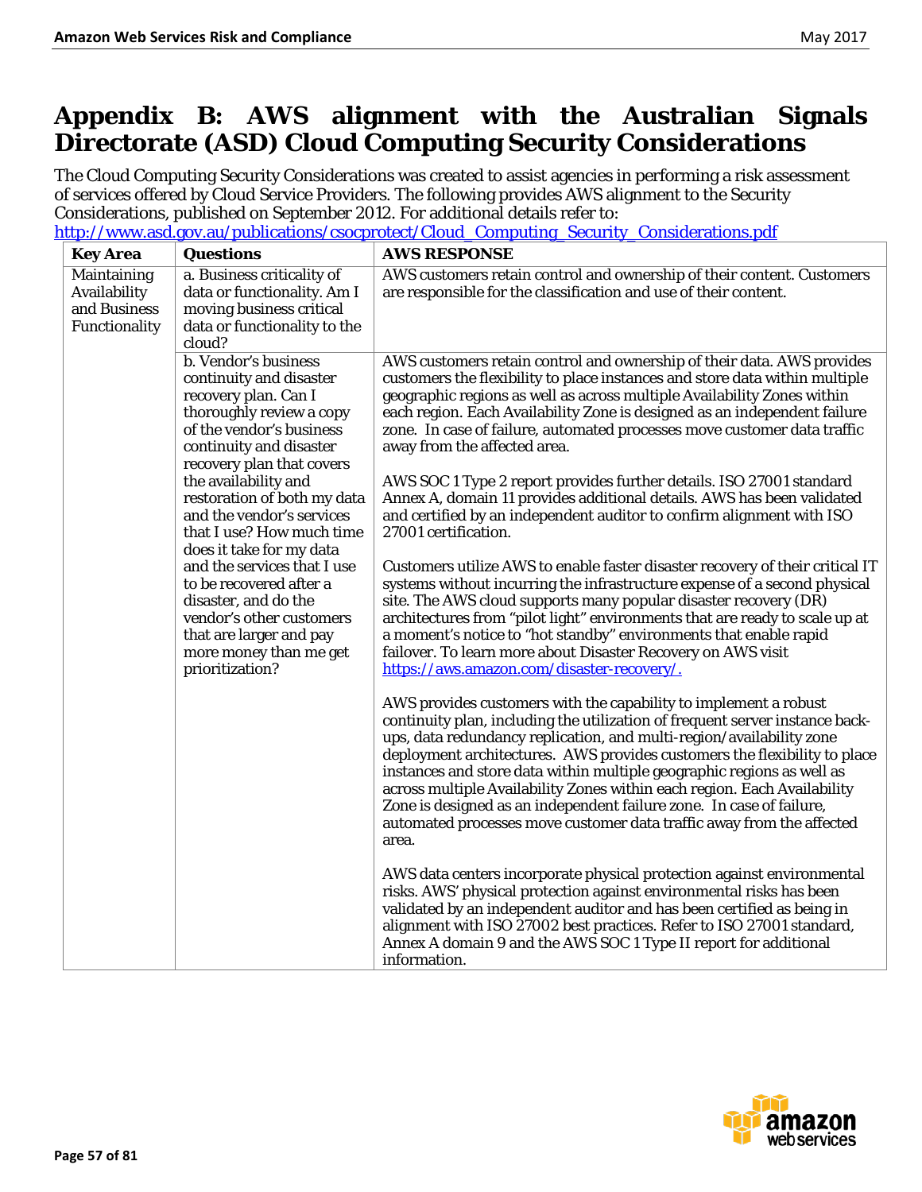# Appendix B: AWS alignment with the Australian Signals Directorate (ASD) Cloud Computing Security Considerations

The Cloud Computing Security Considerations was created to assist agencies in performing a risk assessment of services offered by Cloud Service Providers. The following provides AWS alignment to the Security Considerations, published on September 2012. For additional details refer to: http://www.asd.gov.au/publications/csocprotect/Cloud_Computing_Security_Considerations.pdf

| Key Area | Questions | AWS RESPONSE |
|---|---|---|
| Maintaining Availability and Business Functionality | a. Business criticality of data or functionality. Am I moving business critical data or functionality to the cloud? | AWS customers retain control and ownership of their content. Customers are responsible for the classification and use of their content. |
| | b. Vendor's business continuity and disaster recovery plan. Can I thoroughly review a copy of the vendor's business continuity and disaster recovery plan that covers the availability and restoration of both my data and the vendor's services that I use? How much time does it take for my data and the services that I use to be recovered after a disaster, and do the vendor's other customers that are larger and pay more money than me get prioritization? | AWS customers retain control and ownership of their data. AWS provides customers the flexibility to place instances and store data within multiple geographic regions as well as across multiple Availability Zones within each region. Each Availability Zone is designed as an independent failure zone. In case of failure, automated processes move customer data traffic away from the affected area.<br><br>AWS SOC 1 Type 2 report provides further details. ISO 27001 standard Annex A, domain 11 provides additional details. AWS has been validated and certified by an independent auditor to confirm alignment with ISO 27001 certification.<br><br>Customers utilize AWS to enable faster disaster recovery of their critical IT systems without incurring the infrastructure expense of a second physical site. The AWS cloud supports many popular disaster recovery (DR) architectures from "pilot light" environments that are ready to scale up at a moment's notice to "hot standby" environments that enable rapid failover. To learn more about Disaster Recovery on AWS visit https://aws.amazon.com/disaster-recovery/.<br><br>AWS provides customers with the capability to implement a robust continuity plan, including the utilization of frequent server instance back-ups, data redundancy replication, and multi-region/availability zone deployment architectures. AWS provides customers the flexibility to place instances and store data within multiple geographic regions as well as across multiple Availability Zones within each region. Each Availability Zone is designed as an independent failure zone. In case of failure, automated processes move customer data traffic away from the affected area.<br><br>AWS data centers incorporate physical protection against environmental risks. AWS' physical protection against environmental risks has been validated by an independent auditor and has been certified as being in alignment with ISO 27002 best practices. Refer to ISO 27001 standard, Annex A domain 9 and the AWS SOC 1 Type II report for additional information. |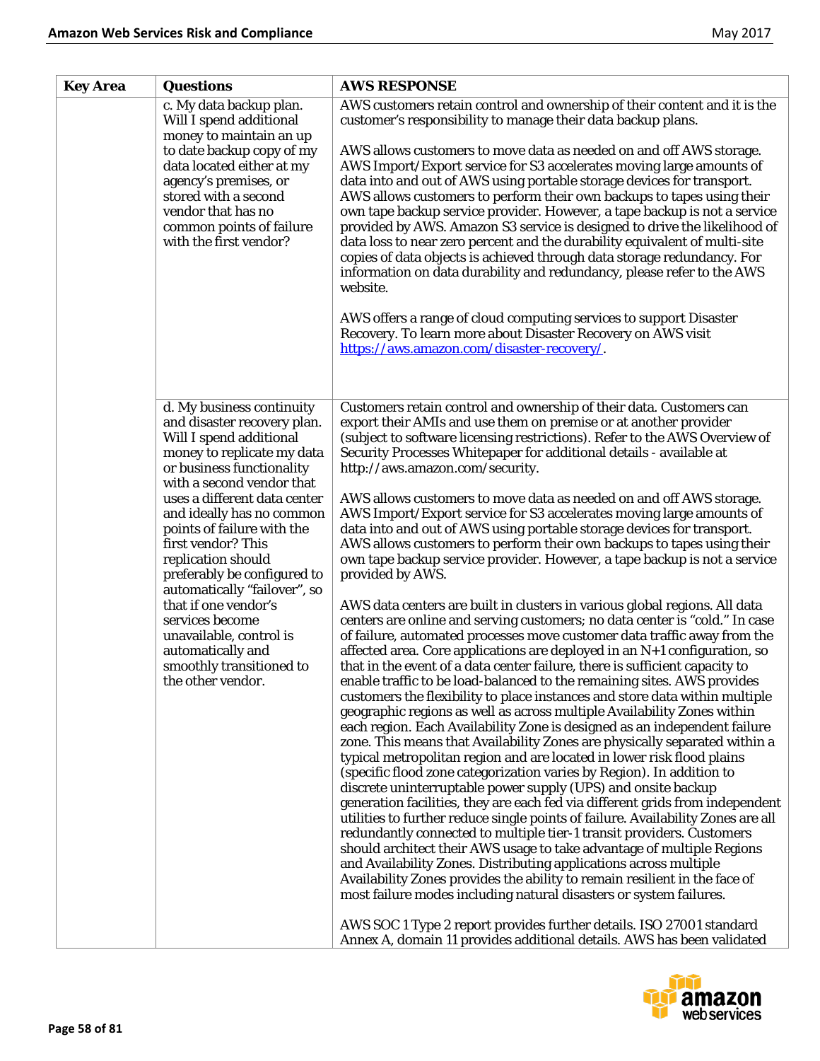| Key Area | Questions | AWS RESPONSE |
|---|---|---|
| | c. My data backup plan. Will I spend additional money to maintain an up to date backup copy of my data located either at my agency's premises, or stored with a second vendor that has no common points of failure with the first vendor? | AWS customers retain control and ownership of their content and it is the customer's responsibility to manage their data backup plans.<br><br>AWS allows customers to move data as needed on and off AWS storage. AWS Import/Export service for S3 accelerates moving large amounts of data into and out of AWS using portable storage devices for transport. AWS allows customers to perform their own backups to tapes using their own tape backup service provider. However, a tape backup is not a service provided by AWS. Amazon S3 service is designed to drive the likelihood of data loss to near zero percent and the durability equivalent of multi-site copies of data objects is achieved through data storage redundancy. For information on data durability and redundancy, please refer to the AWS website.<br><br>AWS offers a range of cloud computing services to support Disaster Recovery. To learn more about Disaster Recovery on AWS visit https://aws.amazon.com/disaster-recovery/. |
| | d. My business continuity and disaster recovery plan. Will I spend additional money to replicate my data or business functionality with a second vendor that uses a different data center and ideally has no common points of failure with the first vendor? This replication should preferably be configured to automatically "failover", so that if one vendor's services become unavailable, control is automatically and smoothly transitioned to the other vendor. | Customers retain control and ownership of their data. Customers can export their AMIs and use them on premise or at another provider (subject to software licensing restrictions). Refer to the AWS Overview of Security Processes Whitepaper for additional details - available at http://aws.amazon.com/security.<br><br>AWS allows customers to move data as needed on and off AWS storage. AWS Import/Export service for S3 accelerates moving large amounts of data into and out of AWS using portable storage devices for transport. AWS allows customers to perform their own backups to tapes using their own tape backup service provider. However, a tape backup is not a service provided by AWS.<br><br>AWS data centers are built in clusters in various global regions. All data centers are online and serving customers; no data center is "cold." In case of failure, automated processes move customer data traffic away from the affected area. Core applications are deployed in an N+1 configuration, so that in the event of a data center failure, there is sufficient capacity to enable traffic to be load-balanced to the remaining sites. AWS provides customers the flexibility to place instances and store data within multiple geographic regions as well as across multiple Availability Zones within each region. Each Availability Zone is designed as an independent failure zone. This means that Availability Zones are physically separated within a typical metropolitan region and are located in lower risk flood plains (specific flood zone categorization varies by Region). In addition to discrete uninterruptable power supply (UPS) and onsite backup generation facilities, they are each fed via different grids from independent utilities to further reduce single points of failure. Availability Zones are all redundantly connected to multiple tier-1 transit providers. Customers should architect their AWS usage to take advantage of multiple Regions and Availability Zones. Distributing applications across multiple Availability Zones provides the ability to remain resilient in the face of most failure modes including natural disasters or system failures.<br><br>AWS SOC 1 Type 2 report provides further details. ISO 27001 standard Annex A, domain 11 provides additional details. AWS has been validated |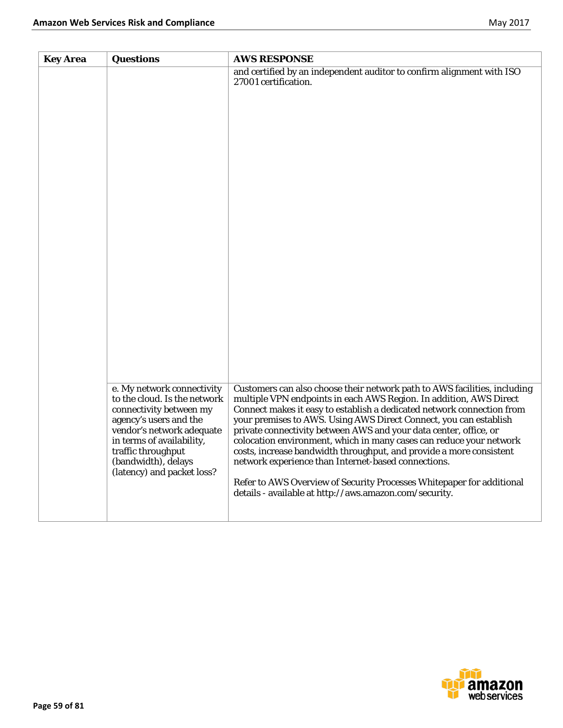| Key Area | Questions | AWS RESPONSE |
| --- | --- | --- |
| | | and certified by an independent auditor to confirm alignment with ISO 27001 certification. |
| | e. My network connectivity to the cloud. Is the network connectivity between my agency's users and the vendor's network adequate in terms of availability, traffic throughput (bandwidth), delays (latency) and packet loss? | Customers can also choose their network path to AWS facilities, including multiple VPN endpoints in each AWS Region. In addition, AWS Direct Connect makes it easy to establish a dedicated network connection from your premises to AWS. Using AWS Direct Connect, you can establish private connectivity between AWS and your data center, office, or colocation environment, which in many cases can reduce your network costs, increase bandwidth throughput, and provide a more consistent network experience than Internet-based connections.<br><br>Refer to AWS Overview of Security Processes Whitepaper for additional details - available at http://aws.amazon.com/security. |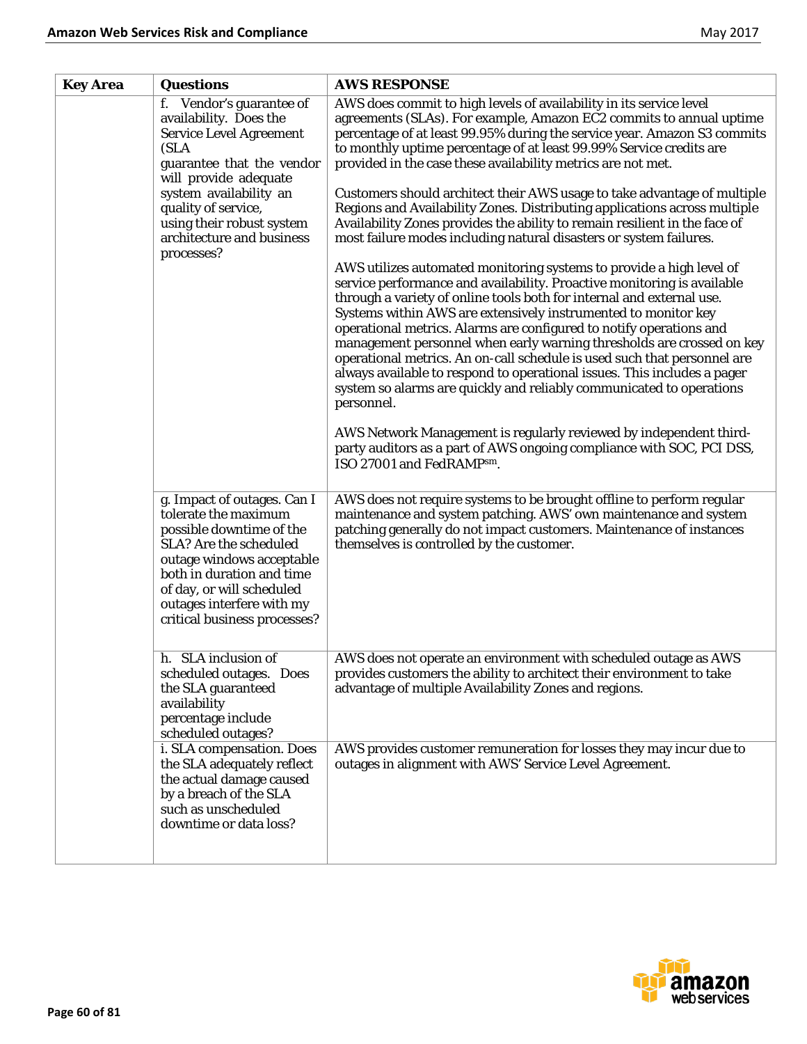| Key Area | Questions | AWS RESPONSE |
|---|---|---|
| | f. Vendor's guarantee of availability. Does the Service Level Agreement (SLA guarantee that the vendor will provide adequate system availability an quality of service, using their robust system architecture and business processes? | AWS does commit to high levels of availability in its service level agreements (SLAs). For example, Amazon EC2 commits to annual uptime percentage of at least 99.95% during the service year. Amazon S3 commits to monthly uptime percentage of at least 99.99% Service credits are provided in the case these availability metrics are not met.<br><br>Customers should architect their AWS usage to take advantage of multiple Regions and Availability Zones. Distributing applications across multiple Availability Zones provides the ability to remain resilient in the face of most failure modes including natural disasters or system failures.<br><br>AWS utilizes automated monitoring systems to provide a high level of service performance and availability. Proactive monitoring is available through a variety of online tools both for internal and external use. Systems within AWS are extensively instrumented to monitor key operational metrics. Alarms are configured to notify operations and management personnel when early warning thresholds are crossed on key operational metrics. An on-call schedule is used such that personnel are always available to respond to operational issues. This includes a pager system so alarms are quickly and reliably communicated to operations personnel.<br><br>AWS Network Management is regularly reviewed by independent third-party auditors as a part of AWS ongoing compliance with SOC, PCI DSS, ISO 27001 and FedRAMP℠. |
| | g. Impact of outages. Can I tolerate the maximum possible downtime of the SLA? Are the scheduled outage windows acceptable both in duration and time of day, or will scheduled outages interfere with my critical business processes? | AWS does not require systems to be brought offline to perform regular maintenance and system patching. AWS' own maintenance and system patching generally do not impact customers. Maintenance of instances themselves is controlled by the customer. |
| | h. SLA inclusion of scheduled outages. Does the SLA guaranteed availability percentage include scheduled outages? | AWS does not operate an environment with scheduled outage as AWS provides customers the ability to architect their environment to take advantage of multiple Availability Zones and regions. |
| | i. SLA compensation. Does the SLA adequately reflect the actual damage caused by a breach of the SLA such as unscheduled downtime or data loss? | AWS provides customer remuneration for losses they may incur due to outages in alignment with AWS' Service Level Agreement. |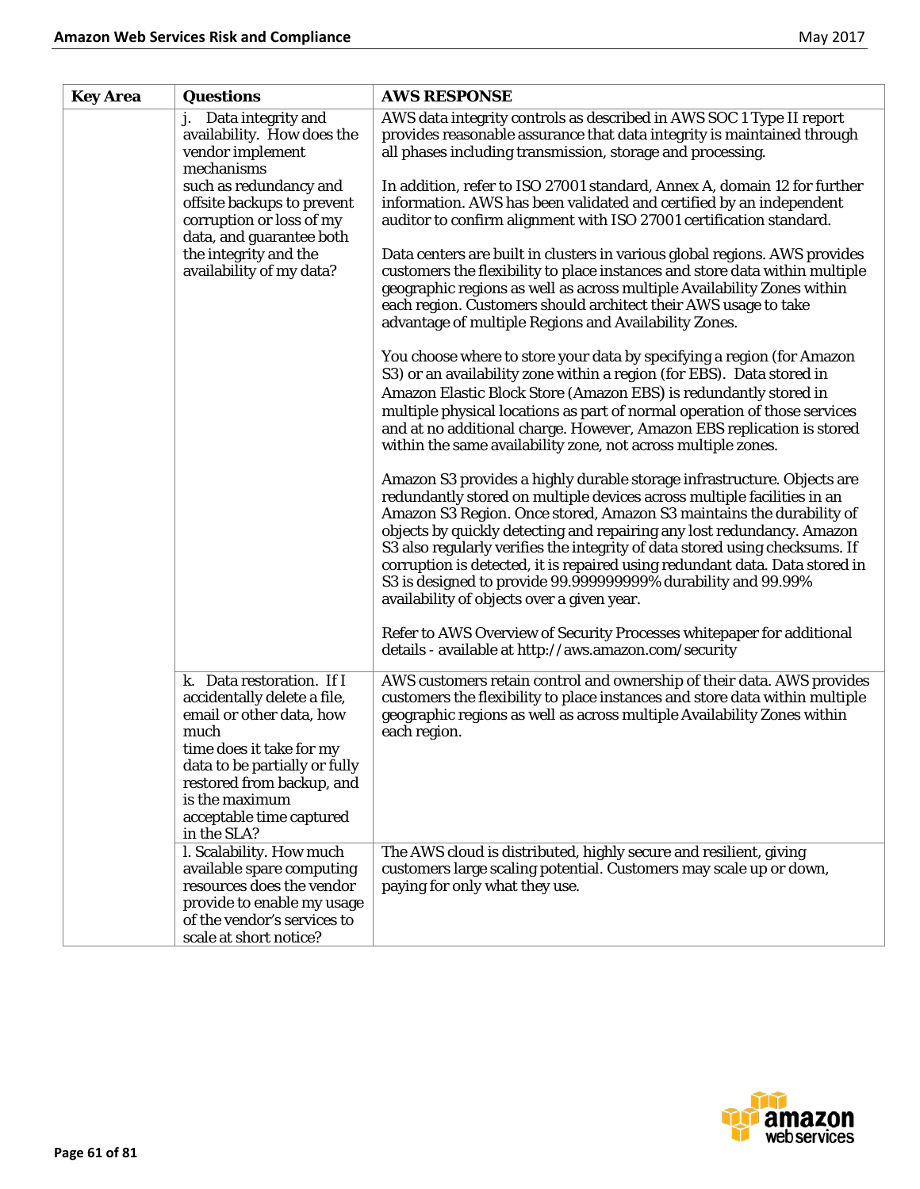| Key Area | Questions | AWS RESPONSE |
|---|---|---|
| | j. Data integrity and availability. How does the vendor implement mechanisms such as redundancy and offsite backups to prevent corruption or loss of my data, and guarantee both the integrity and the availability of my data? | AWS data integrity controls as described in AWS SOC 1 Type II report provides reasonable assurance that data integrity is maintained through all phases including transmission, storage and processing.<br><br>In addition, refer to ISO 27001 standard, Annex A, domain 12 for further information. AWS has been validated and certified by an independent auditor to confirm alignment with ISO 27001 certification standard.<br><br>Data centers are built in clusters in various global regions. AWS provides customers the flexibility to place instances and store data within multiple geographic regions as well as across multiple Availability Zones within each region. Customers should architect their AWS usage to take advantage of multiple Regions and Availability Zones.<br><br>You choose where to store your data by specifying a region (for Amazon S3) or an availability zone within a region (for EBS). Data stored in Amazon Elastic Block Store (Amazon EBS) is redundantly stored in multiple physical locations as part of normal operation of those services and at no additional charge. However, Amazon EBS replication is stored within the same availability zone, not across multiple zones.<br><br>Amazon S3 provides a highly durable storage infrastructure. Objects are redundantly stored on multiple devices across multiple facilities in an Amazon S3 Region. Once stored, Amazon S3 maintains the durability of objects by quickly detecting and repairing any lost redundancy. Amazon S3 also regularly verifies the integrity of data stored using checksums. If corruption is detected, it is repaired using redundant data. Data stored in S3 is designed to provide 99.999999999% durability and 99.99% availability of objects over a given year.<br><br>Refer to AWS Overview of Security Processes whitepaper for additional details - available at http://aws.amazon.com/security |
| | k. Data restoration. If I accidentally delete a file, email or other data, how much time does it take for my data to be partially or fully restored from backup, and is the maximum acceptable time captured in the SLA? | AWS customers retain control and ownership of their data. AWS provides customers the flexibility to place instances and store data within multiple geographic regions as well as across multiple Availability Zones within each region. |
| | l. Scalability. How much available spare computing resources does the vendor provide to enable my usage of the vendor's services to scale at short notice? | The AWS cloud is distributed, highly secure and resilient, giving customers large scaling potential. Customers may scale up or down, paying for only what they use. |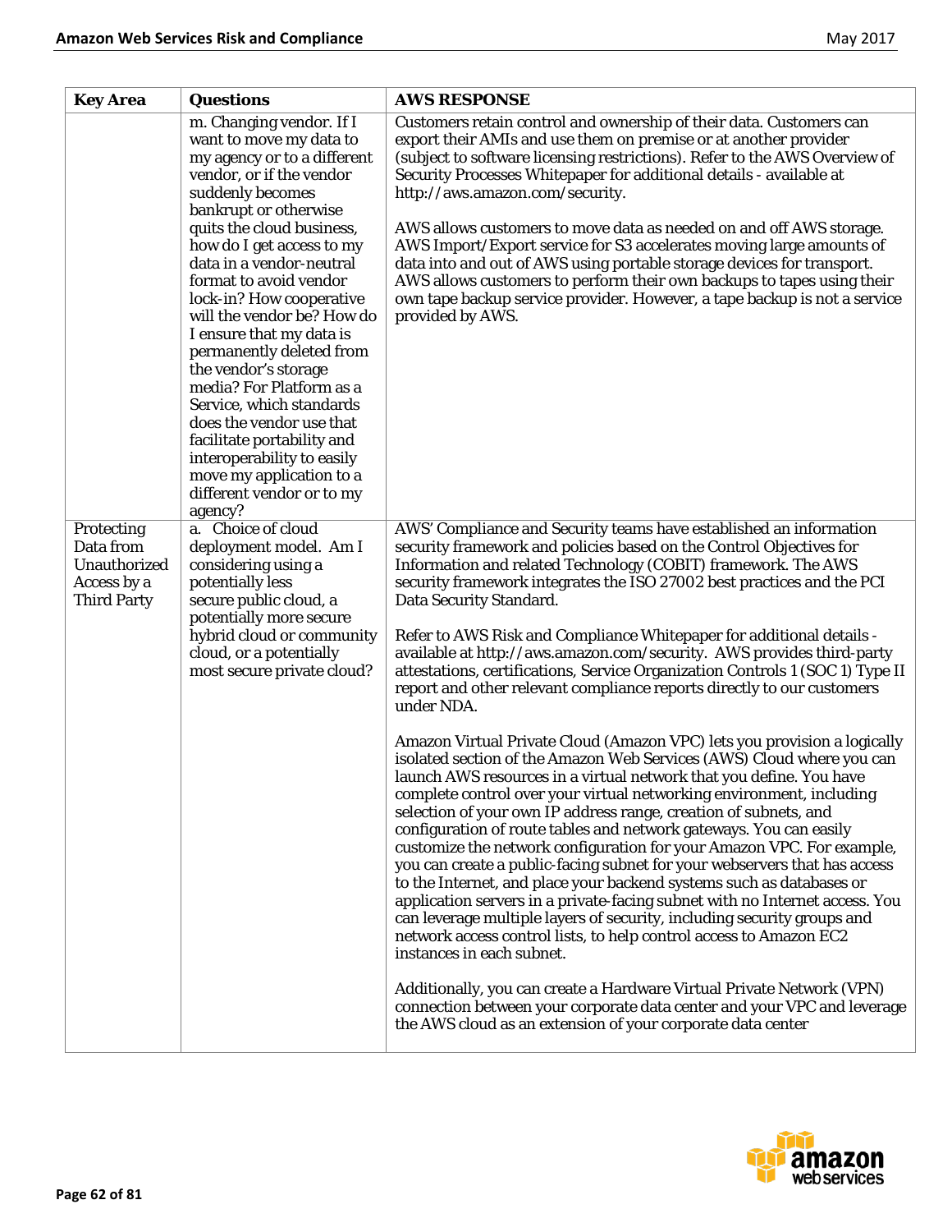| Key Area | Questions | AWS RESPONSE |
|---|---|---|
| | m. Changing vendor. If I want to move my data to my agency or to a different vendor, or if the vendor suddenly becomes bankrupt or otherwise quits the cloud business, how do I get access to my data in a vendor-neutral format to avoid vendor lock-in? How cooperative will the vendor be? How do I ensure that my data is permanently deleted from the vendor's storage media? For Platform as a Service, which standards does the vendor use that facilitate portability and interoperability to easily move my application to a different vendor or to my agency? | Customers retain control and ownership of their data. Customers can export their AMIs and use them on premise or at another provider (subject to software licensing restrictions). Refer to the AWS Overview of Security Processes Whitepaper for additional details - available at http://aws.amazon.com/security.<br><br>AWS allows customers to move data as needed on and off AWS storage. AWS Import/Export service for S3 accelerates moving large amounts of data into and out of AWS using portable storage devices for transport. AWS allows customers to perform their own backups to tapes using their own tape backup service provider. However, a tape backup is not a service provided by AWS. |
| Protecting Data from Unauthorized Access by a Third Party | a. Choice of cloud deployment model. Am I considering using a potentially less secure public cloud, a potentially more secure hybrid cloud or community cloud, or a potentially most secure private cloud? | AWS' Compliance and Security teams have established an information security framework and policies based on the Control Objectives for Information and related Technology (COBIT) framework. The AWS security framework integrates the ISO 27002 best practices and the PCI Data Security Standard.<br><br>Refer to AWS Risk and Compliance Whitepaper for additional details - available at http://aws.amazon.com/security. AWS provides third-party attestations, certifications, Service Organization Controls 1 (SOC 1) Type II report and other relevant compliance reports directly to our customers under NDA.<br><br>Amazon Virtual Private Cloud (Amazon VPC) lets you provision a logically isolated section of the Amazon Web Services (AWS) Cloud where you can launch AWS resources in a virtual network that you define. You have complete control over your virtual networking environment, including selection of your own IP address range, creation of subnets, and configuration of route tables and network gateways. You can easily customize the network configuration for your Amazon VPC. For example, you can create a public-facing subnet for your webservers that has access to the Internet, and place your backend systems such as databases or application servers in a private-facing subnet with no Internet access. You can leverage multiple layers of security, including security groups and network access control lists, to help control access to Amazon EC2 instances in each subnet.<br><br>Additionally, you can create a Hardware Virtual Private Network (VPN) connection between your corporate data center and your VPC and leverage the AWS cloud as an extension of your corporate data center |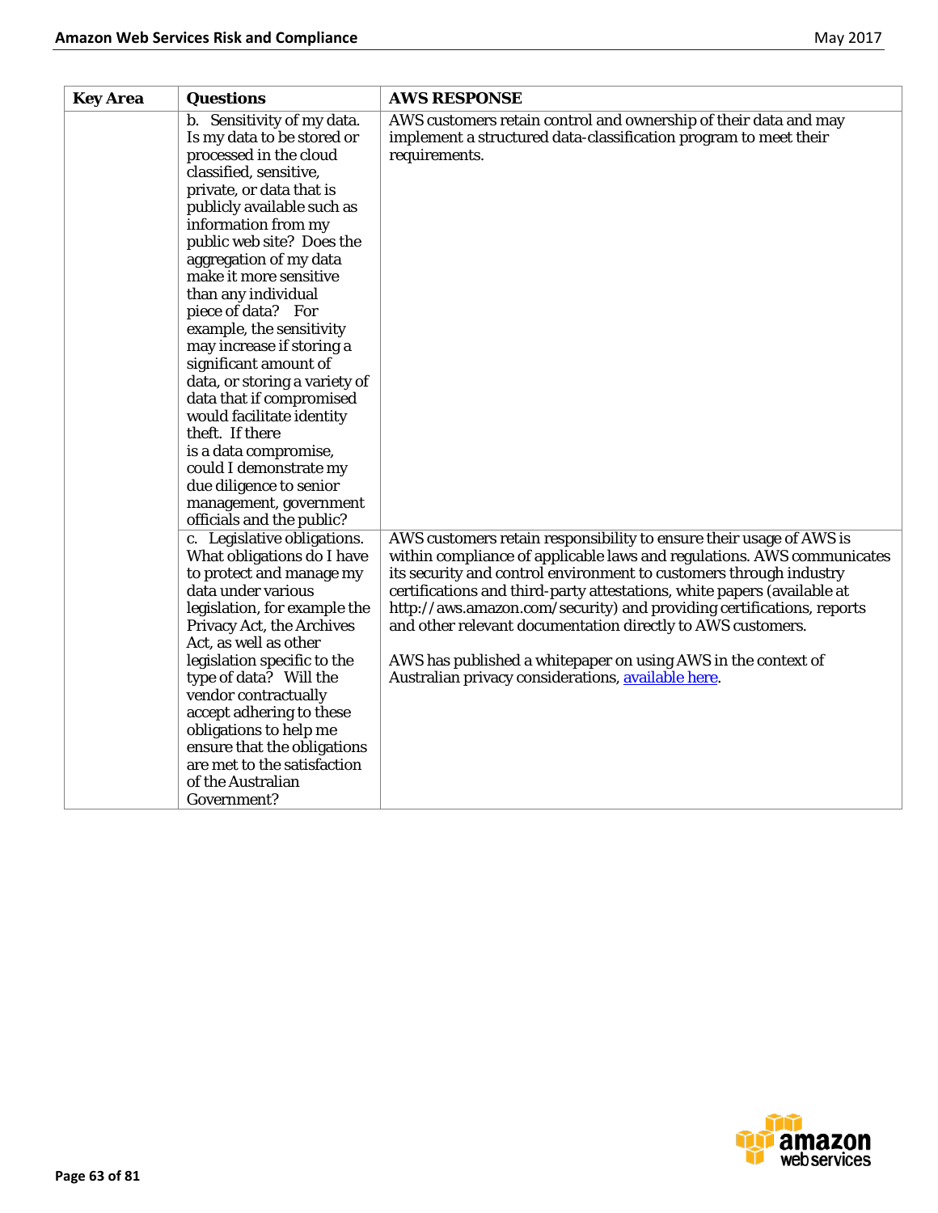| Key Area | Questions | AWS RESPONSE |
|---|---|---|
| | b. Sensitivity of my data. Is my data to be stored or processed in the cloud classified, sensitive, private, or data that is publicly available such as information from my public web site? Does the aggregation of my data make it more sensitive than any individual piece of data? For example, the sensitivity may increase if storing a significant amount of data, or storing a variety of data that if compromised would facilitate identity theft. If there is a data compromise, could I demonstrate my due diligence to senior management, government officials and the public? | AWS customers retain control and ownership of their data and may implement a structured data-classification program to meet their requirements. |
| | c. Legislative obligations. What obligations do I have to protect and manage my data under various legislation, for example the Privacy Act, the Archives Act, as well as other legislation specific to the type of data? Will the vendor contractually accept adhering to these obligations to help me ensure that the obligations are met to the satisfaction of the Australian Government? | AWS customers retain responsibility to ensure their usage of AWS is within compliance of applicable laws and regulations. AWS communicates its security and control environment to customers through industry certifications and third-party attestations, white papers (available at http://aws.amazon.com/security) and providing certifications, reports and other relevant documentation directly to AWS customers.<br><br>AWS has published a whitepaper on using AWS in the context of Australian privacy considerations, available here. |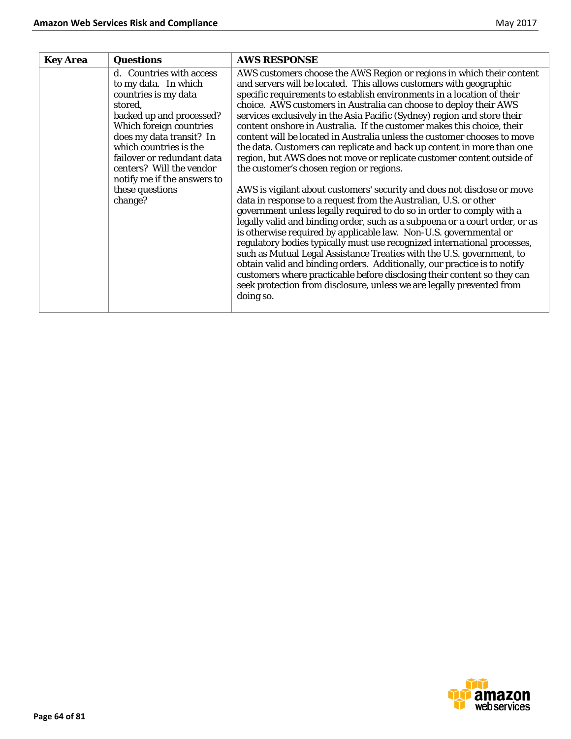| Key Area | Questions | AWS RESPONSE |
| --- | --- | --- |
| | d. Countries with access to my data. In which countries is my data stored, backed up and processed? Which foreign countries does my data transit? In which countries is the failover or redundant data centers? Will the vendor notify me if the answers to these questions change? | AWS customers choose the AWS Region or regions in which their content and servers will be located. This allows customers with geographic specific requirements to establish environments in a location of their choice. AWS customers in Australia can choose to deploy their AWS services exclusively in the Asia Pacific (Sydney) region and store their content onshore in Australia. If the customer makes this choice, their content will be located in Australia unless the customer chooses to move the data. Customers can replicate and back up content in more than one region, but AWS does not move or replicate customer content outside of the customer's chosen region or regions.<br><br>AWS is vigilant about customers' security and does not disclose or move data in response to a request from the Australian, U.S. or other government unless legally required to do so in order to comply with a legally valid and binding order, such as a subpoena or a court order, or as is otherwise required by applicable law. Non-U.S. governmental or regulatory bodies typically must use recognized international processes, such as Mutual Legal Assistance Treaties with the U.S. government, to obtain valid and binding orders. Additionally, our practice is to notify customers where practicable before disclosing their content so they can seek protection from disclosure, unless we are legally prevented from doing so. |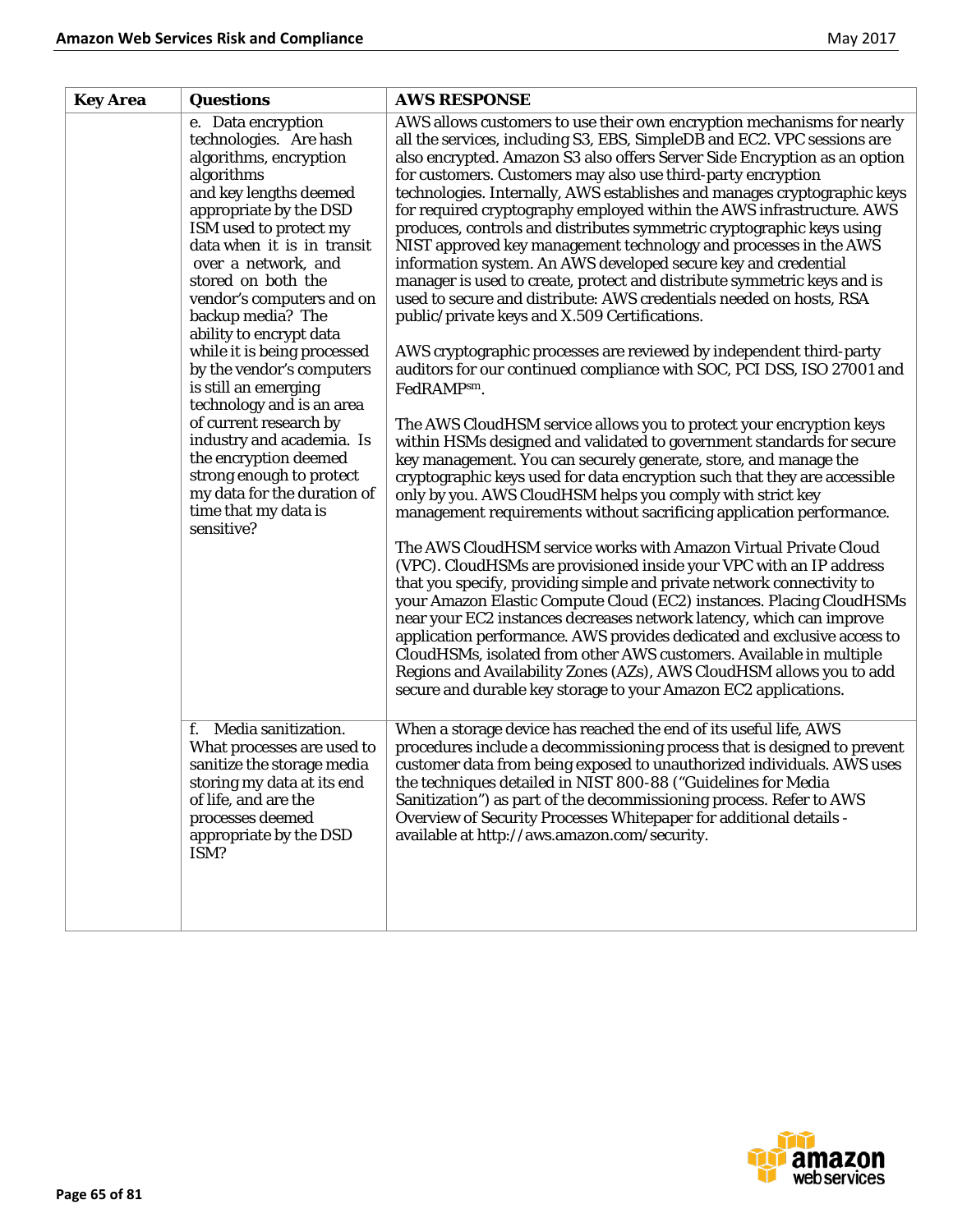| Key Area | Questions | AWS RESPONSE |
|---|---|---|
| | e. Data encryption technologies. Are hash algorithms, encryption algorithms and key lengths deemed appropriate by the DSD ISM used to protect my data when it is in transit over a network, and stored on both the vendor's computers and on backup media? The ability to encrypt data while it is being processed by the vendor's computers is still an emerging technology and is an area of current research by industry and academia. Is the encryption deemed strong enough to protect my data for the duration of time that my data is sensitive? | AWS allows customers to use their own encryption mechanisms for nearly all the services, including S3, EBS, SimpleDB and EC2. VPC sessions are also encrypted. Amazon S3 also offers Server Side Encryption as an option for customers. Customers may also use third-party encryption technologies. Internally, AWS establishes and manages cryptographic keys for required cryptography employed within the AWS infrastructure. AWS produces, controls and distributes symmetric cryptographic keys using NIST approved key management technology and processes in the AWS information system. An AWS developed secure key and credential manager is used to create, protect and distribute symmetric keys and is used to secure and distribute: AWS credentials needed on hosts, RSA public/private keys and X.509 Certifications.<br><br>AWS cryptographic processes are reviewed by independent third-party auditors for our continued compliance with SOC, PCI DSS, ISO 27001 and FedRAMPsm.<br><br>The AWS CloudHSM service allows you to protect your encryption keys within HSMs designed and validated to government standards for secure key management. You can securely generate, store, and manage the cryptographic keys used for data encryption such that they are accessible only by you. AWS CloudHSM helps you comply with strict key management requirements without sacrificing application performance.<br><br>The AWS CloudHSM service works with Amazon Virtual Private Cloud (VPC). CloudHSMs are provisioned inside your VPC with an IP address that you specify, providing simple and private network connectivity to your Amazon Elastic Compute Cloud (EC2) instances. Placing CloudHSMs near your EC2 instances decreases network latency, which can improve application performance. AWS provides dedicated and exclusive access to CloudHSMs, isolated from other AWS customers. Available in multiple Regions and Availability Zones (AZs), AWS CloudHSM allows you to add secure and durable key storage to your Amazon EC2 applications. |
| | f. Media sanitization. What processes are used to sanitize the storage media storing my data at its end of life, and are the processes deemed appropriate by the DSD ISM? | When a storage device has reached the end of its useful life, AWS procedures include a decommissioning process that is designed to prevent customer data from being exposed to unauthorized individuals. AWS uses the techniques detailed in NIST 800-88 ("Guidelines for Media Sanitization") as part of the decommissioning process. Refer to AWS Overview of Security Processes Whitepaper for additional details - available at http://aws.amazon.com/security. |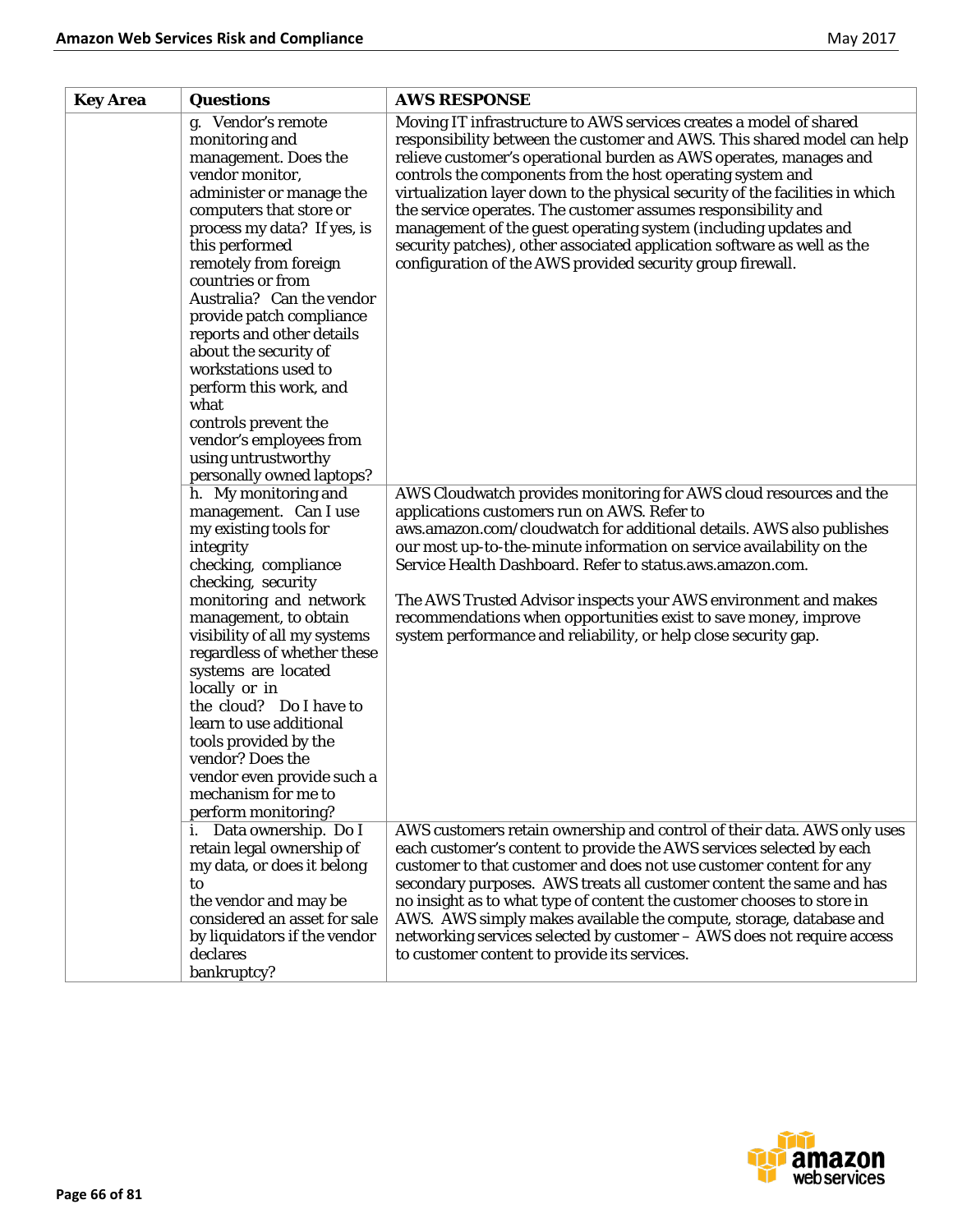| Key Area | Questions | AWS RESPONSE |
|---|---|---|
| | g. Vendor's remote monitoring and management. Does the vendor monitor, administer or manage the computers that store or process my data? If yes, is this performed remotely from foreign countries or from Australia? Can the vendor provide patch compliance reports and other details about the security of workstations used to perform this work, and what controls prevent the vendor's employees from using untrustworthy personally owned laptops? | Moving IT infrastructure to AWS services creates a model of shared responsibility between the customer and AWS. This shared model can help relieve customer's operational burden as AWS operates, manages and controls the components from the host operating system and virtualization layer down to the physical security of the facilities in which the service operates. The customer assumes responsibility and management of the guest operating system (including updates and security patches), other associated application software as well as the configuration of the AWS provided security group firewall. |
| | h. My monitoring and management. Can I use my existing tools for integrity checking, compliance checking, security monitoring and network management, to obtain visibility of all my systems regardless of whether these systems are located locally or in the cloud? Do I have to learn to use additional tools provided by the vendor? Does the vendor even provide such a mechanism for me to perform monitoring? | AWS Cloudwatch provides monitoring for AWS cloud resources and the applications customers run on AWS. Refer to aws.amazon.com/cloudwatch for additional details. AWS also publishes our most up-to-the-minute information on service availability on the Service Health Dashboard. Refer to status.aws.amazon.com.<br><br>The AWS Trusted Advisor inspects your AWS environment and makes recommendations when opportunities exist to save money, improve system performance and reliability, or help close security gap. |
| | i. Data ownership. Do I retain legal ownership of my data, or does it belong to the vendor and may be considered an asset for sale by liquidators if the vendor declares bankruptcy? | AWS customers retain ownership and control of their data. AWS only uses each customer's content to provide the AWS services selected by each customer to that customer and does not use customer content for any secondary purposes. AWS treats all customer content the same and has no insight as to what type of content the customer chooses to store in AWS. AWS simply makes available the compute, storage, database and networking services selected by customer – AWS does not require access to customer content to provide its services. |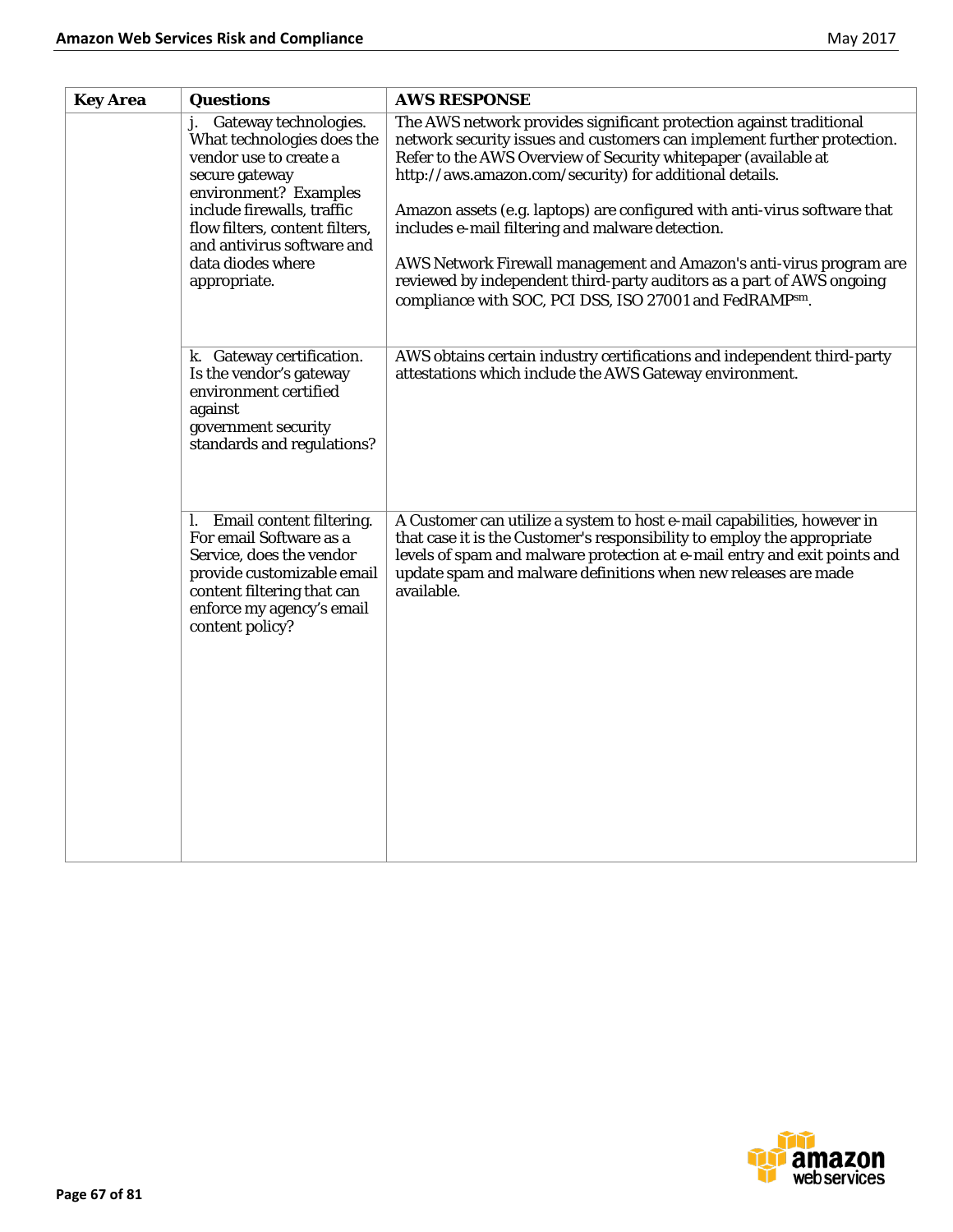| Key Area | Questions | AWS RESPONSE |
| --- | --- | --- |
| | j. Gateway technologies. What technologies does the vendor use to create a secure gateway environment? Examples include firewalls, traffic flow filters, content filters, and antivirus software and data diodes where appropriate. | The AWS network provides significant protection against traditional network security issues and customers can implement further protection. Refer to the AWS Overview of Security whitepaper (available at http://aws.amazon.com/security) for additional details.<br><br>Amazon assets (e.g. laptops) are configured with anti-virus software that includes e-mail filtering and malware detection.<br><br>AWS Network Firewall management and Amazon's anti-virus program are reviewed by independent third-party auditors as a part of AWS ongoing compliance with SOC, PCI DSS, ISO 27001 and FedRAMPsm. |
| | k. Gateway certification. Is the vendor's gateway environment certified against government security standards and regulations? | AWS obtains certain industry certifications and independent third-party attestations which include the AWS Gateway environment. |
| | l. Email content filtering. For email Software as a Service, does the vendor provide customizable email content filtering that can enforce my agency's email content policy? | A Customer can utilize a system to host e-mail capabilities, however in that case it is the Customer's responsibility to employ the appropriate levels of spam and malware protection at e-mail entry and exit points and update spam and malware definitions when new releases are made available. |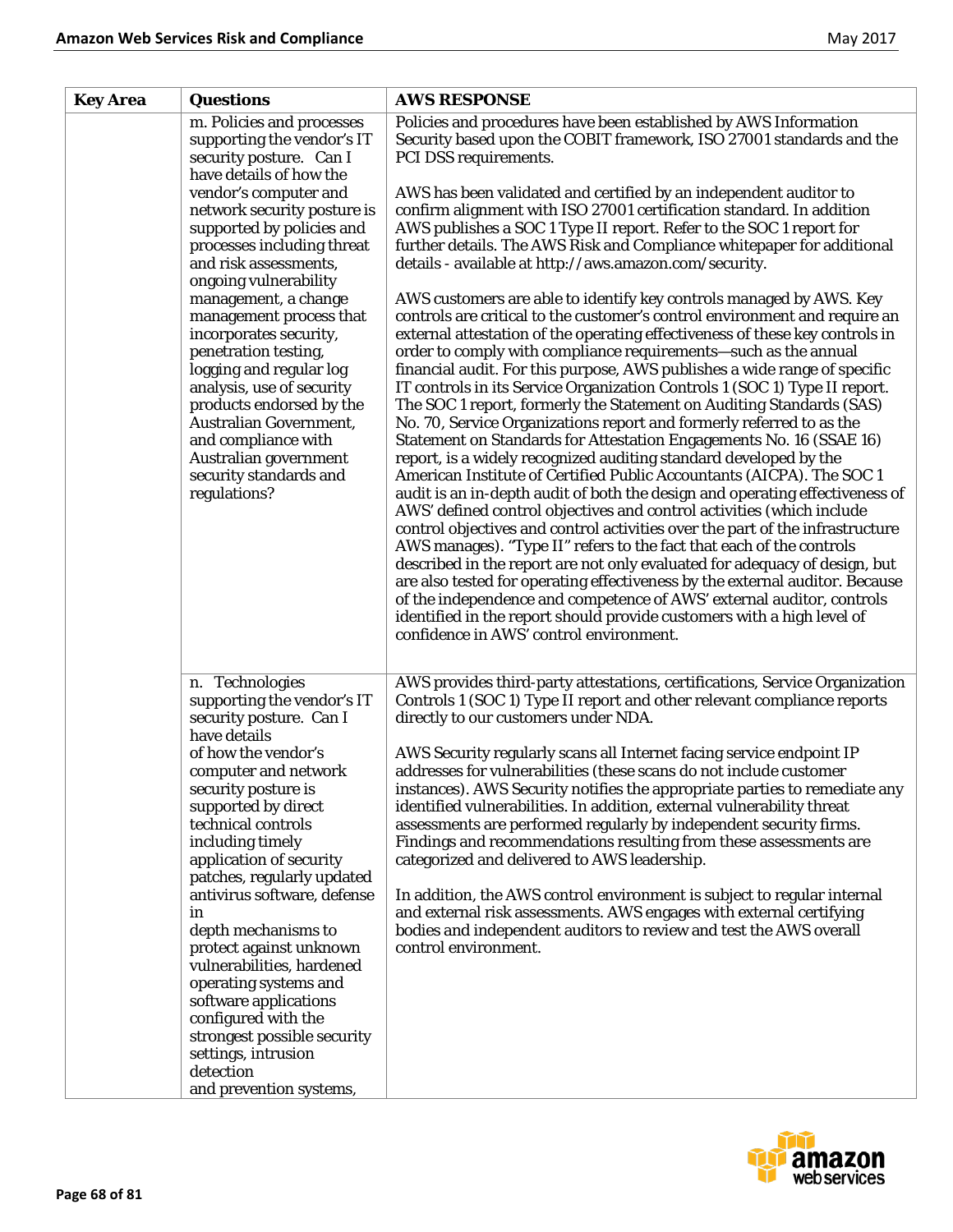| Key Area | Questions | AWS RESPONSE |
|---|---|---|
| | m. Policies and processes supporting the vendor's IT security posture. Can I have details of how the vendor's computer and network security posture is supported by policies and processes including threat and risk assessments, ongoing vulnerability management, a change management process that incorporates security, penetration testing, logging and regular log analysis, use of security products endorsed by the Australian Government, and compliance with Australian government security standards and regulations? | Policies and procedures have been established by AWS Information Security based upon the COBIT framework, ISO 27001 standards and the PCI DSS requirements.<br><br>AWS has been validated and certified by an independent auditor to confirm alignment with ISO 27001 certification standard. In addition AWS publishes a SOC 1 Type II report. Refer to the SOC 1 report for further details. The AWS Risk and Compliance whitepaper for additional details - available at http://aws.amazon.com/security.<br><br>AWS customers are able to identify key controls managed by AWS. Key controls are critical to the customer's control environment and require an external attestation of the operating effectiveness of these key controls in order to comply with compliance requirements—such as the annual financial audit. For this purpose, AWS publishes a wide range of specific IT controls in its Service Organization Controls 1 (SOC 1) Type II report. The SOC 1 report, formerly the Statement on Auditing Standards (SAS) No. 70, Service Organizations report and formerly referred to as the Statement on Standards for Attestation Engagements No. 16 (SSAE 16) report, is a widely recognized auditing standard developed by the American Institute of Certified Public Accountants (AICPA). The SOC 1 audit is an in-depth audit of both the design and operating effectiveness of AWS' defined control objectives and control activities (which include control objectives and control activities over the part of the infrastructure AWS manages). "Type II" refers to the fact that each of the controls described in the report are not only evaluated for adequacy of design, but are also tested for operating effectiveness by the external auditor. Because of the independence and competence of AWS' external auditor, controls identified in the report should provide customers with a high level of confidence in AWS' control environment. |
| | n. Technologies supporting the vendor's IT security posture. Can I have details of how the vendor's computer and network security posture is supported by direct technical controls including timely application of security patches, regularly updated antivirus software, defense in depth mechanisms to protect against unknown vulnerabilities, hardened operating systems and software applications configured with the strongest possible security settings, intrusion detection and prevention systems, | AWS provides third-party attestations, certifications, Service Organization Controls 1 (SOC 1) Type II report and other relevant compliance reports directly to our customers under NDA.<br><br>AWS Security regularly scans all Internet facing service endpoint IP addresses for vulnerabilities (these scans do not include customer instances). AWS Security notifies the appropriate parties to remediate any identified vulnerabilities. In addition, external vulnerability threat assessments are performed regularly by independent security firms. Findings and recommendations resulting from these assessments are categorized and delivered to AWS leadership.<br><br>In addition, the AWS control environment is subject to regular internal and external risk assessments. AWS engages with external certifying bodies and independent auditors to review and test the AWS overall control environment. |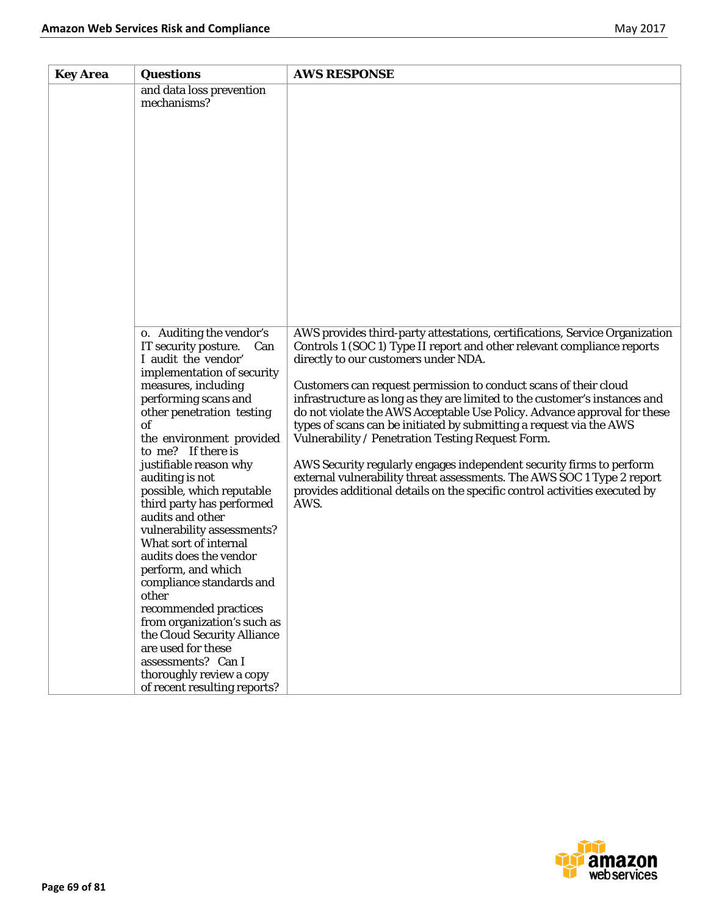| Key Area | Questions | AWS RESPONSE |
|---|---|---|
| | and data loss prevention mechanisms? | |
| | o. Auditing the vendor's IT security posture. Can I audit the vendor' implementation of security measures, including performing scans and other penetration testing of the environment provided to me? If there is justifiable reason why auditing is not possible, which reputable third party has performed audits and other vulnerability assessments? What sort of internal audits does the vendor perform, and which compliance standards and other recommended practices from organization's such as the Cloud Security Alliance are used for these assessments? Can I thoroughly review a copy of recent resulting reports? | AWS provides third-party attestations, certifications, Service Organization Controls 1 (SOC 1) Type II report and other relevant compliance reports directly to our customers under NDA.<br><br>Customers can request permission to conduct scans of their cloud infrastructure as long as they are limited to the customer's instances and do not violate the AWS Acceptable Use Policy. Advance approval for these types of scans can be initiated by submitting a request via the AWS Vulnerability / Penetration Testing Request Form.<br><br>AWS Security regularly engages independent security firms to perform external vulnerability threat assessments. The AWS SOC 1 Type 2 report provides additional details on the specific control activities executed by AWS. |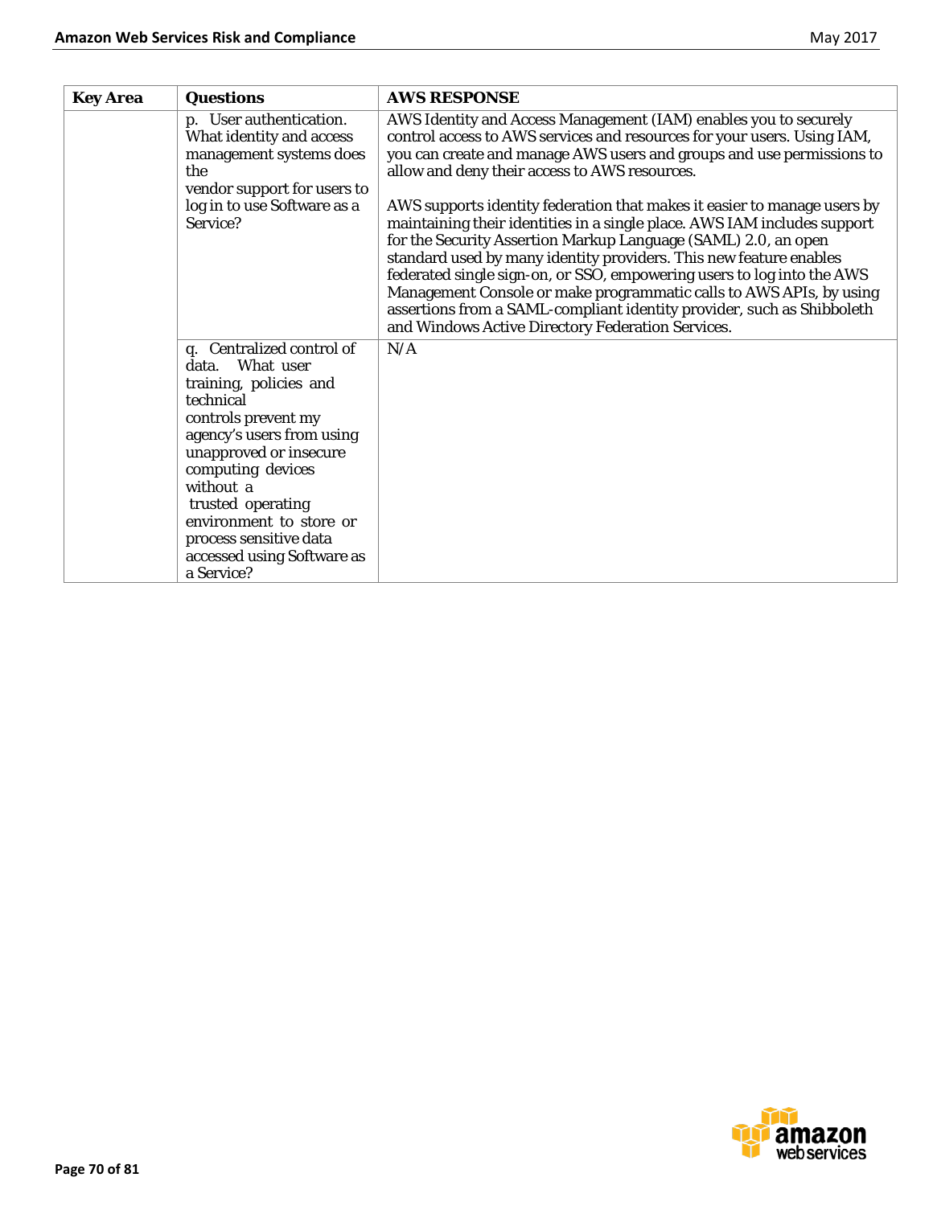| Key Area | Questions | AWS RESPONSE |
|---|---|---|
| | p. User authentication. What identity and access management systems does the vendor support for users to log in to use Software as a Service? | AWS Identity and Access Management (IAM) enables you to securely control access to AWS services and resources for your users. Using IAM, you can create and manage AWS users and groups and use permissions to allow and deny their access to AWS resources.<br><br>AWS supports identity federation that makes it easier to manage users by maintaining their identities in a single place. AWS IAM includes support for the Security Assertion Markup Language (SAML) 2.0, an open standard used by many identity providers. This new feature enables federated single sign-on, or SSO, empowering users to log into the AWS Management Console or make programmatic calls to AWS APIs, by using assertions from a SAML-compliant identity provider, such as Shibboleth and Windows Active Directory Federation Services. |
| | q. Centralized control of data. What user training, policies and technical controls prevent my agency's users from using unapproved or insecure computing devices without a trusted operating environment to store or process sensitive data accessed using Software as a Service? | N/A |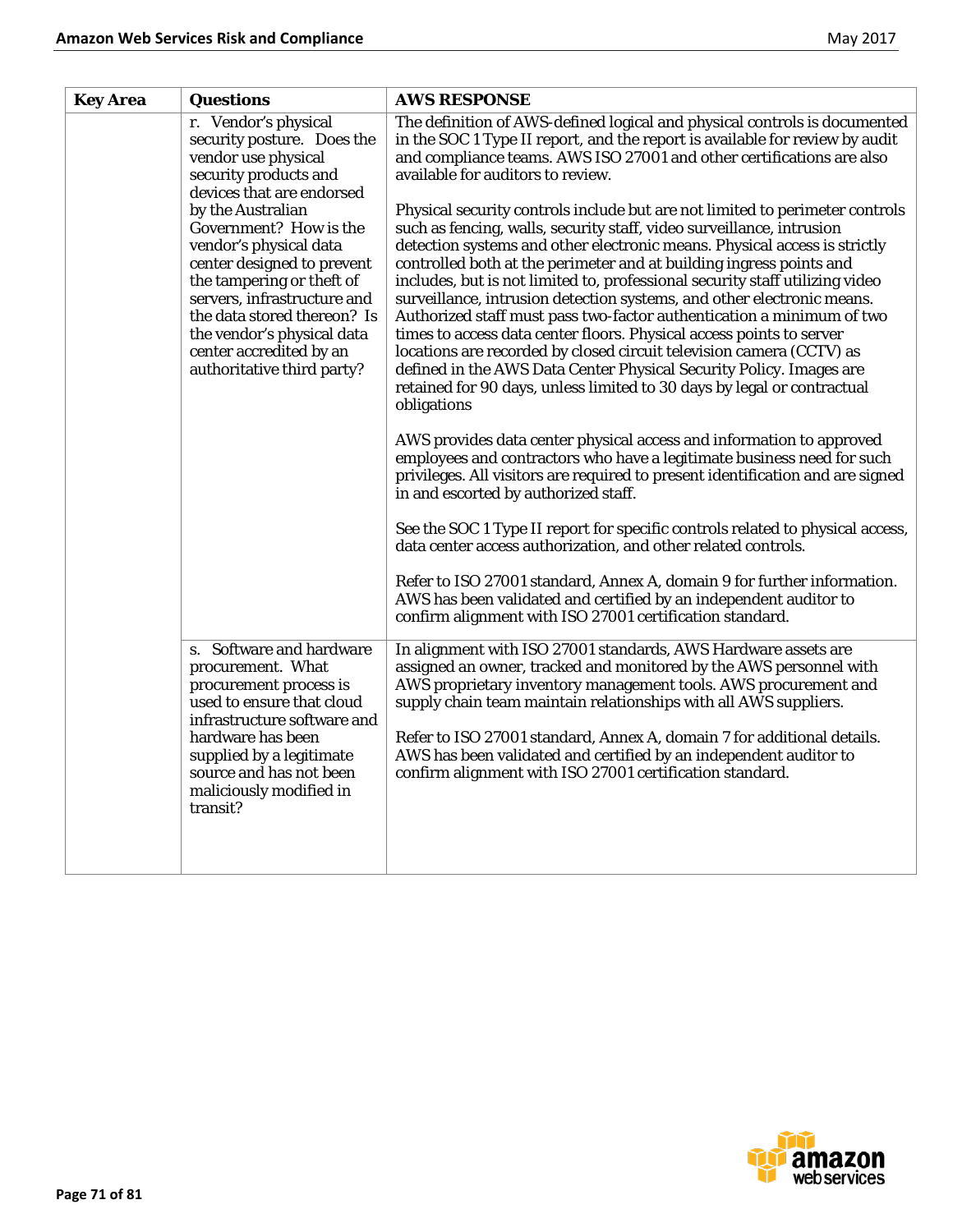| Key Area | Questions | AWS RESPONSE |
| --- | --- | --- |
| | r. Vendor's physical security posture. Does the vendor use physical security products and devices that are endorsed by the Australian Government? How is the vendor's physical data center designed to prevent the tampering or theft of servers, infrastructure and the data stored thereon? Is the vendor's physical data center accredited by an authoritative third party? | The definition of AWS-defined logical and physical controls is documented in the SOC 1 Type II report, and the report is available for review by audit and compliance teams. AWS ISO 27001 and other certifications are also available for auditors to review.<br><br>Physical security controls include but are not limited to perimeter controls such as fencing, walls, security staff, video surveillance, intrusion detection systems and other electronic means. Physical access is strictly controlled both at the perimeter and at building ingress points and includes, but is not limited to, professional security staff utilizing video surveillance, intrusion detection systems, and other electronic means. Authorized staff must pass two-factor authentication a minimum of two times to access data center floors. Physical access points to server locations are recorded by closed circuit television camera (CCTV) as defined in the AWS Data Center Physical Security Policy. Images are retained for 90 days, unless limited to 30 days by legal or contractual obligations<br><br>AWS provides data center physical access and information to approved employees and contractors who have a legitimate business need for such privileges. All visitors are required to present identification and are signed in and escorted by authorized staff.<br><br>See the SOC 1 Type II report for specific controls related to physical access, data center access authorization, and other related controls.<br><br>Refer to ISO 27001 standard, Annex A, domain 9 for further information. AWS has been validated and certified by an independent auditor to confirm alignment with ISO 27001 certification standard. |
| | s. Software and hardware procurement. What procurement process is used to ensure that cloud infrastructure software and hardware has been supplied by a legitimate source and has not been maliciously modified in transit? | In alignment with ISO 27001 standards, AWS Hardware assets are assigned an owner, tracked and monitored by the AWS personnel with AWS proprietary inventory management tools. AWS procurement and supply chain team maintain relationships with all AWS suppliers.<br><br>Refer to ISO 27001 standard, Annex A, domain 7 for additional details. AWS has been validated and certified by an independent auditor to confirm alignment with ISO 27001 certification standard. |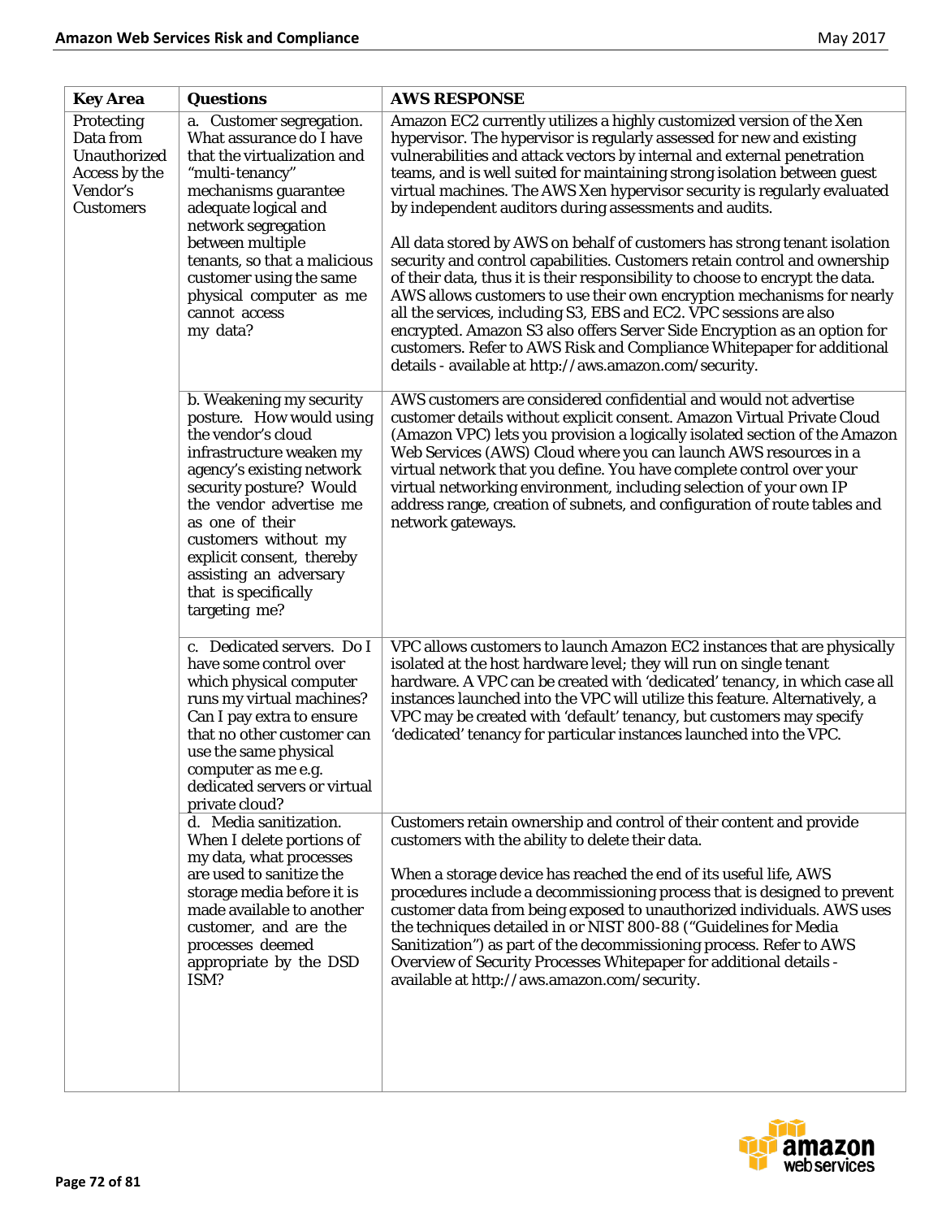| Key Area | Questions | AWS RESPONSE |
|---|---|---|
| Protecting Data from Unauthorized Access by the Vendor's Customers | a. Customer segregation. What assurance do I have that the virtualization and "multi-tenancy" mechanisms guarantee adequate logical and network segregation between multiple tenants, so that a malicious customer using the same physical computer as me cannot access my data? | Amazon EC2 currently utilizes a highly customized version of the Xen hypervisor. The hypervisor is regularly assessed for new and existing vulnerabilities and attack vectors by internal and external penetration teams, and is well suited for maintaining strong isolation between guest virtual machines. The AWS Xen hypervisor security is regularly evaluated by independent auditors during assessments and audits.<br><br>All data stored by AWS on behalf of customers has strong tenant isolation security and control capabilities. Customers retain control and ownership of their data, thus it is their responsibility to choose to encrypt the data. AWS allows customers to use their own encryption mechanisms for nearly all the services, including S3, EBS and EC2. VPC sessions are also encrypted. Amazon S3 also offers Server Side Encryption as an option for customers. Refer to AWS Risk and Compliance Whitepaper for additional details - available at http://aws.amazon.com/security. |
| | b. Weakening my security posture. How would using the vendor's cloud infrastructure weaken my agency's existing network security posture? Would the vendor advertise me as one of their customers without my explicit consent, thereby assisting an adversary that is specifically targeting me? | AWS customers are considered confidential and would not advertise customer details without explicit consent. Amazon Virtual Private Cloud (Amazon VPC) lets you provision a logically isolated section of the Amazon Web Services (AWS) Cloud where you can launch AWS resources in a virtual network that you define. You have complete control over your virtual networking environment, including selection of your own IP address range, creation of subnets, and configuration of route tables and network gateways. |
| | c. Dedicated servers. Do I have some control over which physical computer runs my virtual machines? Can I pay extra to ensure that no other customer can use the same physical computer as me e.g. dedicated servers or virtual private cloud? | VPC allows customers to launch Amazon EC2 instances that are physically isolated at the host hardware level; they will run on single tenant hardware. A VPC can be created with 'dedicated' tenancy, in which case all instances launched into the VPC will utilize this feature. Alternatively, a VPC may be created with 'default' tenancy, but customers may specify 'dedicated' tenancy for particular instances launched into the VPC. |
| | d. Media sanitization. When I delete portions of my data, what processes are used to sanitize the storage media before it is made available to another customer, and are the processes deemed appropriate by the DSD ISM? | Customers retain ownership and control of their content and provide customers with the ability to delete their data.<br><br>When a storage device has reached the end of its useful life, AWS procedures include a decommissioning process that is designed to prevent customer data from being exposed to unauthorized individuals. AWS uses the techniques detailed in or NIST 800-88 ("Guidelines for Media Sanitization") as part of the decommissioning process. Refer to AWS Overview of Security Processes Whitepaper for additional details - available at http://aws.amazon.com/security. |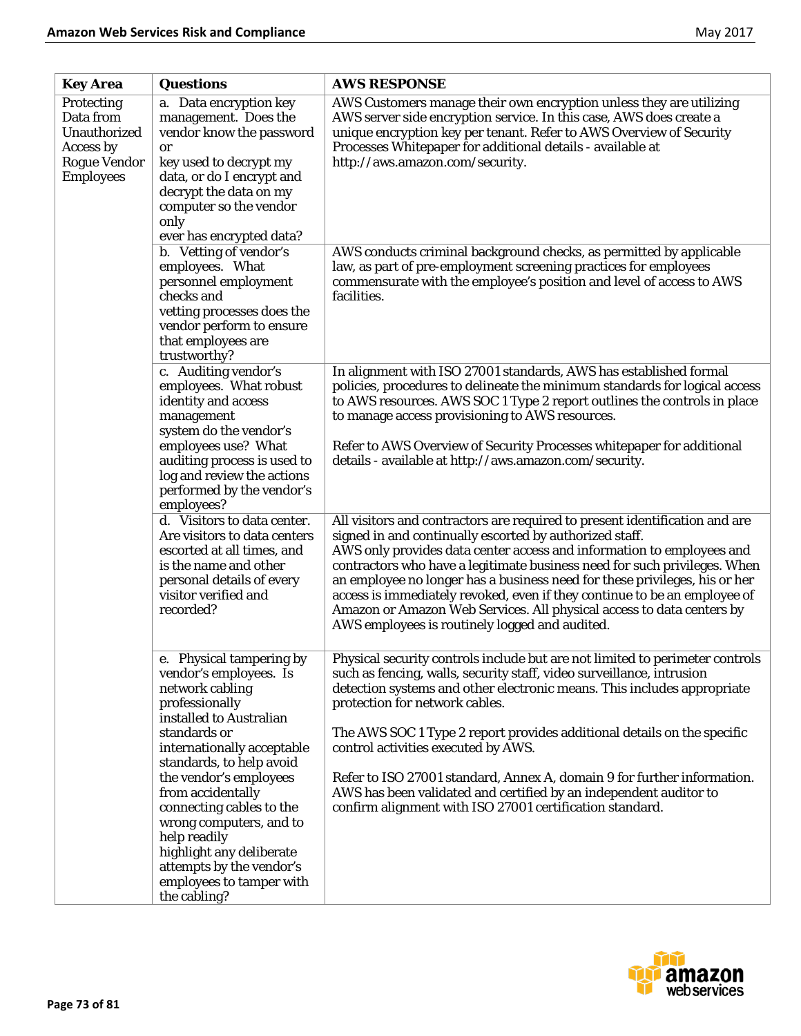| Key Area | Questions | AWS RESPONSE |
|---|---|---|
| Protecting Data from Unauthorized Access by Rogue Vendor Employees | a. Data encryption key management. Does the vendor know the password or key used to decrypt my data, or do I encrypt and decrypt the data on my computer so the vendor only ever has encrypted data? | AWS Customers manage their own encryption unless they are utilizing AWS server side encryption service. In this case, AWS does create a unique encryption key per tenant. Refer to AWS Overview of Security Processes Whitepaper for additional details - available at http://aws.amazon.com/security. |
| | b. Vetting of vendor's employees. What personnel employment checks and vetting processes does the vendor perform to ensure that employees are trustworthy? | AWS conducts criminal background checks, as permitted by applicable law, as part of pre-employment screening practices for employees commensurate with the employee's position and level of access to AWS facilities. |
| | c. Auditing vendor's employees. What robust identity and access management system do the vendor's employees use? What auditing process is used to log and review the actions performed by the vendor's employees? | In alignment with ISO 27001 standards, AWS has established formal policies, procedures to delineate the minimum standards for logical access to AWS resources. AWS SOC 1 Type 2 report outlines the controls in place to manage access provisioning to AWS resources.<br><br>Refer to AWS Overview of Security Processes whitepaper for additional details - available at http://aws.amazon.com/security. |
| | d. Visitors to data center. Are visitors to data centers escorted at all times, and is the name and other personal details of every visitor verified and recorded? | All visitors and contractors are required to present identification and are signed in and continually escorted by authorized staff.<br>AWS only provides data center access and information to employees and contractors who have a legitimate business need for such privileges. When an employee no longer has a business need for these privileges, his or her access is immediately revoked, even if they continue to be an employee of Amazon or Amazon Web Services. All physical access to data centers by AWS employees is routinely logged and audited. |
| | e. Physical tampering by vendor's employees. Is network cabling professionally installed to Australian standards or internationally acceptable standards, to help avoid the vendor's employees from accidentally connecting cables to the wrong computers, and to help readily highlight any deliberate attempts by the vendor's employees to tamper with the cabling? | Physical security controls include but are not limited to perimeter controls such as fencing, walls, security staff, video surveillance, intrusion detection systems and other electronic means. This includes appropriate protection for network cables.<br><br>The AWS SOC 1 Type 2 report provides additional details on the specific control activities executed by AWS.<br><br>Refer to ISO 27001 standard, Annex A, domain 9 for further information. AWS has been validated and certified by an independent auditor to confirm alignment with ISO 27001 certification standard. |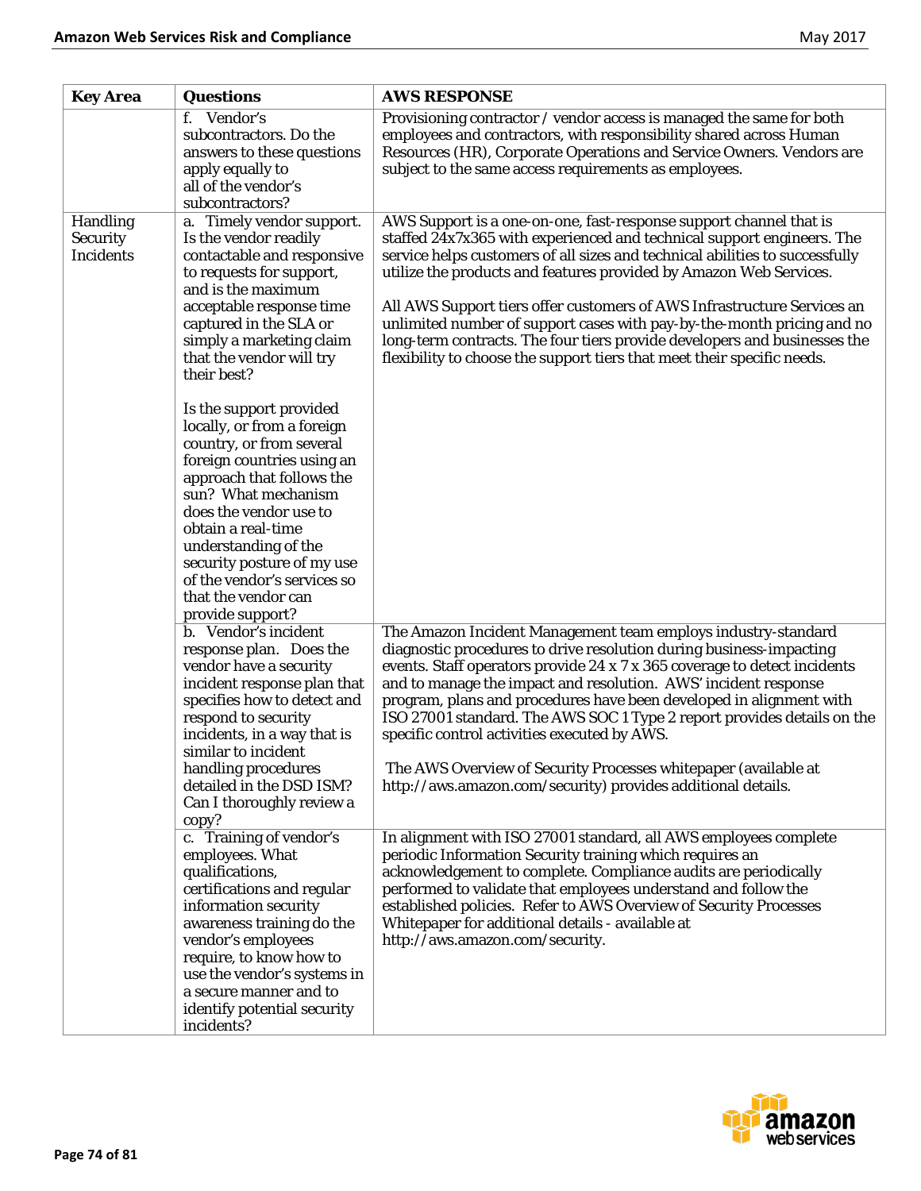| Key Area | Questions | AWS RESPONSE |
|---|---|---|
| | f. Vendor's subcontractors. Do the answers to these questions apply equally to all of the vendor's subcontractors? | Provisioning contractor / vendor access is managed the same for both employees and contractors, with responsibility shared across Human Resources (HR), Corporate Operations and Service Owners. Vendors are subject to the same access requirements as employees. |
| Handling Security Incidents | a. Timely vendor support. Is the vendor readily contactable and responsive to requests for support, and is the maximum acceptable response time captured in the SLA or simply a marketing claim that the vendor will try their best?<br><br>Is the support provided locally, or from a foreign country, or from several foreign countries using an approach that follows the sun? What mechanism does the vendor use to obtain a real-time understanding of the security posture of my use of the vendor's services so that the vendor can provide support? | AWS Support is a one-on-one, fast-response support channel that is staffed 24x7x365 with experienced and technical support engineers. The service helps customers of all sizes and technical abilities to successfully utilize the products and features provided by Amazon Web Services.<br><br>All AWS Support tiers offer customers of AWS Infrastructure Services an unlimited number of support cases with pay-by-the-month pricing and no long-term contracts. The four tiers provide developers and businesses the flexibility to choose the support tiers that meet their specific needs. |
| | b. Vendor's incident response plan. Does the vendor have a security incident response plan that specifies how to detect and respond to security incidents, in a way that is similar to incident handling procedures detailed in the DSD ISM? Can I thoroughly review a copy? | The Amazon Incident Management team employs industry-standard diagnostic procedures to drive resolution during business-impacting events. Staff operators provide 24 x 7 x 365 coverage to detect incidents and to manage the impact and resolution. AWS' incident response program, plans and procedures have been developed in alignment with ISO 27001 standard. The AWS SOC 1 Type 2 report provides details on the specific control activities executed by AWS.<br><br>The AWS Overview of Security Processes whitepaper (available at http://aws.amazon.com/security) provides additional details. |
| | c. Training of vendor's employees. What qualifications, certifications and regular information security awareness training do the vendor's employees require, to know how to use the vendor's systems in a secure manner and to identify potential security incidents? | In alignment with ISO 27001 standard, all AWS employees complete periodic Information Security training which requires an acknowledgement to complete. Compliance audits are periodically performed to validate that employees understand and follow the established policies. Refer to AWS Overview of Security Processes Whitepaper for additional details - available at http://aws.amazon.com/security. |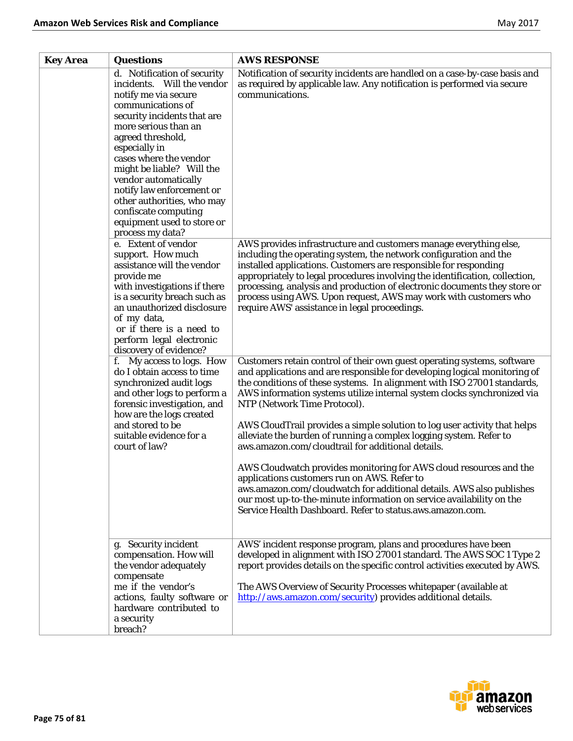| Key Area | Questions | AWS RESPONSE |
|---|---|---|
| | d. Notification of security incidents. Will the vendor notify me via secure communications of security incidents that are more serious than an agreed threshold, especially in cases where the vendor might be liable? Will the vendor automatically notify law enforcement or other authorities, who may confiscate computing equipment used to store or process my data? | Notification of security incidents are handled on a case-by-case basis and as required by applicable law. Any notification is performed via secure communications. |
| | e. Extent of vendor support. How much assistance will the vendor provide me with investigations if there is a security breach such as an unauthorized disclosure of my data, or if there is a need to perform legal electronic discovery of evidence? | AWS provides infrastructure and customers manage everything else, including the operating system, the network configuration and the installed applications. Customers are responsible for responding appropriately to legal procedures involving the identification, collection, processing, analysis and production of electronic documents they store or process using AWS. Upon request, AWS may work with customers who require AWS' assistance in legal proceedings. |
| | f. My access to logs. How do I obtain access to time synchronized audit logs and other logs to perform a forensic investigation, and how are the logs created and stored to be suitable evidence for a court of law? | Customers retain control of their own guest operating systems, software and applications and are responsible for developing logical monitoring of the conditions of these systems. In alignment with ISO 27001 standards, AWS information systems utilize internal system clocks synchronized via NTP (Network Time Protocol).<br><br>AWS CloudTrail provides a simple solution to log user activity that helps alleviate the burden of running a complex logging system. Refer to aws.amazon.com/cloudtrail for additional details.<br><br>AWS Cloudwatch provides monitoring for AWS cloud resources and the applications customers run on AWS. Refer to aws.amazon.com/cloudwatch for additional details. AWS also publishes our most up-to-the-minute information on service availability on the Service Health Dashboard. Refer to status.aws.amazon.com. |
| | g. Security incident compensation. How will the vendor adequately compensate me if the vendor's actions, faulty software or hardware contributed to a security breach? | AWS' incident response program, plans and procedures have been developed in alignment with ISO 27001 standard. The AWS SOC 1 Type 2 report provides details on the specific control activities executed by AWS.<br><br>The AWS Overview of Security Processes whitepaper (available at [http://aws.amazon.com/security](http://aws.amazon.com/security)) provides additional details. |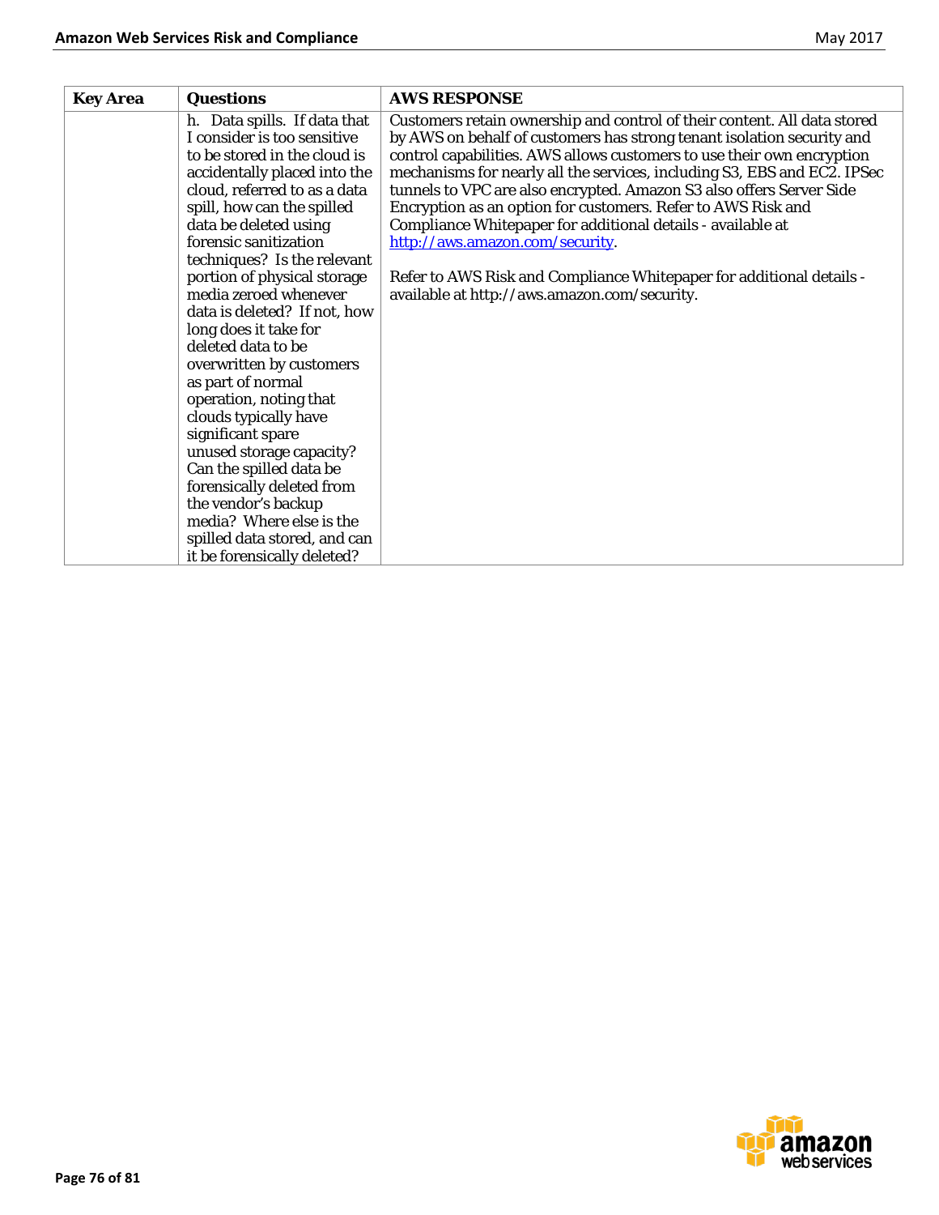| Key Area | Questions | AWS RESPONSE |
|---|---|---|
| | h. Data spills. If data that I consider is too sensitive to be stored in the cloud is accidentally placed into the cloud, referred to as a data spill, how can the spilled data be deleted using forensic sanitization techniques? Is the relevant portion of physical storage media zeroed whenever data is deleted? If not, how long does it take for deleted data to be overwritten by customers as part of normal operation, noting that clouds typically have significant spare unused storage capacity? Can the spilled data be forensically deleted from the vendor's backup media? Where else is the spilled data stored, and can it be forensically deleted? | Customers retain ownership and control of their content. All data stored by AWS on behalf of customers has strong tenant isolation security and control capabilities. AWS allows customers to use their own encryption mechanisms for nearly all the services, including S3, EBS and EC2. IPSec tunnels to VPC are also encrypted. Amazon S3 also offers Server Side Encryption as an option for customers. Refer to AWS Risk and Compliance Whitepaper for additional details - available at http://aws.amazon.com/security.<br><br>Refer to AWS Risk and Compliance Whitepaper for additional details - available at http://aws.amazon.com/security. |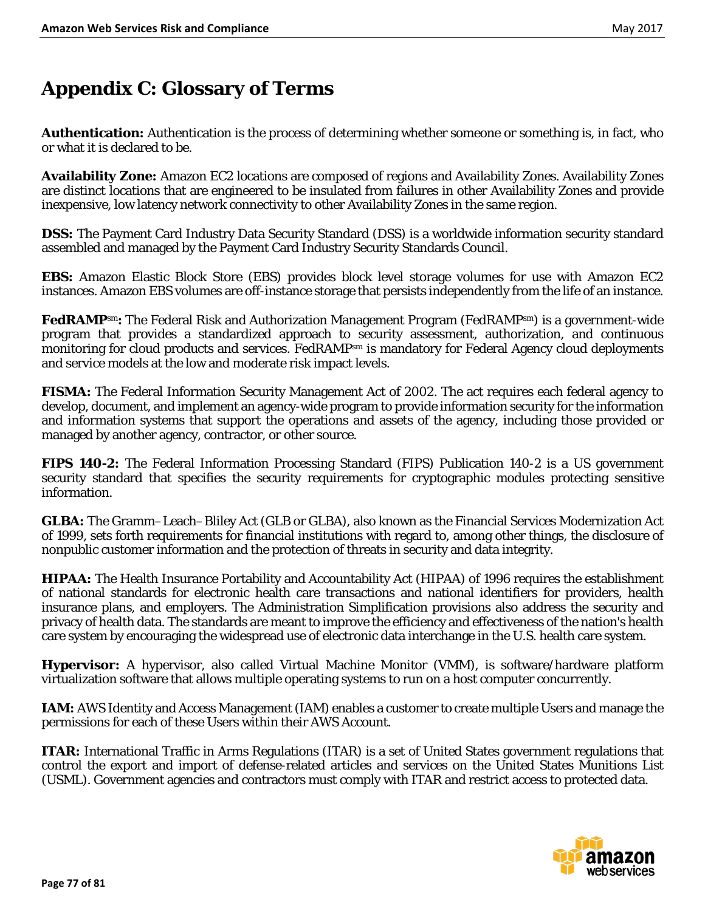# Appendix C: Glossary of Terms

**Authentication:** Authentication is the process of determining whether someone or something is, in fact, who or what it is declared to be.

**Availability Zone:** Amazon EC2 locations are composed of regions and Availability Zones. Availability Zones are distinct locations that are engineered to be insulated from failures in other Availability Zones and provide inexpensive, low latency network connectivity to other Availability Zones in the same region.

**DSS:** The Payment Card Industry Data Security Standard (DSS) is a worldwide information security standard assembled and managed by the Payment Card Industry Security Standards Council.

**EBS:** Amazon Elastic Block Store (EBS) provides block level storage volumes for use with Amazon EC2 instances. Amazon EBS volumes are off-instance storage that persists independently from the life of an instance.

**FedRAMPsm:** The Federal Risk and Authorization Management Program (FedRAMPsm) is a government-wide program that provides a standardized approach to security assessment, authorization, and continuous monitoring for cloud products and services. FedRAMPsm is mandatory for Federal Agency cloud deployments and service models at the low and moderate risk impact levels.

**FISMA:** The Federal Information Security Management Act of 2002. The act requires each federal agency to develop, document, and implement an agency-wide program to provide information security for the information and information systems that support the operations and assets of the agency, including those provided or managed by another agency, contractor, or other source.

**FIPS 140-2:** The Federal Information Processing Standard (FIPS) Publication 140-2 is a US government security standard that specifies the security requirements for cryptographic modules protecting sensitive information.

**GLBA:** The Gramm–Leach–Bliley Act (GLB or GLBA), also known as the Financial Services Modernization Act of 1999, sets forth requirements for financial institutions with regard to, among other things, the disclosure of nonpublic customer information and the protection of threats in security and data integrity.

**HIPAA:** The Health Insurance Portability and Accountability Act (HIPAA) of 1996 requires the establishment of national standards for electronic health care transactions and national identifiers for providers, health insurance plans, and employers. The Administration Simplification provisions also address the security and privacy of health data. The standards are meant to improve the efficiency and effectiveness of the nation's health care system by encouraging the widespread use of electronic data interchange in the U.S. health care system.

**Hypervisor:** A hypervisor, also called Virtual Machine Monitor (VMM), is software/hardware platform virtualization software that allows multiple operating systems to run on a host computer concurrently.

**IAM:** AWS Identity and Access Management (IAM) enables a customer to create multiple Users and manage the permissions for each of these Users within their AWS Account.

**ITAR:** International Traffic in Arms Regulations (ITAR) is a set of United States government regulations that control the export and import of defense-related articles and services on the United States Munitions List (USML). Government agencies and contractors must comply with ITAR and restrict access to protected data.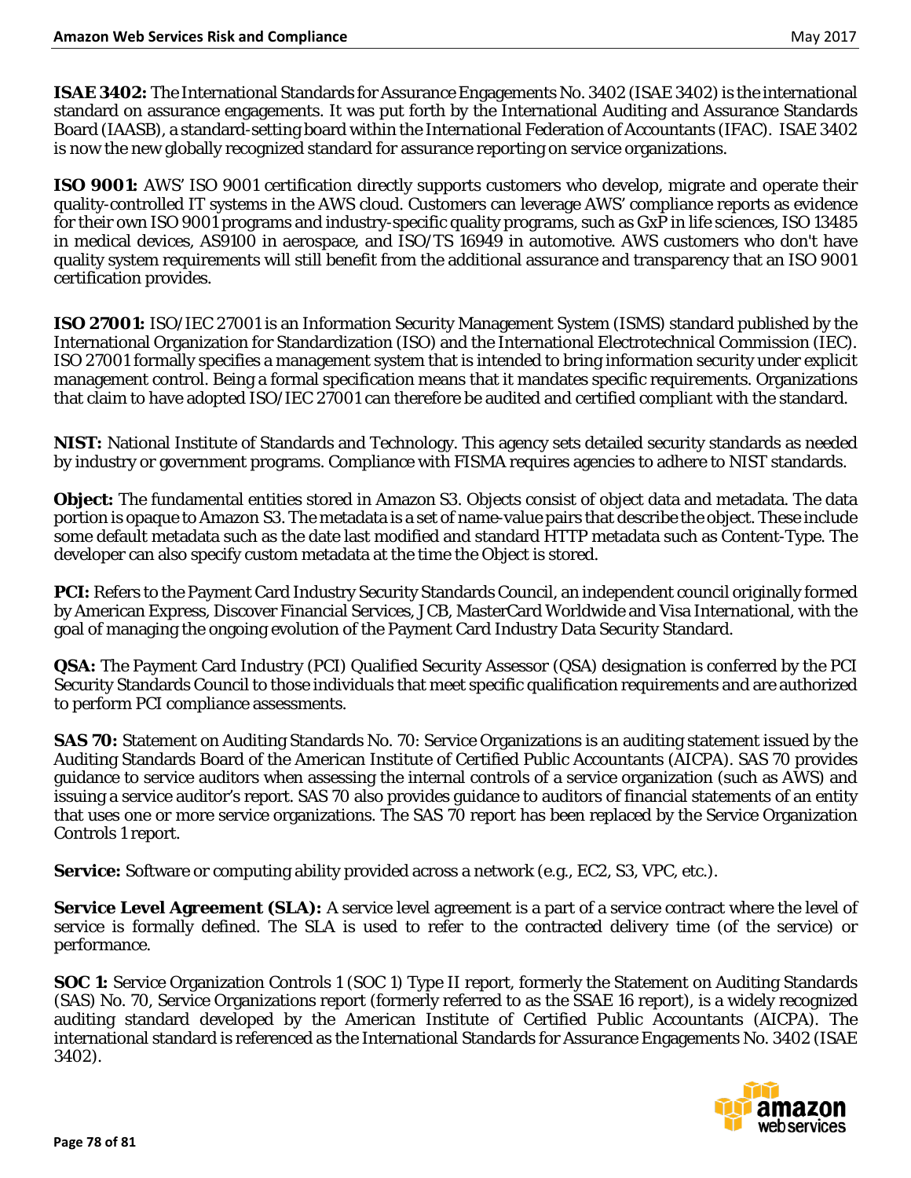**ISAE 3402:** The International Standards for Assurance Engagements No. 3402 (ISAE 3402) is the international standard on assurance engagements. It was put forth by the International Auditing and Assurance Standards Board (IAASB), a standard-setting board within the International Federation of Accountants (IFAC). ISAE 3402 is now the new globally recognized standard for assurance reporting on service organizations.

**ISO 9001:** AWS' ISO 9001 certification directly supports customers who develop, migrate and operate their quality-controlled IT systems in the AWS cloud. Customers can leverage AWS' compliance reports as evidence for their own ISO 9001 programs and industry-specific quality programs, such as GxP in life sciences, ISO 13485 in medical devices, AS9100 in aerospace, and ISO/TS 16949 in automotive. AWS customers who don't have quality system requirements will still benefit from the additional assurance and transparency that an ISO 9001 certification provides.

**ISO 27001:** ISO/IEC 27001 is an Information Security Management System (ISMS) standard published by the International Organization for Standardization (ISO) and the International Electrotechnical Commission (IEC). ISO 27001 formally specifies a management system that is intended to bring information security under explicit management control. Being a formal specification means that it mandates specific requirements. Organizations that claim to have adopted ISO/IEC 27001 can therefore be audited and certified compliant with the standard.

**NIST:** National Institute of Standards and Technology. This agency sets detailed security standards as needed by industry or government programs. Compliance with FISMA requires agencies to adhere to NIST standards.

**Object:** The fundamental entities stored in Amazon S3. Objects consist of object data and metadata. The data portion is opaque to Amazon S3. The metadata is a set of name-value pairs that describe the object. These include some default metadata such as the date last modified and standard HTTP metadata such as Content-Type. The developer can also specify custom metadata at the time the Object is stored.

**PCI:** Refers to the Payment Card Industry Security Standards Council, an independent council originally formed by American Express, Discover Financial Services, JCB, MasterCard Worldwide and Visa International, with the goal of managing the ongoing evolution of the Payment Card Industry Data Security Standard.

**QSA:** The Payment Card Industry (PCI) Qualified Security Assessor (QSA) designation is conferred by the PCI Security Standards Council to those individuals that meet specific qualification requirements and are authorized to perform PCI compliance assessments.

**SAS 70:** Statement on Auditing Standards No. 70: Service Organizations is an auditing statement issued by the Auditing Standards Board of the American Institute of Certified Public Accountants (AICPA). SAS 70 provides guidance to service auditors when assessing the internal controls of a service organization (such as AWS) and issuing a service auditor's report. SAS 70 also provides guidance to auditors of financial statements of an entity that uses one or more service organizations. The SAS 70 report has been replaced by the Service Organization Controls 1 report.

**Service:** Software or computing ability provided across a network (e.g., EC2, S3, VPC, etc.).

**Service Level Agreement (SLA):** A service level agreement is a part of a service contract where the level of service is formally defined. The SLA is used to refer to the contracted delivery time (of the service) or performance.

**SOC 1:** Service Organization Controls 1 (SOC 1) Type II report, formerly the Statement on Auditing Standards (SAS) No. 70, Service Organizations report (formerly referred to as the SSAE 16 report), is a widely recognized auditing standard developed by the American Institute of Certified Public Accountants (AICPA). The international standard is referenced as the International Standards for Assurance Engagements No. 3402 (ISAE 3402).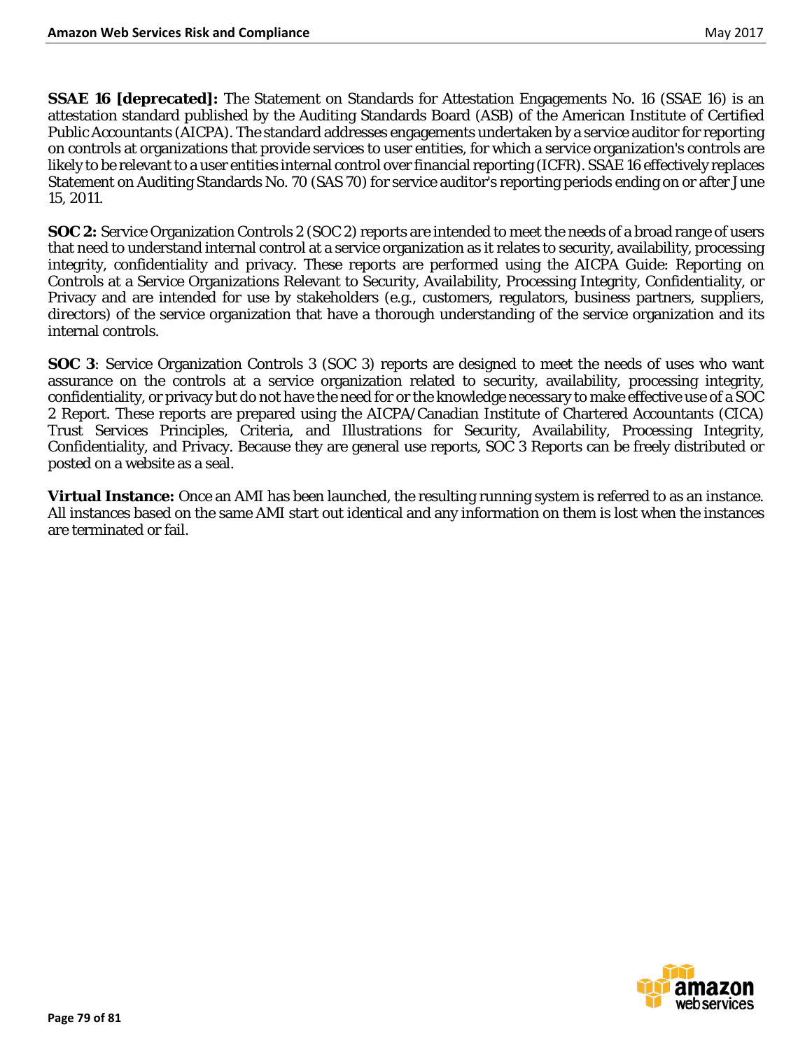**SSAE 16 [deprecated]:** The Statement on Standards for Attestation Engagements No. 16 (SSAE 16) is an attestation standard published by the Auditing Standards Board (ASB) of the American Institute of Certified Public Accountants (AICPA). The standard addresses engagements undertaken by a service auditor for reporting on controls at organizations that provide services to user entities, for which a service organization's controls are likely to be relevant to a user entities internal control over financial reporting (ICFR). SSAE 16 effectively replaces Statement on Auditing Standards No. 70 (SAS 70) for service auditor's reporting periods ending on or after June 15, 2011.

**SOC 2:** Service Organization Controls 2 (SOC 2) reports are intended to meet the needs of a broad range of users that need to understand internal control at a service organization as it relates to security, availability, processing integrity, confidentiality and privacy. These reports are performed using the AICPA Guide: Reporting on Controls at a Service Organizations Relevant to Security, Availability, Processing Integrity, Confidentiality, or Privacy and are intended for use by stakeholders (e.g., customers, regulators, business partners, suppliers, directors) of the service organization that have a thorough understanding of the service organization and its internal controls.

**SOC 3**: Service Organization Controls 3 (SOC 3) reports are designed to meet the needs of uses who want assurance on the controls at a service organization related to security, availability, processing integrity, confidentiality, or privacy but do not have the need for or the knowledge necessary to make effective use of a SOC 2 Report. These reports are prepared using the AICPA/Canadian Institute of Chartered Accountants (CICA) Trust Services Principles, Criteria, and Illustrations for Security, Availability, Processing Integrity, Confidentiality, and Privacy. Because they are general use reports, SOC 3 Reports can be freely distributed or posted on a website as a seal.

**Virtual Instance:** Once an AMI has been launched, the resulting running system is referred to as an instance. All instances based on the same AMI start out identical and any information on them is lost when the instances are terminated or fail.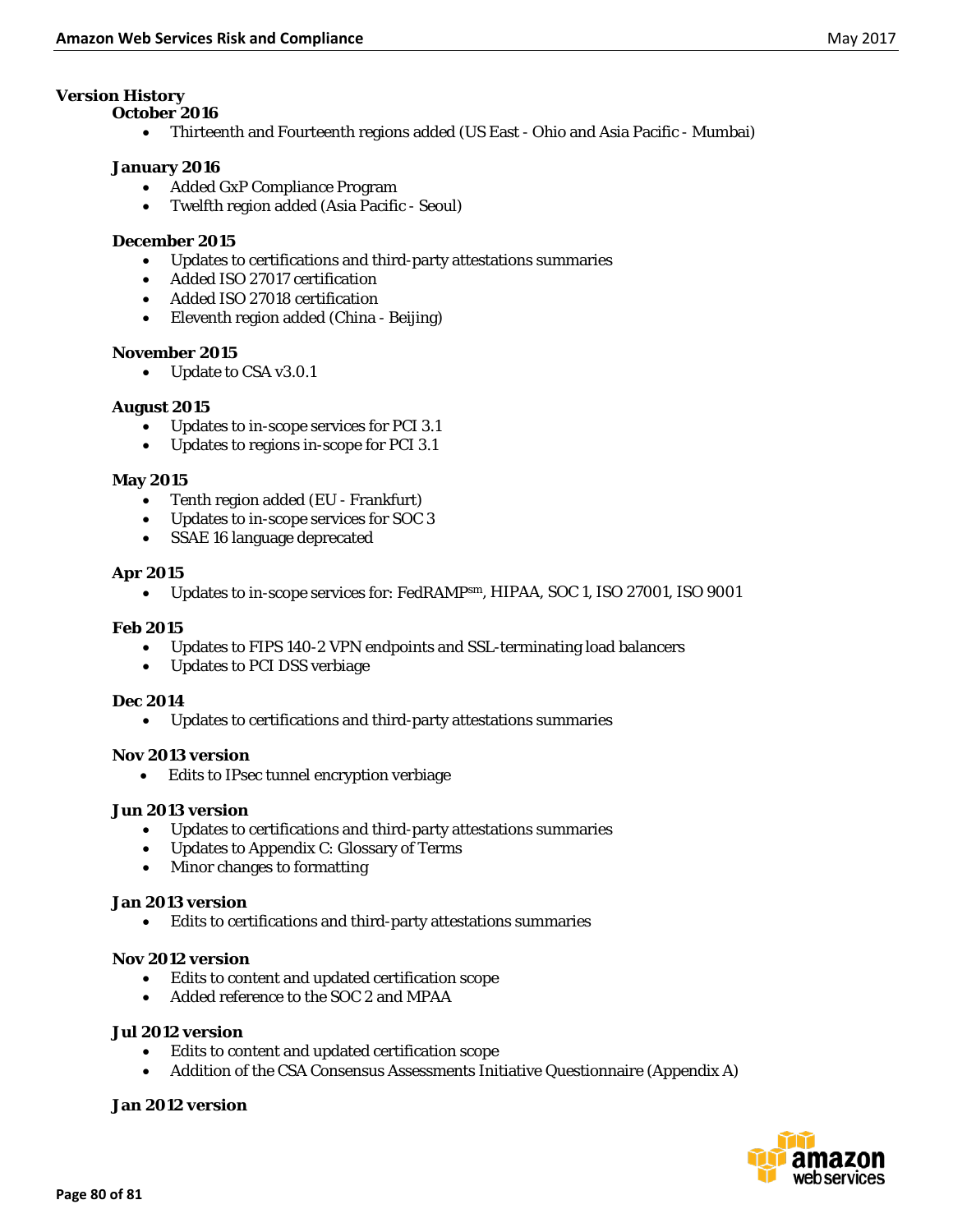## Version History

### October 2016

- Thirteenth and Fourteenth regions added (US East - Ohio and Asia Pacific - Mumbai)

### January 2016

- Added GxP Compliance Program
- Twelfth region added (Asia Pacific - Seoul)

### December 2015

- Updates to certifications and third-party attestations summaries
- Added ISO 27017 certification
- Added ISO 27018 certification
- Eleventh region added (China - Beijing)

### November 2015

- Update to CSA v3.0.1

### August 2015

- Updates to in-scope services for PCI 3.1
- Updates to regions in-scope for PCI 3.1

### May 2015

- Tenth region added (EU - Frankfurt)
- Updates to in-scope services for SOC 3
- SSAE 16 language deprecated

### Apr 2015

- Updates to in-scope services for: FedRAMPsm, HIPAA, SOC 1, ISO 27001, ISO 9001

### Feb 2015

- Updates to FIPS 140-2 VPN endpoints and SSL-terminating load balancers
- Updates to PCI DSS verbiage

### Dec 2014

- Updates to certifications and third-party attestations summaries

### Nov 2013 version

- Edits to IPsec tunnel encryption verbiage

### Jun 2013 version

- Updates to certifications and third-party attestations summaries
- Updates to Appendix C: Glossary of Terms
- Minor changes to formatting

### Jan 2013 version

- Edits to certifications and third-party attestations summaries

### Nov 2012 version

- Edits to content and updated certification scope
- Added reference to the SOC 2 and MPAA

### Jul 2012 version

- Edits to content and updated certification scope
- Addition of the CSA Consensus Assessments Initiative Questionnaire (Appendix A)

### Jan 2012 version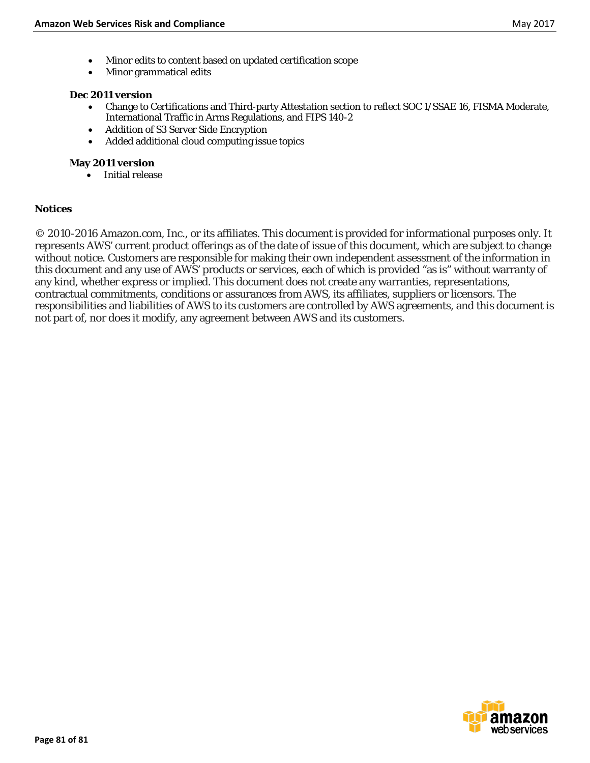- Minor edits to content based on updated certification scope
- Minor grammatical edits

**Dec 2011 version**

- Change to Certifications and Third-party Attestation section to reflect SOC 1/SSAE 16, FISMA Moderate, International Traffic in Arms Regulations, and FIPS 140-2
- Addition of S3 Server Side Encryption
- Added additional cloud computing issue topics

**May 2011 version**

- Initial release

**Notices**

© 2010-2016 Amazon.com, Inc., or its affiliates. This document is provided for informational purposes only. It represents AWS' current product offerings as of the date of issue of this document, which are subject to change without notice. Customers are responsible for making their own independent assessment of the information in this document and any use of AWS' products or services, each of which is provided "as is" without warranty of any kind, whether express or implied. This document does not create any warranties, representations, contractual commitments, conditions or assurances from AWS, its affiliates, suppliers or licensors. The responsibilities and liabilities of AWS to its customers are controlled by AWS agreements, and this document is not part of, nor does it modify, any agreement between AWS and its customers.